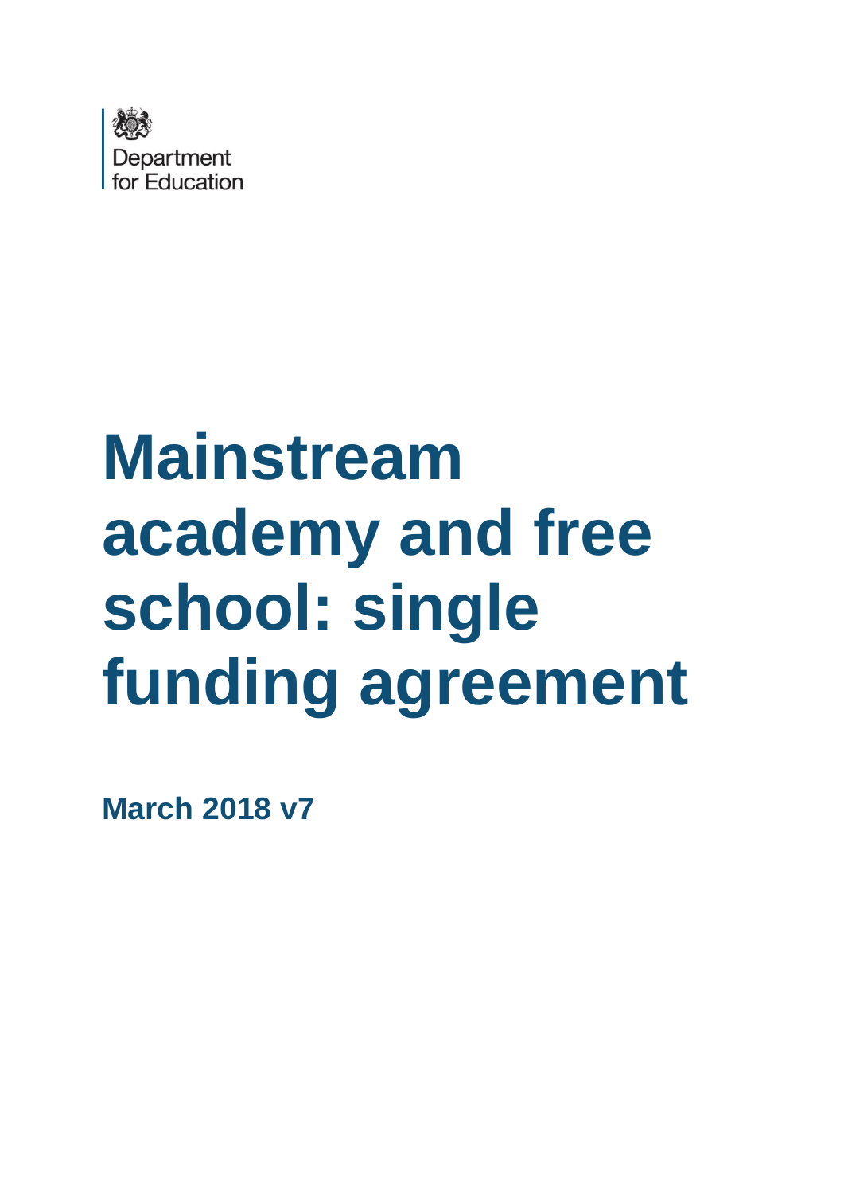Department for Education

# Mainstream academy and free school: single funding agreement

**March 2018 v7**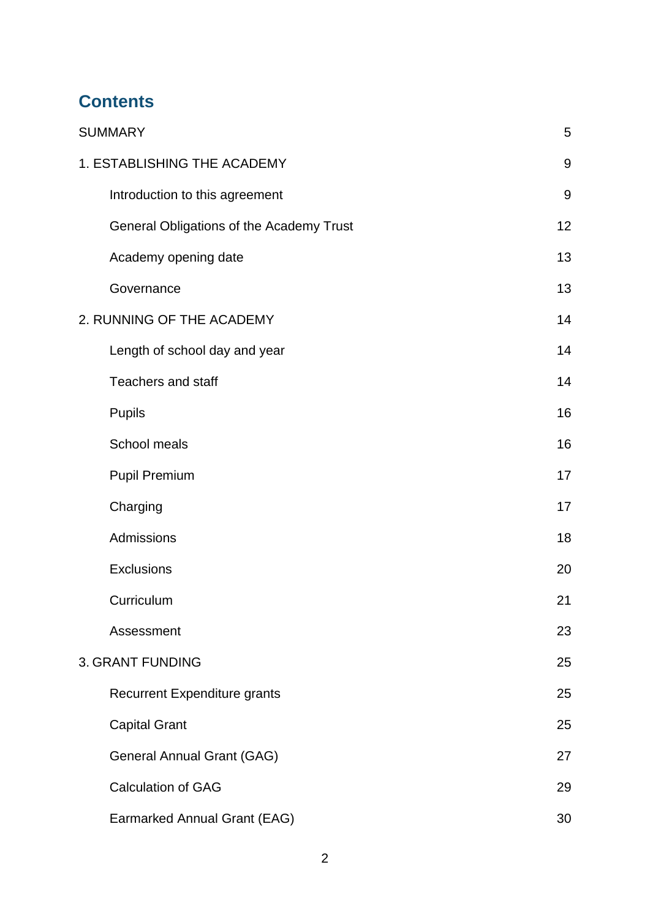## Contents

| | |
|---|---|
| SUMMARY | 5 |
| 1. ESTABLISHING THE ACADEMY | 9 |
| Introduction to this agreement | 9 |
| General Obligations of the Academy Trust | 12 |
| Academy opening date | 13 |
| Governance | 13 |
| 2. RUNNING OF THE ACADEMY | 14 |
| Length of school day and year | 14 |
| Teachers and staff | 14 |
| Pupils | 16 |
| School meals | 16 |
| Pupil Premium | 17 |
| Charging | 17 |
| Admissions | 18 |
| Exclusions | 20 |
| Curriculum | 21 |
| Assessment | 23 |
| 3. GRANT FUNDING | 25 |
| Recurrent Expenditure grants | 25 |
| Capital Grant | 25 |
| General Annual Grant (GAG) | 27 |
| Calculation of GAG | 29 |
| Earmarked Annual Grant (EAG) | 30 |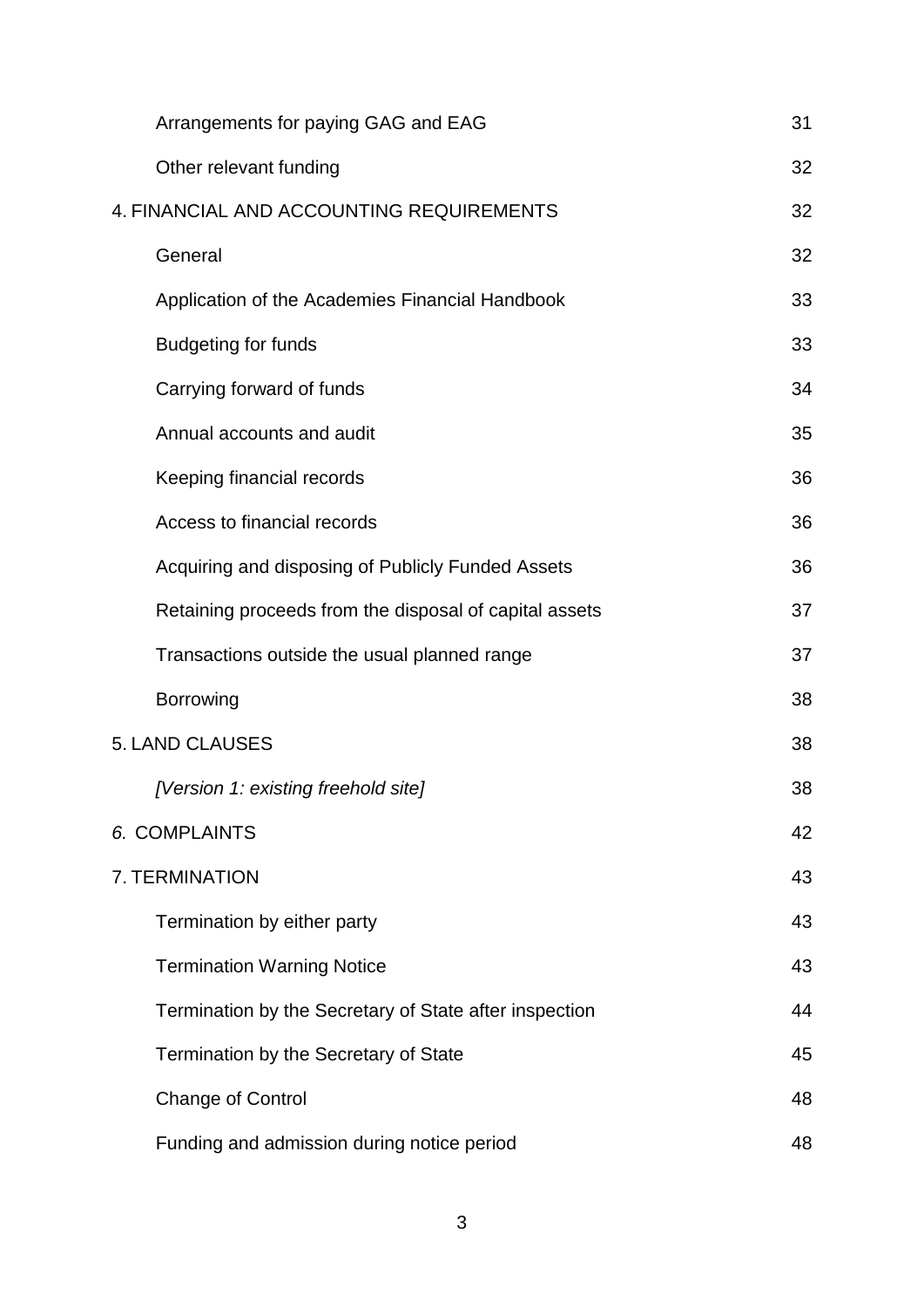| | |
|---|---|
| Arrangements for paying GAG and EAG | 31 |
| Other relevant funding | 32 |
| 4. FINANCIAL AND ACCOUNTING REQUIREMENTS | 32 |
| General | 32 |
| Application of the Academies Financial Handbook | 33 |
| Budgeting for funds | 33 |
| Carrying forward of funds | 34 |
| Annual accounts and audit | 35 |
| Keeping financial records | 36 |
| Access to financial records | 36 |
| Acquiring and disposing of Publicly Funded Assets | 36 |
| Retaining proceeds from the disposal of capital assets | 37 |
| Transactions outside the usual planned range | 37 |
| Borrowing | 38 |
| 5. LAND CLAUSES | 38 |
| *[Version 1: existing freehold site]* | 38 |
| *6.* COMPLAINTS | 42 |
| 7. TERMINATION | 43 |
| Termination by either party | 43 |
| Termination Warning Notice | 43 |
| Termination by the Secretary of State after inspection | 44 |
| Termination by the Secretary of State | 45 |
| Change of Control | 48 |
| Funding and admission during notice period | 48 |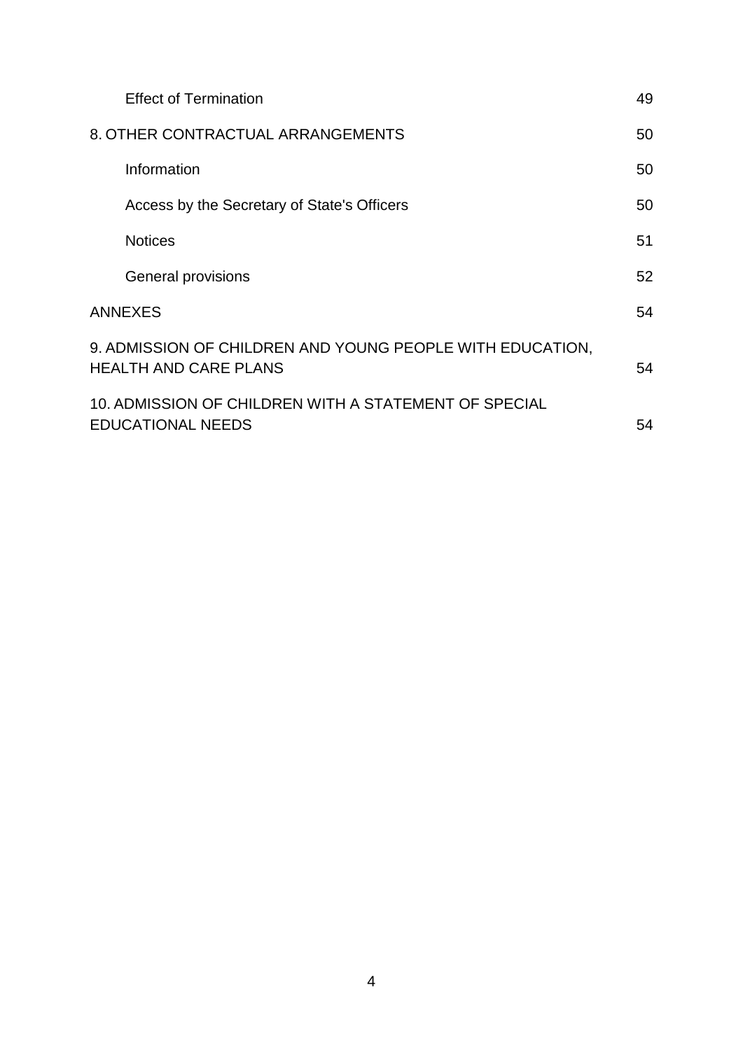| | |
|---|---|
| Effect of Termination | 49 |
| 8. OTHER CONTRACTUAL ARRANGEMENTS | 50 |
| Information | 50 |
| Access by the Secretary of State's Officers | 50 |
| Notices | 51 |
| General provisions | 52 |
| ANNEXES | 54 |
| 9. ADMISSION OF CHILDREN AND YOUNG PEOPLE WITH EDUCATION, HEALTH AND CARE PLANS | 54 |
| 10. ADMISSION OF CHILDREN WITH A STATEMENT OF SPECIAL EDUCATIONAL NEEDS | 54 |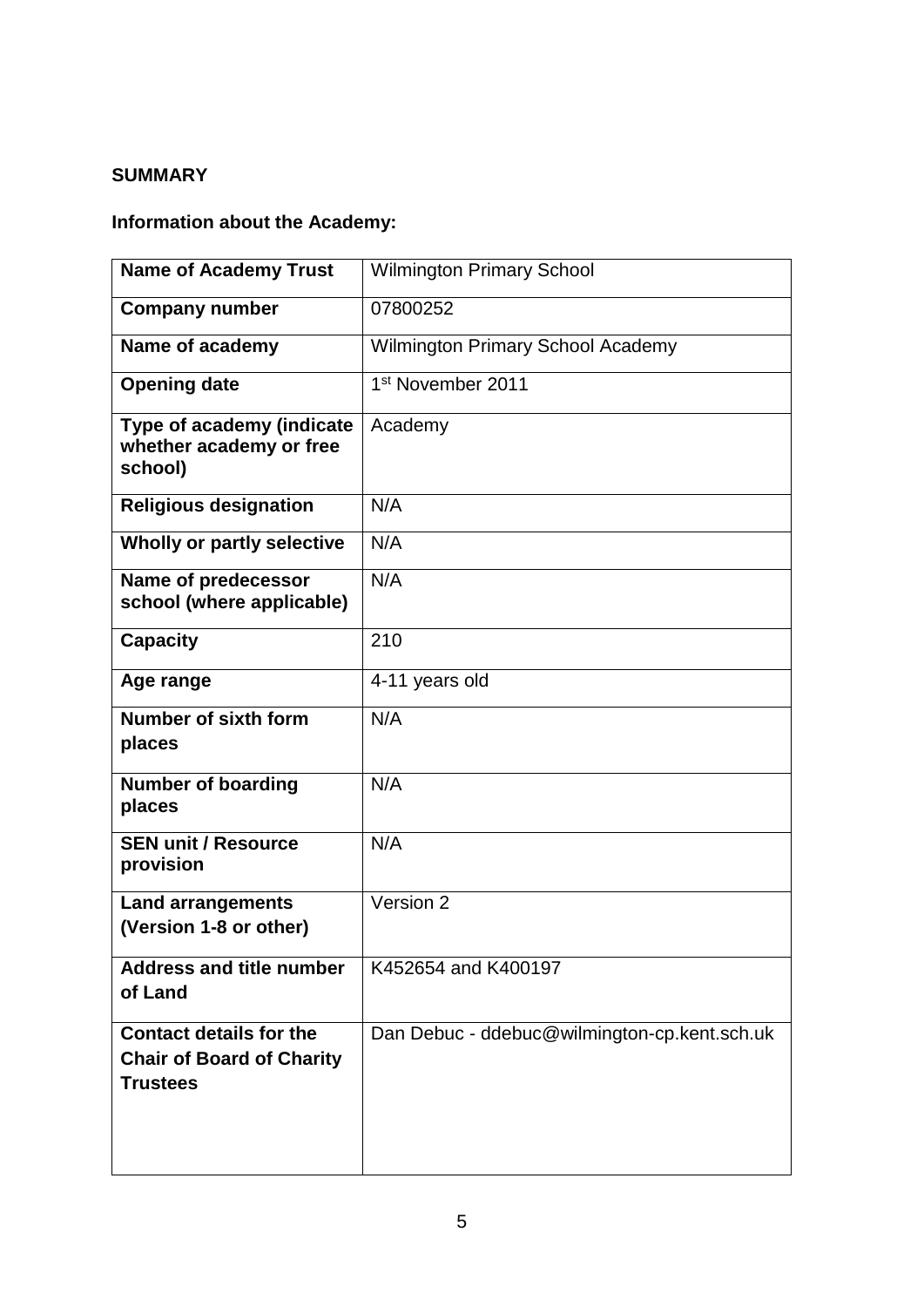**SUMMARY**

**Information about the Academy:**

| **Name of Academy Trust** | Wilmington Primary School |
|---|---|
| **Company number** | 07800252 |
| **Name of academy** | Wilmington Primary School Academy |
| **Opening date** | 1st November 2011 |
| **Type of academy (indicate whether academy or free school)** | Academy |
| **Religious designation** | N/A |
| **Wholly or partly selective** | N/A |
| **Name of predecessor school (where applicable)** | N/A |
| **Capacity** | 210 |
| **Age range** | 4-11 years old |
| **Number of sixth form places** | N/A |
| **Number of boarding places** | N/A |
| **SEN unit / Resource provision** | N/A |
| **Land arrangements (Version 1-8 or other)** | Version 2 |
| **Address and title number of Land** | K452654 and K400197 |
| **Contact details for the Chair of Board of Charity Trustees** | Dan Debuc - ddebuc@wilmington-cp.kent.sch.uk |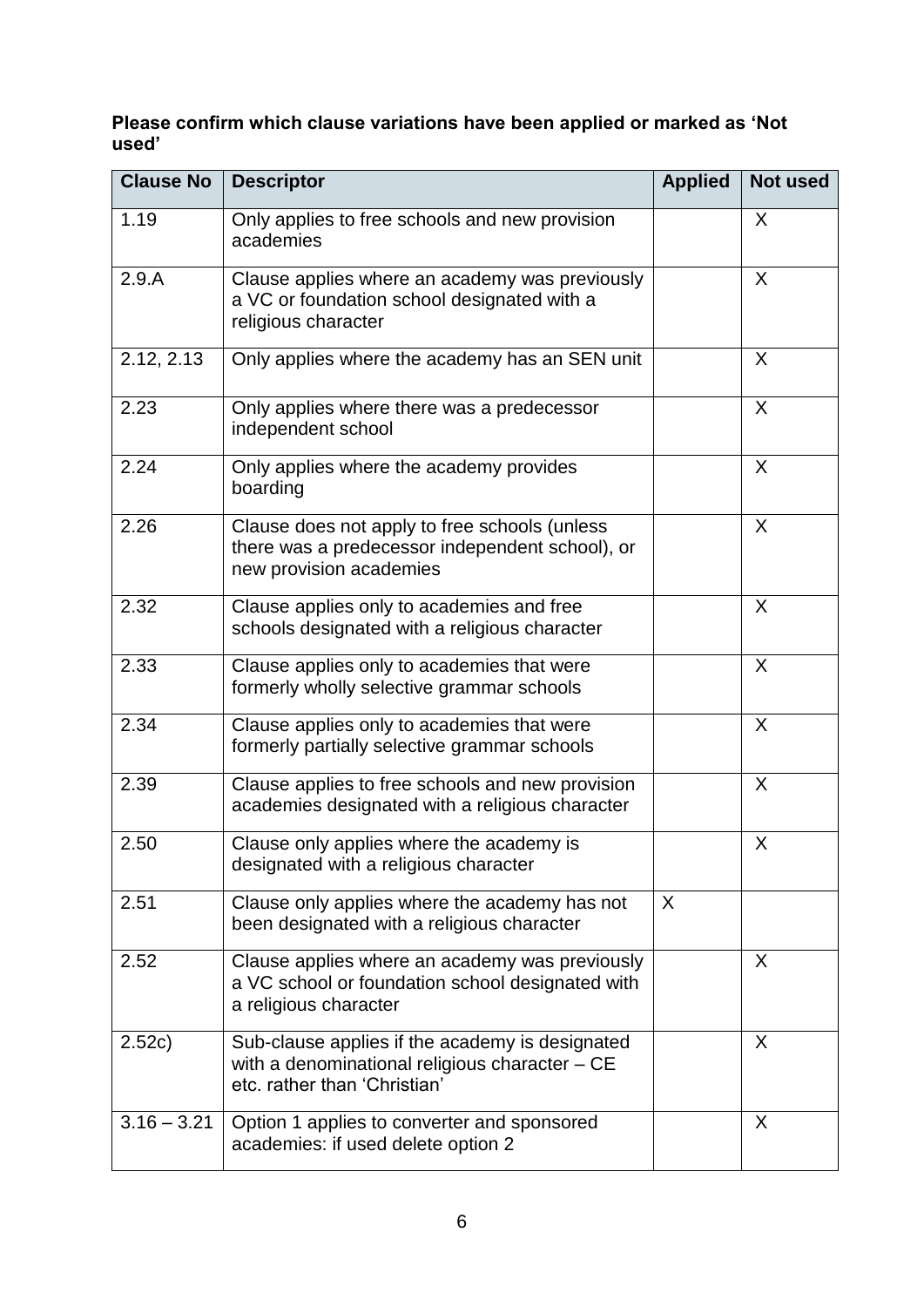**Please confirm which clause variations have been applied or marked as 'Not used'**

| Clause No | Descriptor | Applied | Not used |
|---|---|---|---|
| 1.19 | Only applies to free schools and new provision academies | | X |
| 2.9.A | Clause applies where an academy was previously a VC or foundation school designated with a religious character | | X |
| 2.12, 2.13 | Only applies where the academy has an SEN unit | | X |
| 2.23 | Only applies where there was a predecessor independent school | | X |
| 2.24 | Only applies where the academy provides boarding | | X |
| 2.26 | Clause does not apply to free schools (unless there was a predecessor independent school), or new provision academies | | X |
| 2.32 | Clause applies only to academies and free schools designated with a religious character | | X |
| 2.33 | Clause applies only to academies that were formerly wholly selective grammar schools | | X |
| 2.34 | Clause applies only to academies that were formerly partially selective grammar schools | | X |
| 2.39 | Clause applies to free schools and new provision academies designated with a religious character | | X |
| 2.50 | Clause only applies where the academy is designated with a religious character | | X |
| 2.51 | Clause only applies where the academy has not been designated with a religious character | X | |
| 2.52 | Clause applies where an academy was previously a VC school or foundation school designated with a religious character | | X |
| 2.52c) | Sub-clause applies if the academy is designated with a denominational religious character – CE etc. rather than 'Christian' | | X |
| 3.16 – 3.21 | Option 1 applies to converter and sponsored academies: if used delete option 2 | | X |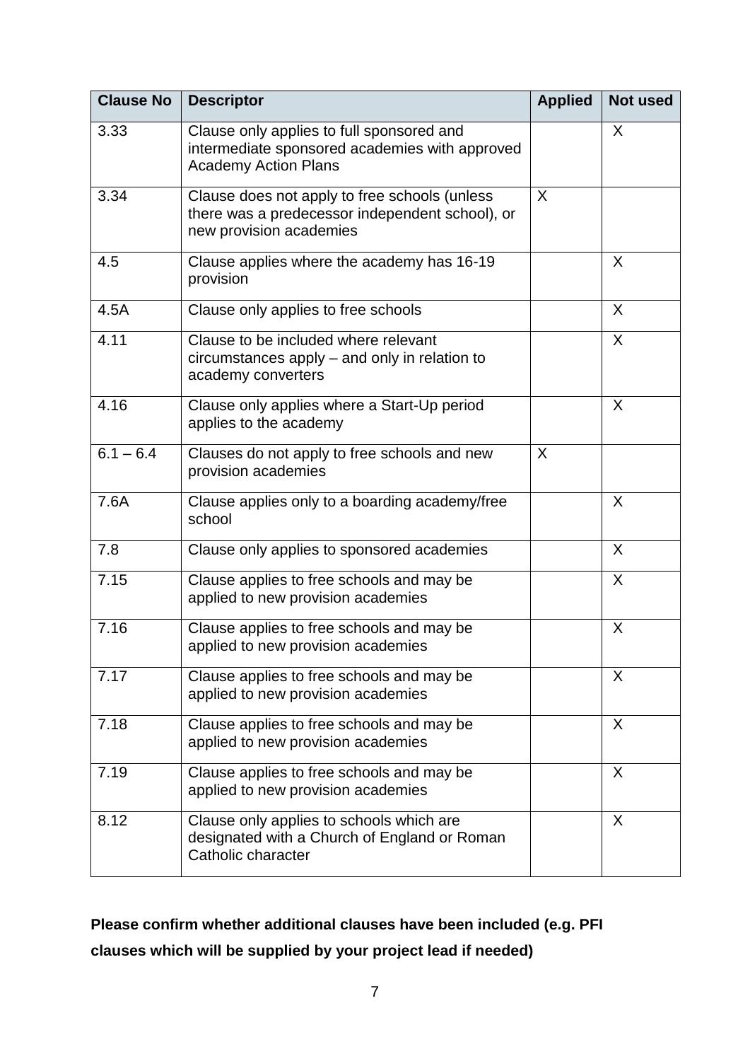| Clause No | Descriptor | Applied | Not used |
| --- | --- | --- | --- |
| 3.33 | Clause only applies to full sponsored and intermediate sponsored academies with approved Academy Action Plans | | X |
| 3.34 | Clause does not apply to free schools (unless there was a predecessor independent school), or new provision academies | X | |
| 4.5 | Clause applies where the academy has 16-19 provision | | X |
| 4.5A | Clause only applies to free schools | | X |
| 4.11 | Clause to be included where relevant circumstances apply – and only in relation to academy converters | | X |
| 4.16 | Clause only applies where a Start-Up period applies to the academy | | X |
| 6.1 – 6.4 | Clauses do not apply to free schools and new provision academies | X | |
| 7.6A | Clause applies only to a boarding academy/free school | | X |
| 7.8 | Clause only applies to sponsored academies | | X |
| 7.15 | Clause applies to free schools and may be applied to new provision academies | | X |
| 7.16 | Clause applies to free schools and may be applied to new provision academies | | X |
| 7.17 | Clause applies to free schools and may be applied to new provision academies | | X |
| 7.18 | Clause applies to free schools and may be applied to new provision academies | | X |
| 7.19 | Clause applies to free schools and may be applied to new provision academies | | X |
| 8.12 | Clause only applies to schools which are designated with a Church of England or Roman Catholic character | | X |

**Please confirm whether additional clauses have been included (e.g. PFI clauses which will be supplied by your project lead if needed)**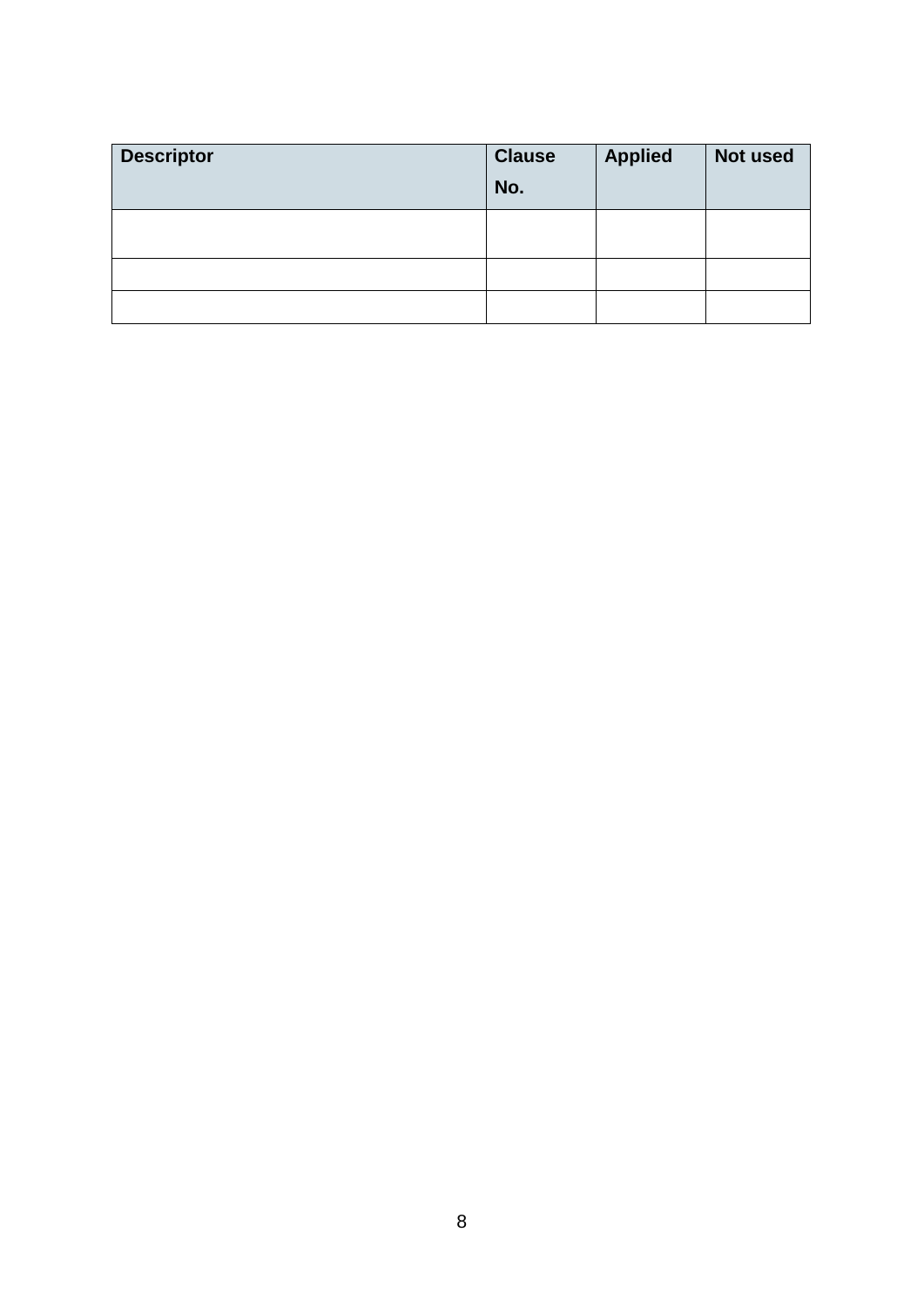| Descriptor | Clause No. | Applied | Not used |
|---|---|---|---|
| | | | |
| | | | |
| | | | |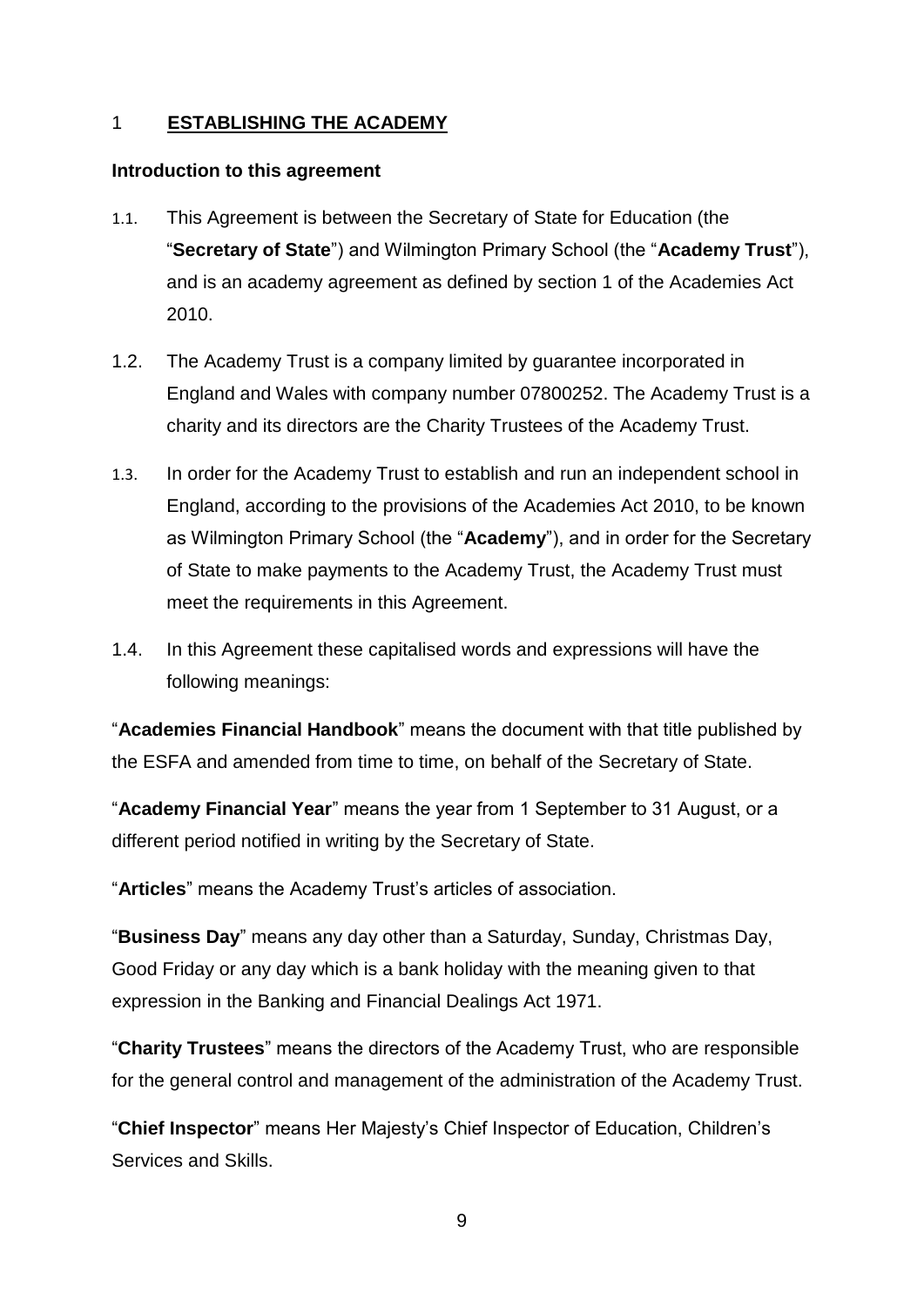# 1 ESTABLISHING THE ACADEMY

### Introduction to this agreement

1.1. This Agreement is between the Secretary of State for Education (the "**Secretary of State**") and Wilmington Primary School (the "**Academy Trust**"), and is an academy agreement as defined by section 1 of the Academies Act 2010.

1.2. The Academy Trust is a company limited by guarantee incorporated in England and Wales with company number 07800252. The Academy Trust is a charity and its directors are the Charity Trustees of the Academy Trust.

1.3. In order for the Academy Trust to establish and run an independent school in England, according to the provisions of the Academies Act 2010, to be known as Wilmington Primary School (the "**Academy**"), and in order for the Secretary of State to make payments to the Academy Trust, the Academy Trust must meet the requirements in this Agreement.

1.4. In this Agreement these capitalised words and expressions will have the following meanings:

"**Academies Financial Handbook**" means the document with that title published by the ESFA and amended from time to time, on behalf of the Secretary of State.

"**Academy Financial Year**" means the year from 1 September to 31 August, or a different period notified in writing by the Secretary of State.

"**Articles**" means the Academy Trust's articles of association.

"**Business Day**" means any day other than a Saturday, Sunday, Christmas Day, Good Friday or any day which is a bank holiday with the meaning given to that expression in the Banking and Financial Dealings Act 1971.

"**Charity Trustees**" means the directors of the Academy Trust, who are responsible for the general control and management of the administration of the Academy Trust.

"**Chief Inspector**" means Her Majesty's Chief Inspector of Education, Children's Services and Skills.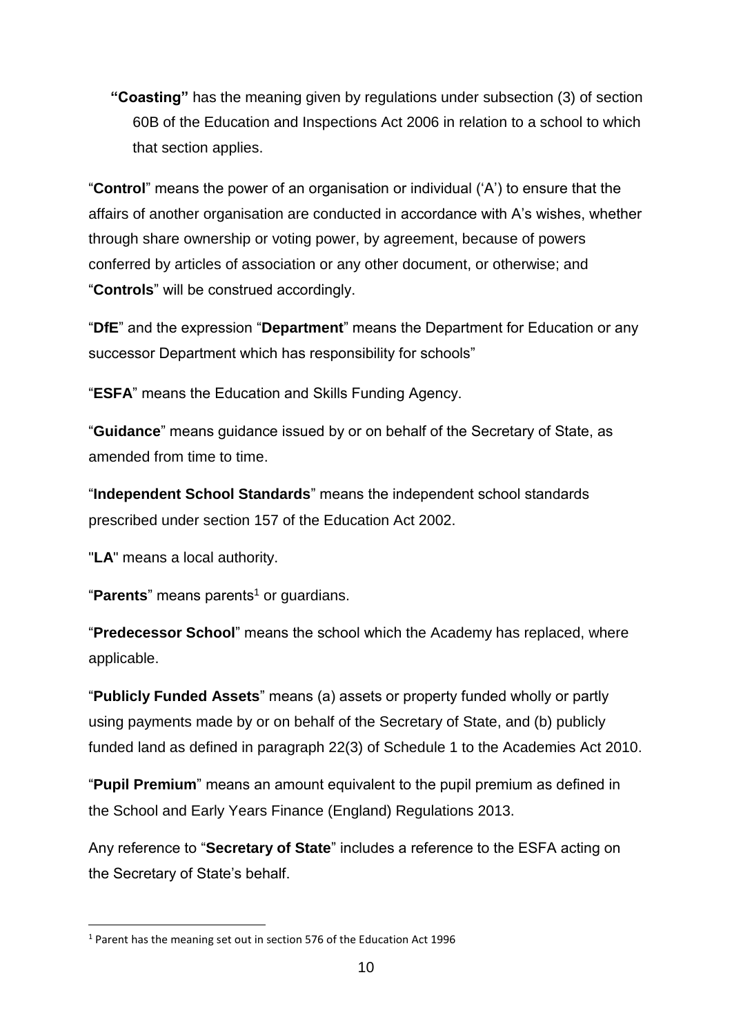**"Coasting"** has the meaning given by regulations under subsection (3) of section 60B of the Education and Inspections Act 2006 in relation to a school to which that section applies.

"**Control**" means the power of an organisation or individual ('A') to ensure that the affairs of another organisation are conducted in accordance with A's wishes, whether through share ownership or voting power, by agreement, because of powers conferred by articles of association or any other document, or otherwise; and "**Controls**" will be construed accordingly.

"**DfE**" and the expression "**Department**" means the Department for Education or any successor Department which has responsibility for schools"

"**ESFA**" means the Education and Skills Funding Agency.

"**Guidance**" means guidance issued by or on behalf of the Secretary of State, as amended from time to time.

"**Independent School Standards**" means the independent school standards prescribed under section 157 of the Education Act 2002.

"**LA**" means a local authority.

"**Parents**" means parents[1] or guardians.

"**Predecessor School**" means the school which the Academy has replaced, where applicable.

"**Publicly Funded Assets**" means (a) assets or property funded wholly or partly using payments made by or on behalf of the Secretary of State, and (b) publicly funded land as defined in paragraph 22(3) of Schedule 1 to the Academies Act 2010.

"**Pupil Premium**" means an amount equivalent to the pupil premium as defined in the School and Early Years Finance (England) Regulations 2013.

Any reference to "**Secretary of State**" includes a reference to the ESFA acting on the Secretary of State's behalf.

---

[1] Parent has the meaning set out in section 576 of the Education Act 1996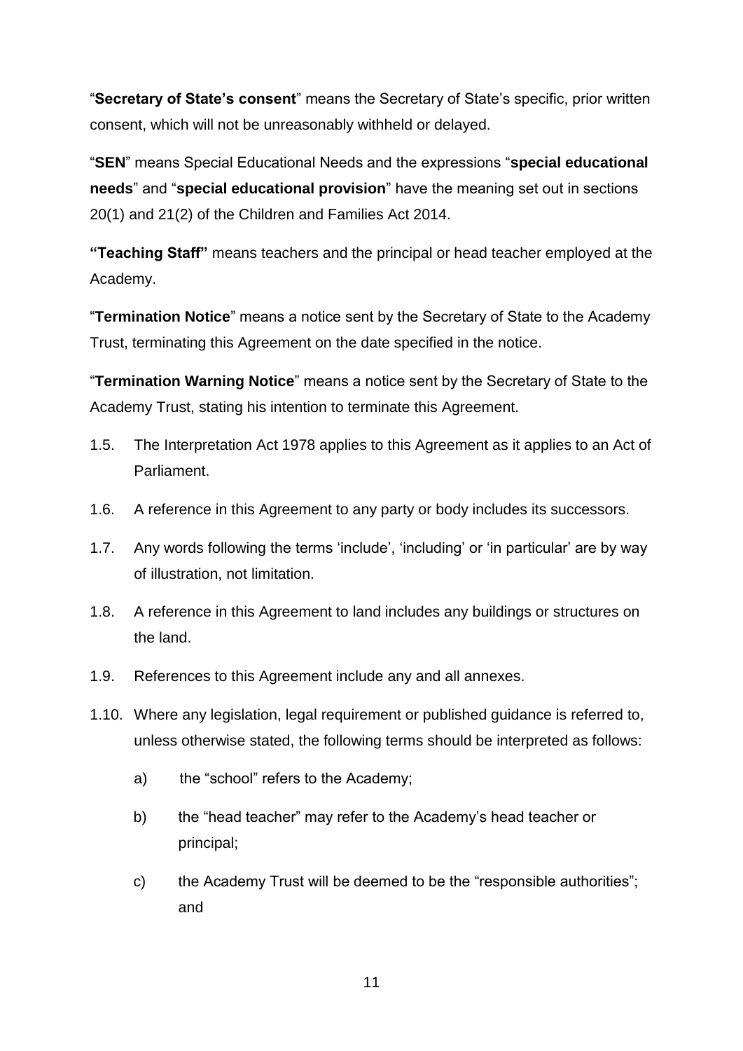"**Secretary of State's consent**" means the Secretary of State's specific, prior written consent, which will not be unreasonably withheld or delayed.

"**SEN**" means Special Educational Needs and the expressions "**special educational needs**" and "**special educational provision**" have the meaning set out in sections 20(1) and 21(2) of the Children and Families Act 2014.

**"Teaching Staff"** means teachers and the principal or head teacher employed at the Academy.

"**Termination Notice**" means a notice sent by the Secretary of State to the Academy Trust, terminating this Agreement on the date specified in the notice.

"**Termination Warning Notice**" means a notice sent by the Secretary of State to the Academy Trust, stating his intention to terminate this Agreement.

1.5. The Interpretation Act 1978 applies to this Agreement as it applies to an Act of Parliament.

1.6. A reference in this Agreement to any party or body includes its successors.

1.7. Any words following the terms 'include', 'including' or 'in particular' are by way of illustration, not limitation.

1.8. A reference in this Agreement to land includes any buildings or structures on the land.

1.9. References to this Agreement include any and all annexes.

1.10. Where any legislation, legal requirement or published guidance is referred to, unless otherwise stated, the following terms should be interpreted as follows:

a) the "school" refers to the Academy;

b) the "head teacher" may refer to the Academy's head teacher or principal;

c) the Academy Trust will be deemed to be the "responsible authorities"; and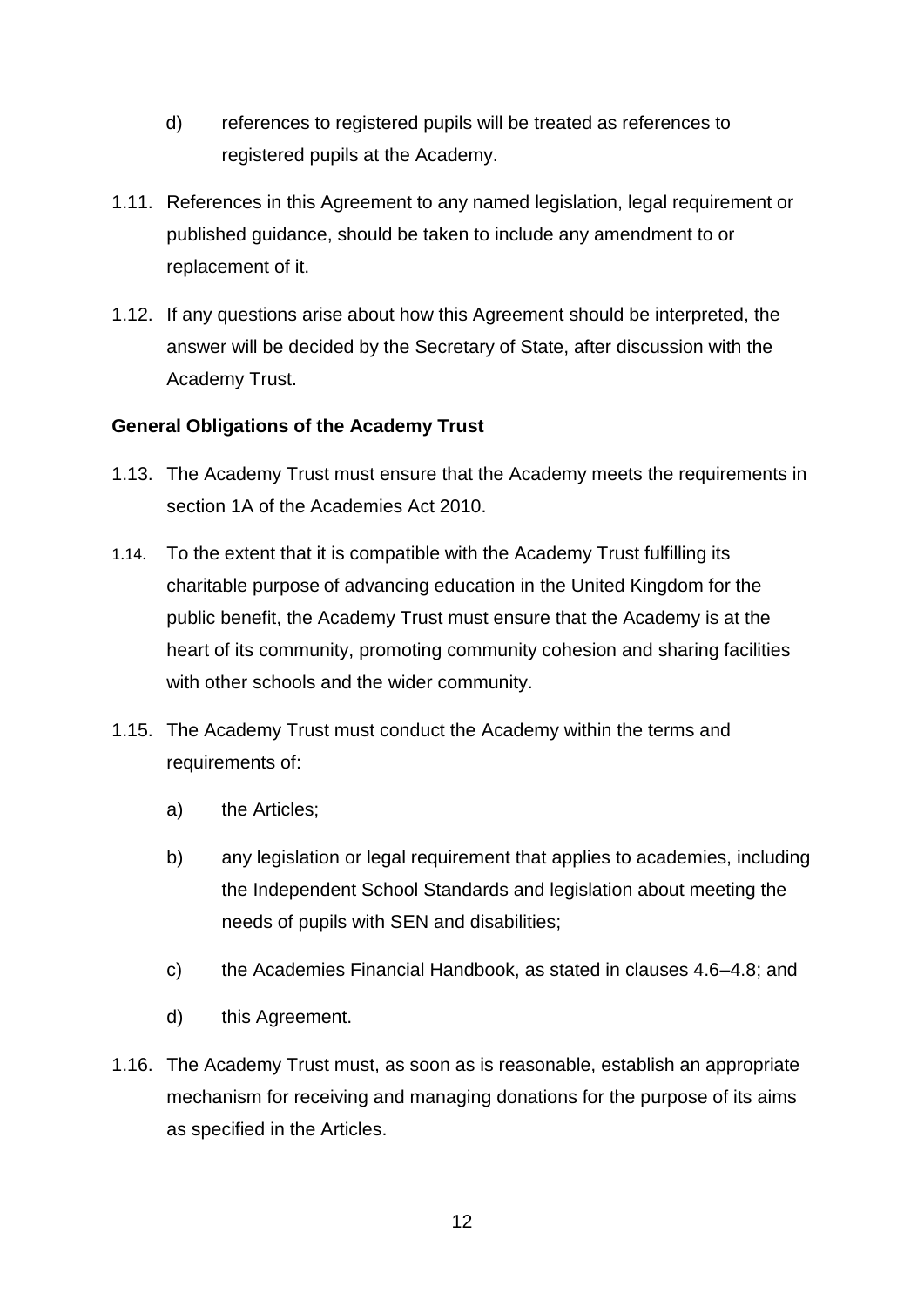d) references to registered pupils will be treated as references to registered pupils at the Academy.

1.11. References in this Agreement to any named legislation, legal requirement or published guidance, should be taken to include any amendment to or replacement of it.

1.12. If any questions arise about how this Agreement should be interpreted, the answer will be decided by the Secretary of State, after discussion with the Academy Trust.

**General Obligations of the Academy Trust**

1.13. The Academy Trust must ensure that the Academy meets the requirements in section 1A of the Academies Act 2010.

1.14. To the extent that it is compatible with the Academy Trust fulfilling its charitable purpose of advancing education in the United Kingdom for the public benefit, the Academy Trust must ensure that the Academy is at the heart of its community, promoting community cohesion and sharing facilities with other schools and the wider community.

1.15. The Academy Trust must conduct the Academy within the terms and requirements of:

a) the Articles;

b) any legislation or legal requirement that applies to academies, including the Independent School Standards and legislation about meeting the needs of pupils with SEN and disabilities;

c) the Academies Financial Handbook, as stated in clauses 4.6–4.8; and

d) this Agreement.

1.16. The Academy Trust must, as soon as is reasonable, establish an appropriate mechanism for receiving and managing donations for the purpose of its aims as specified in the Articles.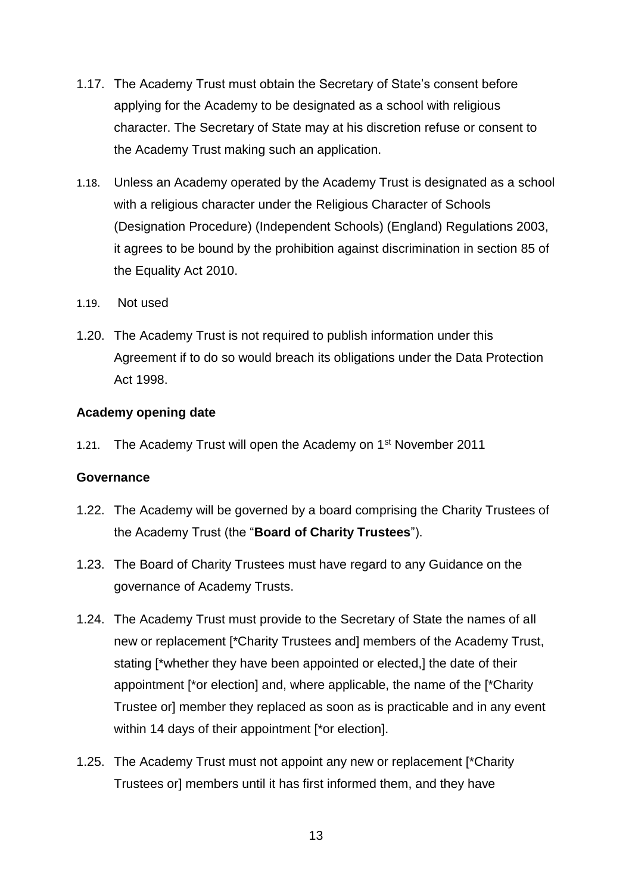1.17. The Academy Trust must obtain the Secretary of State's consent before applying for the Academy to be designated as a school with religious character. The Secretary of State may at his discretion refuse or consent to the Academy Trust making such an application.

1.18. Unless an Academy operated by the Academy Trust is designated as a school with a religious character under the Religious Character of Schools (Designation Procedure) (Independent Schools) (England) Regulations 2003, it agrees to be bound by the prohibition against discrimination in section 85 of the Equality Act 2010.

1.19. Not used

1.20. The Academy Trust is not required to publish information under this Agreement if to do so would breach its obligations under the Data Protection Act 1998.

**Academy opening date**

1.21. The Academy Trust will open the Academy on 1st November 2011

**Governance**

1.22. The Academy will be governed by a board comprising the Charity Trustees of the Academy Trust (the "**Board of Charity Trustees**").

1.23. The Board of Charity Trustees must have regard to any Guidance on the governance of Academy Trusts.

1.24. The Academy Trust must provide to the Secretary of State the names of all new or replacement [*Charity Trustees and] members of the Academy Trust, stating [*whether they have been appointed or elected,] the date of their appointment [*or election] and, where applicable, the name of the [*Charity Trustee or] member they replaced as soon as is practicable and in any event within 14 days of their appointment [*or election].

1.25. The Academy Trust must not appoint any new or replacement [*Charity Trustees or] members until it has first informed them, and they have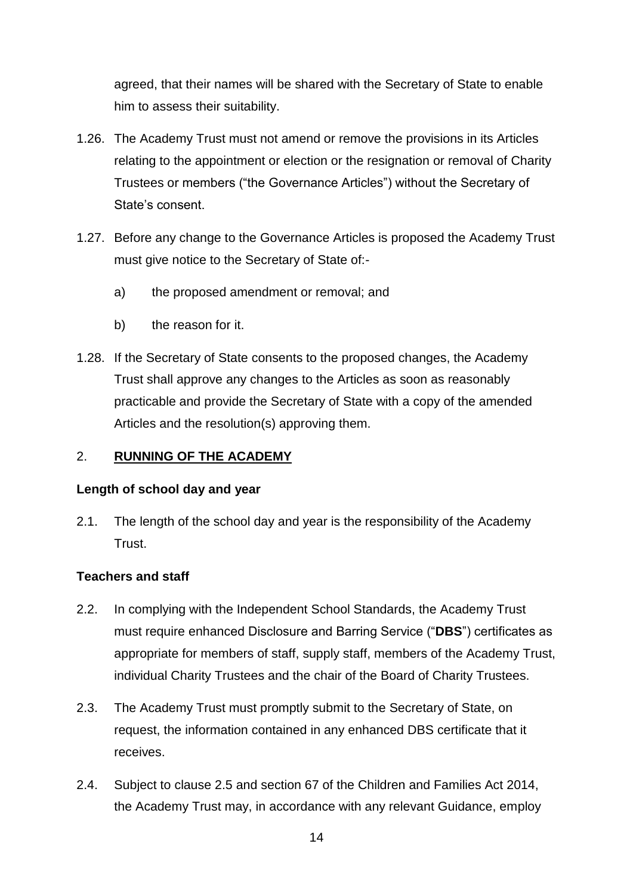agreed, that their names will be shared with the Secretary of State to enable him to assess their suitability.

1.26. The Academy Trust must not amend or remove the provisions in its Articles relating to the appointment or election or the resignation or removal of Charity Trustees or members ("the Governance Articles") without the Secretary of State's consent.

1.27. Before any change to the Governance Articles is proposed the Academy Trust must give notice to the Secretary of State of:-

a) the proposed amendment or removal; and

b) the reason for it.

1.28. If the Secretary of State consents to the proposed changes, the Academy Trust shall approve any changes to the Articles as soon as reasonably practicable and provide the Secretary of State with a copy of the amended Articles and the resolution(s) approving them.

## 2. **RUNNING OF THE ACADEMY**

### Length of school day and year

2.1. The length of the school day and year is the responsibility of the Academy Trust.

### Teachers and staff

2.2. In complying with the Independent School Standards, the Academy Trust must require enhanced Disclosure and Barring Service ("**DBS**") certificates as appropriate for members of staff, supply staff, members of the Academy Trust, individual Charity Trustees and the chair of the Board of Charity Trustees.

2.3. The Academy Trust must promptly submit to the Secretary of State, on request, the information contained in any enhanced DBS certificate that it receives.

2.4. Subject to clause 2.5 and section 67 of the Children and Families Act 2014, the Academy Trust may, in accordance with any relevant Guidance, employ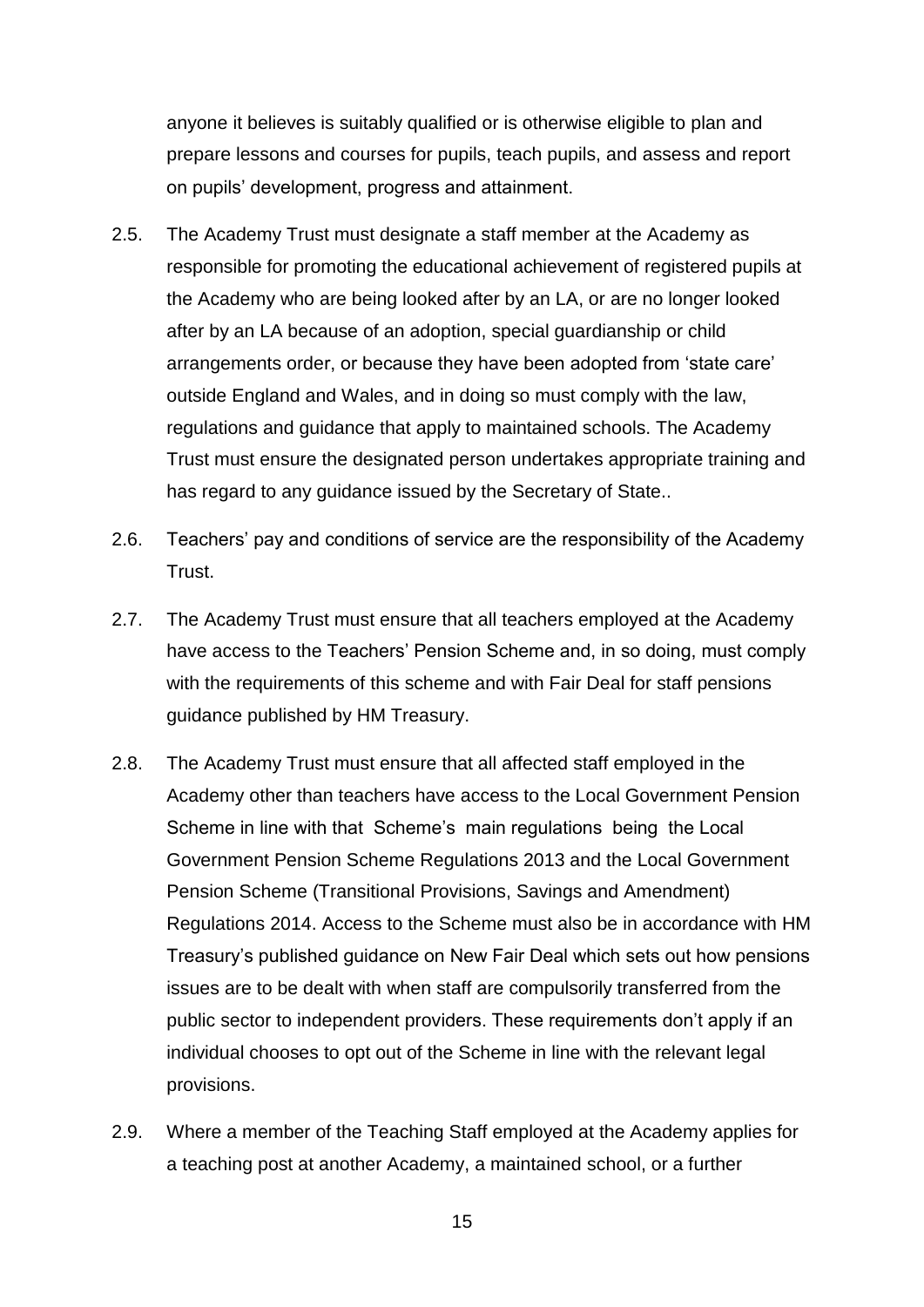anyone it believes is suitably qualified or is otherwise eligible to plan and prepare lessons and courses for pupils, teach pupils, and assess and report on pupils' development, progress and attainment.

2.5. The Academy Trust must designate a staff member at the Academy as responsible for promoting the educational achievement of registered pupils at the Academy who are being looked after by an LA, or are no longer looked after by an LA because of an adoption, special guardianship or child arrangements order, or because they have been adopted from 'state care' outside England and Wales, and in doing so must comply with the law, regulations and guidance that apply to maintained schools. The Academy Trust must ensure the designated person undertakes appropriate training and has regard to any guidance issued by the Secretary of State..

2.6. Teachers' pay and conditions of service are the responsibility of the Academy Trust.

2.7. The Academy Trust must ensure that all teachers employed at the Academy have access to the Teachers' Pension Scheme and, in so doing, must comply with the requirements of this scheme and with Fair Deal for staff pensions guidance published by HM Treasury.

2.8. The Academy Trust must ensure that all affected staff employed in the Academy other than teachers have access to the Local Government Pension Scheme in line with that Scheme's main regulations being the Local Government Pension Scheme Regulations 2013 and the Local Government Pension Scheme (Transitional Provisions, Savings and Amendment) Regulations 2014. Access to the Scheme must also be in accordance with HM Treasury's published guidance on New Fair Deal which sets out how pensions issues are to be dealt with when staff are compulsorily transferred from the public sector to independent providers. These requirements don't apply if an individual chooses to opt out of the Scheme in line with the relevant legal provisions.

2.9. Where a member of the Teaching Staff employed at the Academy applies for a teaching post at another Academy, a maintained school, or a further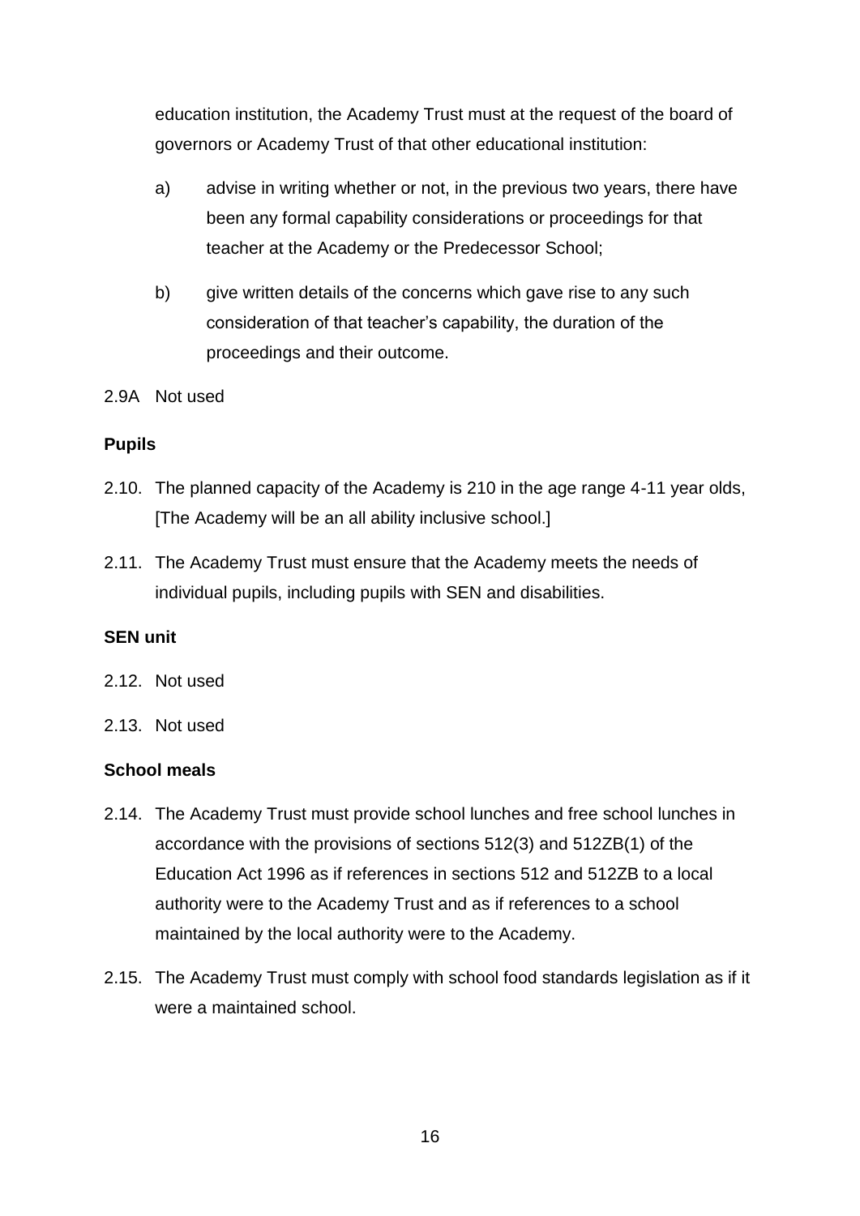education institution, the Academy Trust must at the request of the board of governors or Academy Trust of that other educational institution:

a) advise in writing whether or not, in the previous two years, there have been any formal capability considerations or proceedings for that teacher at the Academy or the Predecessor School;

b) give written details of the concerns which gave rise to any such consideration of that teacher's capability, the duration of the proceedings and their outcome.

2.9A Not used

**Pupils**

2.10. The planned capacity of the Academy is 210 in the age range 4-11 year olds, [The Academy will be an all ability inclusive school.]

2.11. The Academy Trust must ensure that the Academy meets the needs of individual pupils, including pupils with SEN and disabilities.

**SEN unit**

2.12. Not used

2.13. Not used

**School meals**

2.14. The Academy Trust must provide school lunches and free school lunches in accordance with the provisions of sections 512(3) and 512ZB(1) of the Education Act 1996 as if references in sections 512 and 512ZB to a local authority were to the Academy Trust and as if references to a school maintained by the local authority were to the Academy.

2.15. The Academy Trust must comply with school food standards legislation as if it were a maintained school.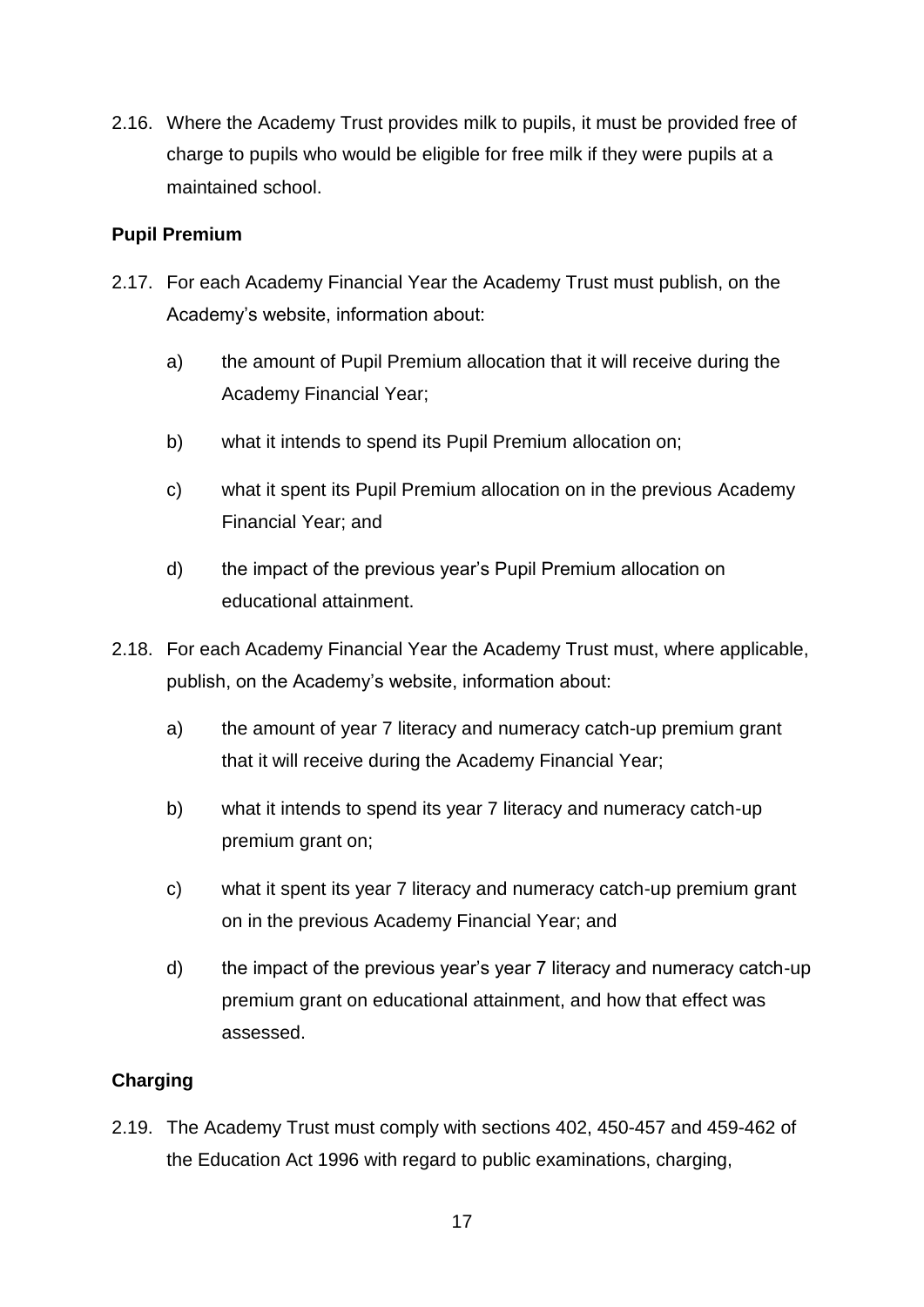2.16. Where the Academy Trust provides milk to pupils, it must be provided free of charge to pupils who would be eligible for free milk if they were pupils at a maintained school.

**Pupil Premium**

2.17. For each Academy Financial Year the Academy Trust must publish, on the Academy's website, information about:

a) the amount of Pupil Premium allocation that it will receive during the Academy Financial Year;

b) what it intends to spend its Pupil Premium allocation on;

c) what it spent its Pupil Premium allocation on in the previous Academy Financial Year; and

d) the impact of the previous year's Pupil Premium allocation on educational attainment.

2.18. For each Academy Financial Year the Academy Trust must, where applicable, publish, on the Academy's website, information about:

a) the amount of year 7 literacy and numeracy catch-up premium grant that it will receive during the Academy Financial Year;

b) what it intends to spend its year 7 literacy and numeracy catch-up premium grant on;

c) what it spent its year 7 literacy and numeracy catch-up premium grant on in the previous Academy Financial Year; and

d) the impact of the previous year's year 7 literacy and numeracy catch-up premium grant on educational attainment, and how that effect was assessed.

**Charging**

2.19. The Academy Trust must comply with sections 402, 450-457 and 459-462 of the Education Act 1996 with regard to public examinations, charging,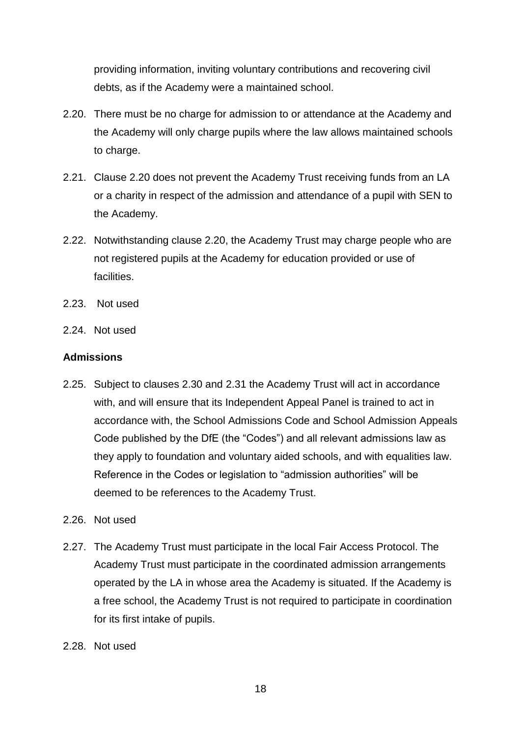providing information, inviting voluntary contributions and recovering civil debts, as if the Academy were a maintained school.

2.20. There must be no charge for admission to or attendance at the Academy and the Academy will only charge pupils where the law allows maintained schools to charge.

2.21. Clause 2.20 does not prevent the Academy Trust receiving funds from an LA or a charity in respect of the admission and attendance of a pupil with SEN to the Academy.

2.22. Notwithstanding clause 2.20, the Academy Trust may charge people who are not registered pupils at the Academy for education provided or use of facilities.

2.23. Not used

2.24. Not used

**Admissions**

2.25. Subject to clauses 2.30 and 2.31 the Academy Trust will act in accordance with, and will ensure that its Independent Appeal Panel is trained to act in accordance with, the School Admissions Code and School Admission Appeals Code published by the DfE (the "Codes") and all relevant admissions law as they apply to foundation and voluntary aided schools, and with equalities law. Reference in the Codes or legislation to "admission authorities" will be deemed to be references to the Academy Trust.

2.26. Not used

2.27. The Academy Trust must participate in the local Fair Access Protocol. The Academy Trust must participate in the coordinated admission arrangements operated by the LA in whose area the Academy is situated. If the Academy is a free school, the Academy Trust is not required to participate in coordination for its first intake of pupils.

2.28. Not used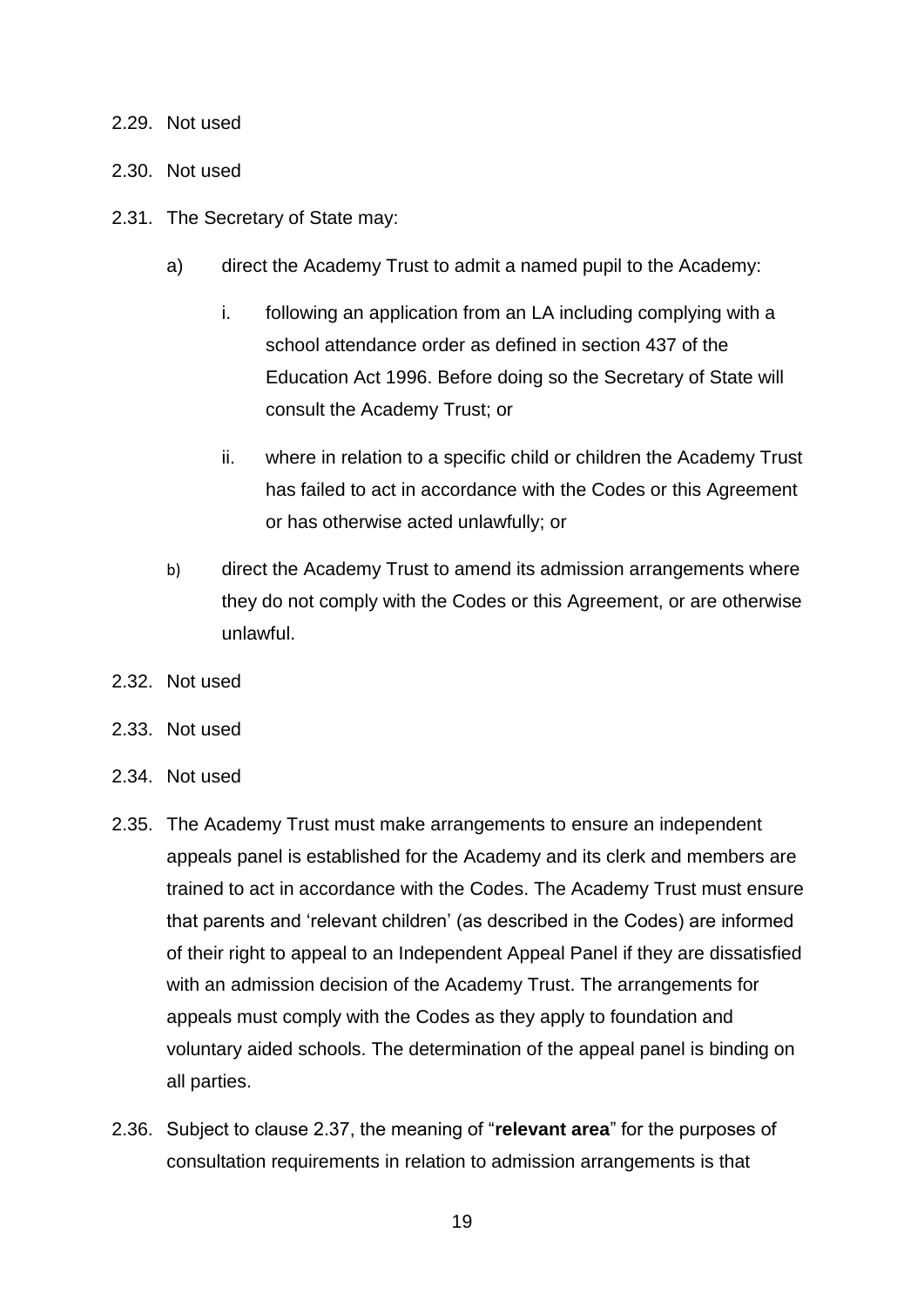2.29. Not used

2.30. Not used

2.31. The Secretary of State may:

  a) direct the Academy Trust to admit a named pupil to the Academy:

    i. following an application from an LA including complying with a school attendance order as defined in section 437 of the Education Act 1996. Before doing so the Secretary of State will consult the Academy Trust; or

    ii. where in relation to a specific child or children the Academy Trust has failed to act in accordance with the Codes or this Agreement or has otherwise acted unlawfully; or

  b) direct the Academy Trust to amend its admission arrangements where they do not comply with the Codes or this Agreement, or are otherwise unlawful.

2.32. Not used

2.33. Not used

2.34. Not used

2.35. The Academy Trust must make arrangements to ensure an independent appeals panel is established for the Academy and its clerk and members are trained to act in accordance with the Codes. The Academy Trust must ensure that parents and 'relevant children' (as described in the Codes) are informed of their right to appeal to an Independent Appeal Panel if they are dissatisfied with an admission decision of the Academy Trust. The arrangements for appeals must comply with the Codes as they apply to foundation and voluntary aided schools. The determination of the appeal panel is binding on all parties.

2.36. Subject to clause 2.37, the meaning of "**relevant area**" for the purposes of consultation requirements in relation to admission arrangements is that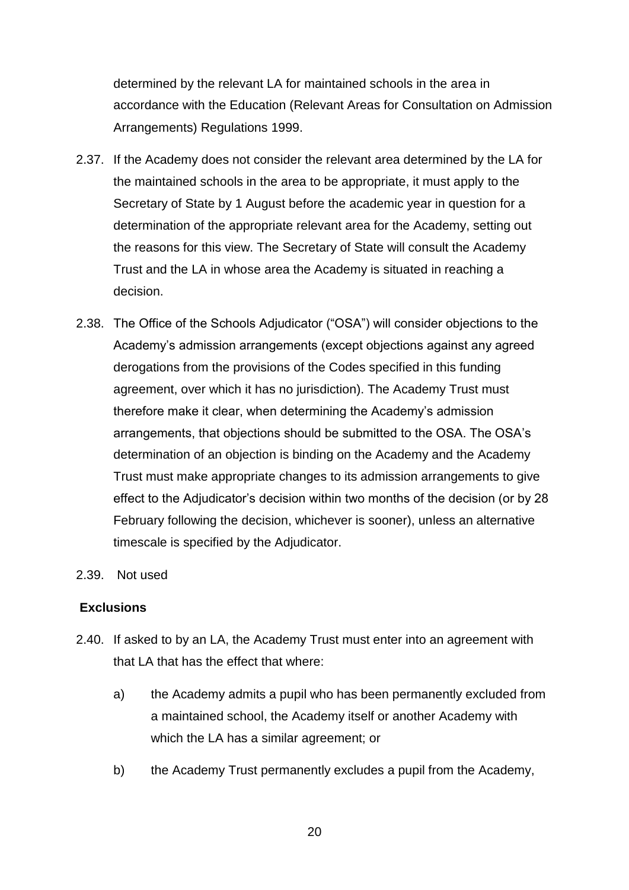determined by the relevant LA for maintained schools in the area in accordance with the Education (Relevant Areas for Consultation on Admission Arrangements) Regulations 1999.

2.37. If the Academy does not consider the relevant area determined by the LA for the maintained schools in the area to be appropriate, it must apply to the Secretary of State by 1 August before the academic year in question for a determination of the appropriate relevant area for the Academy, setting out the reasons for this view. The Secretary of State will consult the Academy Trust and the LA in whose area the Academy is situated in reaching a decision.

2.38. The Office of the Schools Adjudicator ("OSA") will consider objections to the Academy's admission arrangements (except objections against any agreed derogations from the provisions of the Codes specified in this funding agreement, over which it has no jurisdiction). The Academy Trust must therefore make it clear, when determining the Academy's admission arrangements, that objections should be submitted to the OSA. The OSA's determination of an objection is binding on the Academy and the Academy Trust must make appropriate changes to its admission arrangements to give effect to the Adjudicator's decision within two months of the decision (or by 28 February following the decision, whichever is sooner), unless an alternative timescale is specified by the Adjudicator.

2.39. Not used

**Exclusions**

2.40. If asked to by an LA, the Academy Trust must enter into an agreement with that LA that has the effect that where:

a) the Academy admits a pupil who has been permanently excluded from a maintained school, the Academy itself or another Academy with which the LA has a similar agreement; or

b) the Academy Trust permanently excludes a pupil from the Academy,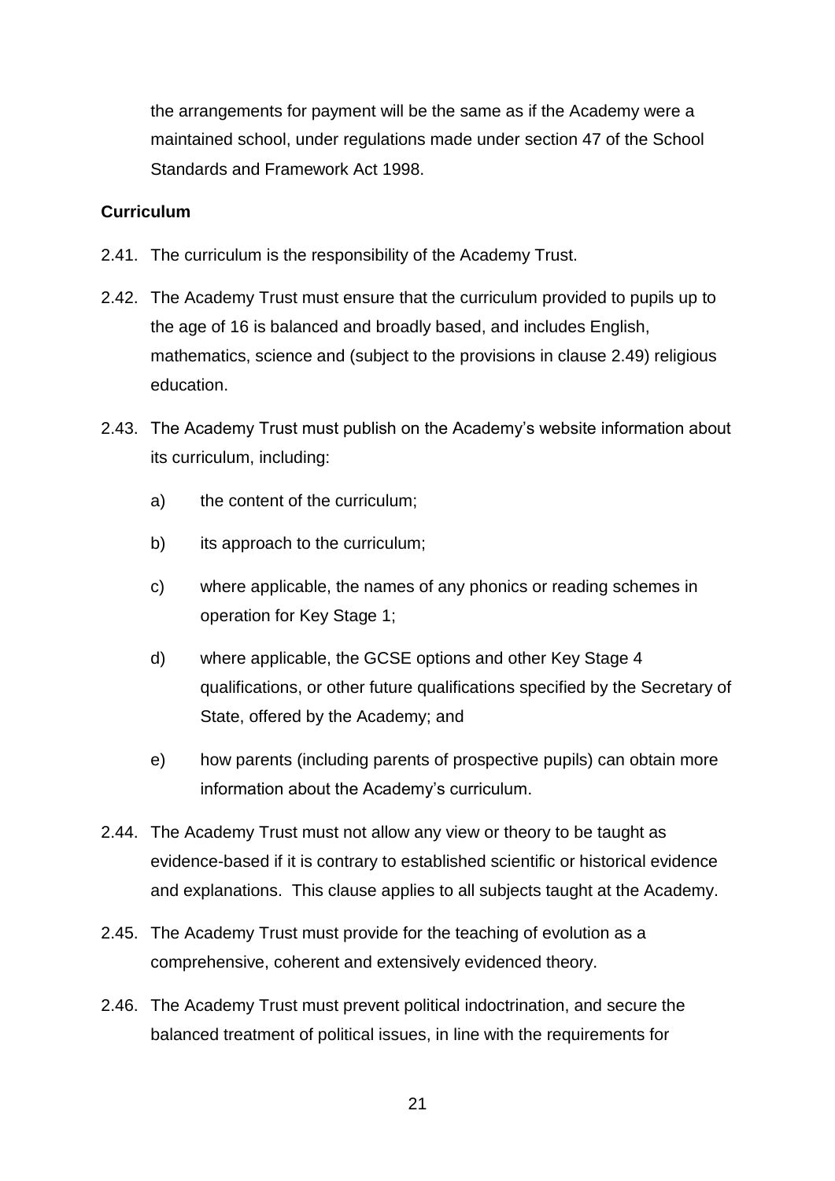the arrangements for payment will be the same as if the Academy were a maintained school, under regulations made under section 47 of the School Standards and Framework Act 1998.

**Curriculum**

2.41. The curriculum is the responsibility of the Academy Trust.

2.42. The Academy Trust must ensure that the curriculum provided to pupils up to the age of 16 is balanced and broadly based, and includes English, mathematics, science and (subject to the provisions in clause 2.49) religious education.

2.43. The Academy Trust must publish on the Academy's website information about its curriculum, including:

a) the content of the curriculum;

b) its approach to the curriculum;

c) where applicable, the names of any phonics or reading schemes in operation for Key Stage 1;

d) where applicable, the GCSE options and other Key Stage 4 qualifications, or other future qualifications specified by the Secretary of State, offered by the Academy; and

e) how parents (including parents of prospective pupils) can obtain more information about the Academy's curriculum.

2.44. The Academy Trust must not allow any view or theory to be taught as evidence-based if it is contrary to established scientific or historical evidence and explanations. This clause applies to all subjects taught at the Academy.

2.45. The Academy Trust must provide for the teaching of evolution as a comprehensive, coherent and extensively evidenced theory.

2.46. The Academy Trust must prevent political indoctrination, and secure the balanced treatment of political issues, in line with the requirements for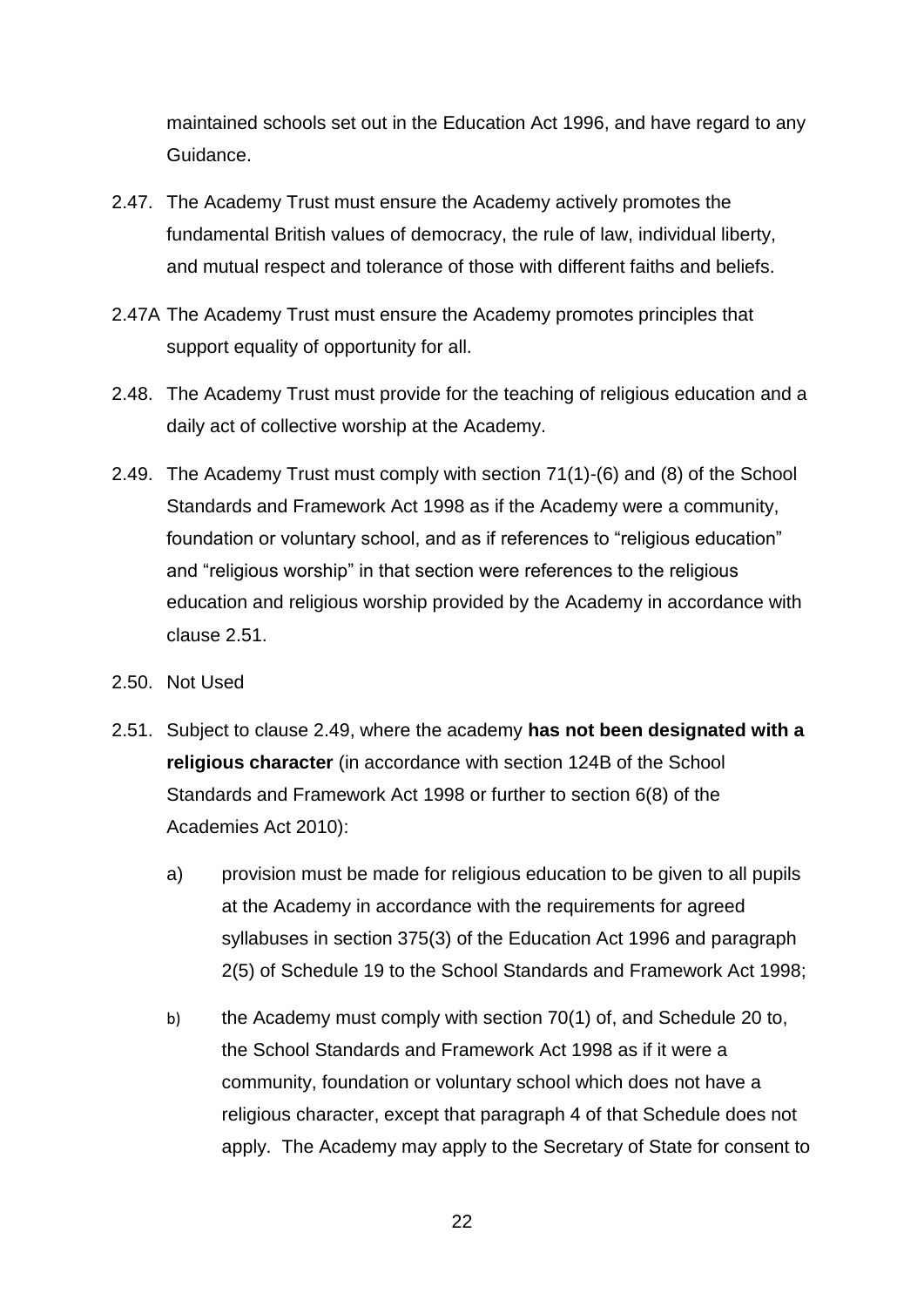maintained schools set out in the Education Act 1996, and have regard to any Guidance.

2.47. The Academy Trust must ensure the Academy actively promotes the fundamental British values of democracy, the rule of law, individual liberty, and mutual respect and tolerance of those with different faiths and beliefs.

2.47A The Academy Trust must ensure the Academy promotes principles that support equality of opportunity for all.

2.48. The Academy Trust must provide for the teaching of religious education and a daily act of collective worship at the Academy.

2.49. The Academy Trust must comply with section 71(1)-(6) and (8) of the School Standards and Framework Act 1998 as if the Academy were a community, foundation or voluntary school, and as if references to "religious education" and "religious worship" in that section were references to the religious education and religious worship provided by the Academy in accordance with clause 2.51.

2.50. Not Used

2.51. Subject to clause 2.49, where the academy **has not been designated with a religious character** (in accordance with section 124B of the School Standards and Framework Act 1998 or further to section 6(8) of the Academies Act 2010):

a) provision must be made for religious education to be given to all pupils at the Academy in accordance with the requirements for agreed syllabuses in section 375(3) of the Education Act 1996 and paragraph 2(5) of Schedule 19 to the School Standards and Framework Act 1998;

b) the Academy must comply with section 70(1) of, and Schedule 20 to, the School Standards and Framework Act 1998 as if it were a community, foundation or voluntary school which does not have a religious character, except that paragraph 4 of that Schedule does not apply. The Academy may apply to the Secretary of State for consent to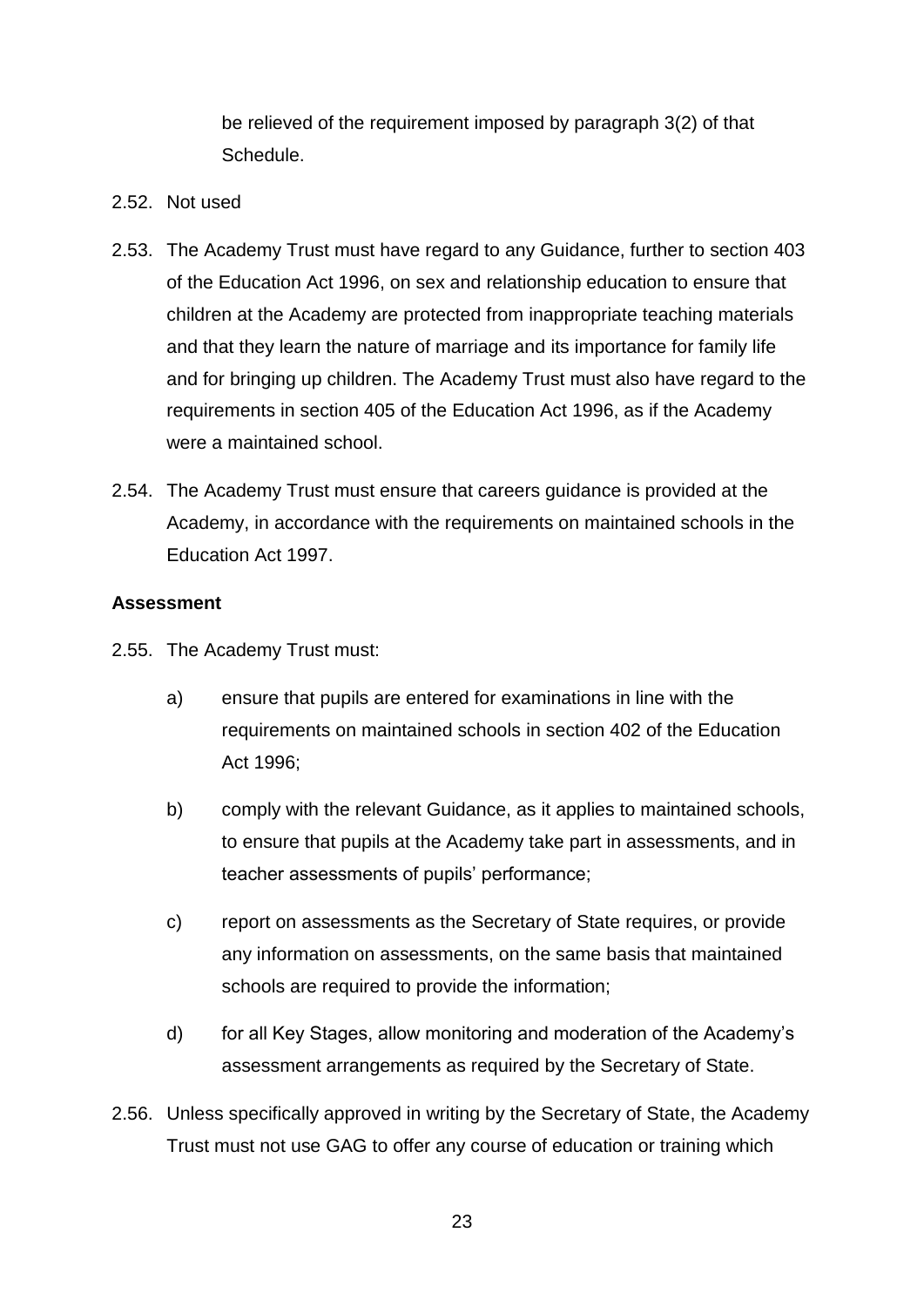be relieved of the requirement imposed by paragraph 3(2) of that Schedule.

2.52. Not used

2.53. The Academy Trust must have regard to any Guidance, further to section 403 of the Education Act 1996, on sex and relationship education to ensure that children at the Academy are protected from inappropriate teaching materials and that they learn the nature of marriage and its importance for family life and for bringing up children. The Academy Trust must also have regard to the requirements in section 405 of the Education Act 1996, as if the Academy were a maintained school.

2.54. The Academy Trust must ensure that careers guidance is provided at the Academy, in accordance with the requirements on maintained schools in the Education Act 1997.

**Assessment**

2.55. The Academy Trust must:

a) ensure that pupils are entered for examinations in line with the requirements on maintained schools in section 402 of the Education Act 1996;

b) comply with the relevant Guidance, as it applies to maintained schools, to ensure that pupils at the Academy take part in assessments, and in teacher assessments of pupils' performance;

c) report on assessments as the Secretary of State requires, or provide any information on assessments, on the same basis that maintained schools are required to provide the information;

d) for all Key Stages, allow monitoring and moderation of the Academy's assessment arrangements as required by the Secretary of State.

2.56. Unless specifically approved in writing by the Secretary of State, the Academy Trust must not use GAG to offer any course of education or training which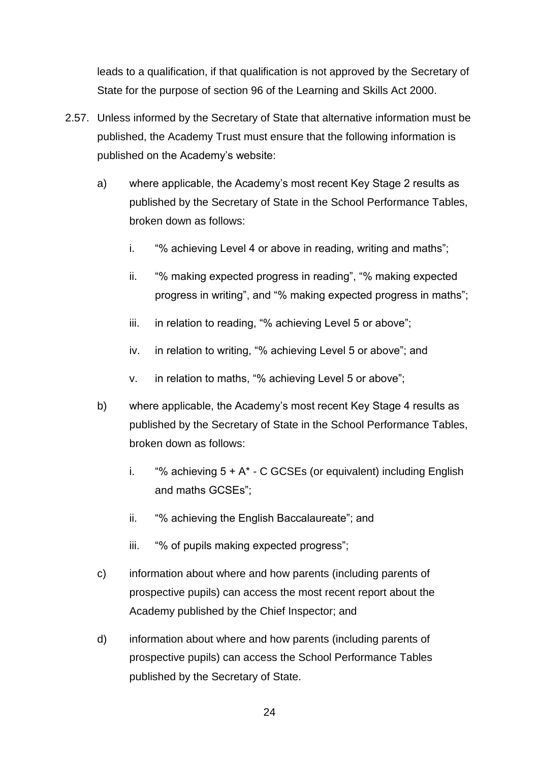leads to a qualification, if that qualification is not approved by the Secretary of State for the purpose of section 96 of the Learning and Skills Act 2000.

2.57. Unless informed by the Secretary of State that alternative information must be published, the Academy Trust must ensure that the following information is published on the Academy's website:

a) where applicable, the Academy's most recent Key Stage 2 results as published by the Secretary of State in the School Performance Tables, broken down as follows:

   i. "% achieving Level 4 or above in reading, writing and maths";

   ii. "% making expected progress in reading", "% making expected progress in writing", and "% making expected progress in maths";

   iii. in relation to reading, "% achieving Level 5 or above";

   iv. in relation to writing, "% achieving Level 5 or above"; and

   v. in relation to maths, "% achieving Level 5 or above";

b) where applicable, the Academy's most recent Key Stage 4 results as published by the Secretary of State in the School Performance Tables, broken down as follows:

   i. "% achieving 5 + A* - C GCSEs (or equivalent) including English and maths GCSEs";

   ii. "% achieving the English Baccalaureate"; and

   iii. "% of pupils making expected progress";

c) information about where and how parents (including parents of prospective pupils) can access the most recent report about the Academy published by the Chief Inspector; and

d) information about where and how parents (including parents of prospective pupils) can access the School Performance Tables published by the Secretary of State.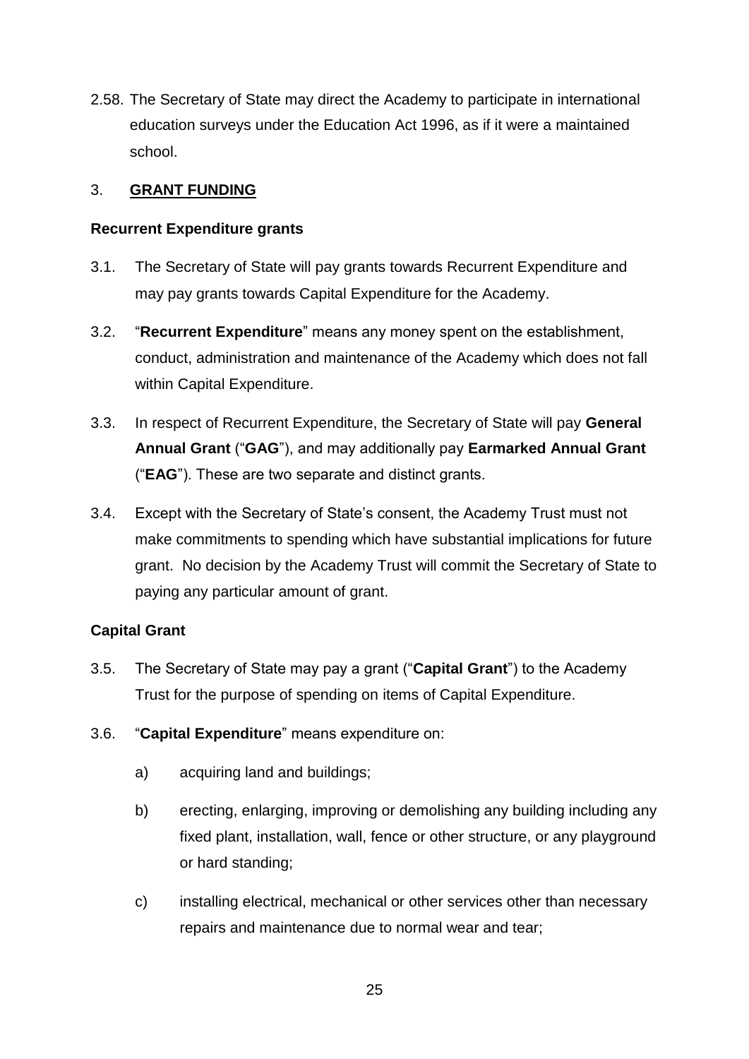2.58. The Secretary of State may direct the Academy to participate in international education surveys under the Education Act 1996, as if it were a maintained school.

## 3. **GRANT FUNDING**

### Recurrent Expenditure grants

3.1. The Secretary of State will pay grants towards Recurrent Expenditure and may pay grants towards Capital Expenditure for the Academy.

3.2. "**Recurrent Expenditure**" means any money spent on the establishment, conduct, administration and maintenance of the Academy which does not fall within Capital Expenditure.

3.3. In respect of Recurrent Expenditure, the Secretary of State will pay **General Annual Grant** ("**GAG**"), and may additionally pay **Earmarked Annual Grant** ("**EAG**"). These are two separate and distinct grants.

3.4. Except with the Secretary of State's consent, the Academy Trust must not make commitments to spending which have substantial implications for future grant. No decision by the Academy Trust will commit the Secretary of State to paying any particular amount of grant.

### Capital Grant

3.5. The Secretary of State may pay a grant ("**Capital Grant**") to the Academy Trust for the purpose of spending on items of Capital Expenditure.

3.6. "**Capital Expenditure**" means expenditure on:

a) acquiring land and buildings;

b) erecting, enlarging, improving or demolishing any building including any fixed plant, installation, wall, fence or other structure, or any playground or hard standing;

c) installing electrical, mechanical or other services other than necessary repairs and maintenance due to normal wear and tear;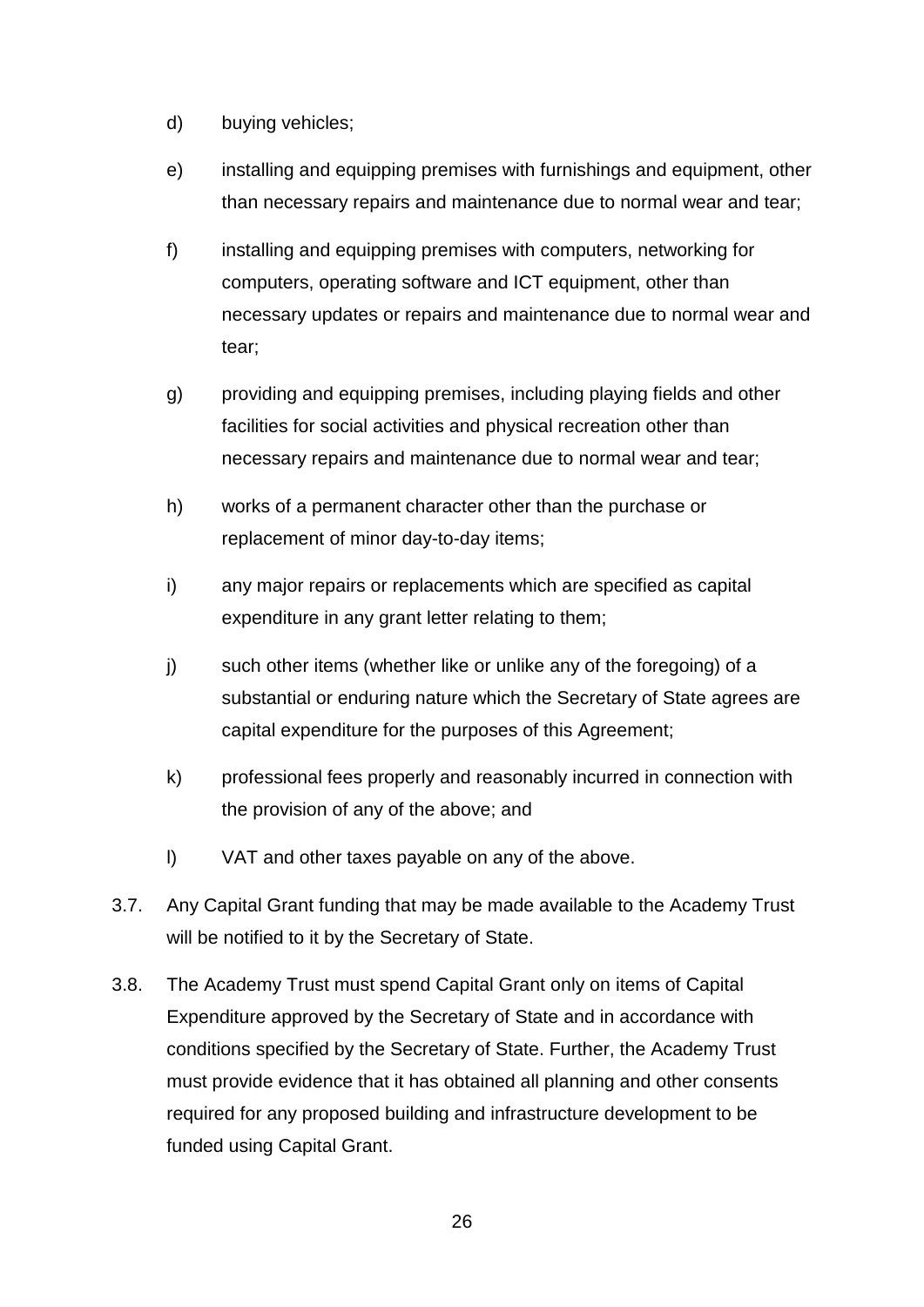d) buying vehicles;

e) installing and equipping premises with furnishings and equipment, other than necessary repairs and maintenance due to normal wear and tear;

f) installing and equipping premises with computers, networking for computers, operating software and ICT equipment, other than necessary updates or repairs and maintenance due to normal wear and tear;

g) providing and equipping premises, including playing fields and other facilities for social activities and physical recreation other than necessary repairs and maintenance due to normal wear and tear;

h) works of a permanent character other than the purchase or replacement of minor day-to-day items;

i) any major repairs or replacements which are specified as capital expenditure in any grant letter relating to them;

j) such other items (whether like or unlike any of the foregoing) of a substantial or enduring nature which the Secretary of State agrees are capital expenditure for the purposes of this Agreement;

k) professional fees properly and reasonably incurred in connection with the provision of any of the above; and

l) VAT and other taxes payable on any of the above.

3.7. Any Capital Grant funding that may be made available to the Academy Trust will be notified to it by the Secretary of State.

3.8. The Academy Trust must spend Capital Grant only on items of Capital Expenditure approved by the Secretary of State and in accordance with conditions specified by the Secretary of State. Further, the Academy Trust must provide evidence that it has obtained all planning and other consents required for any proposed building and infrastructure development to be funded using Capital Grant.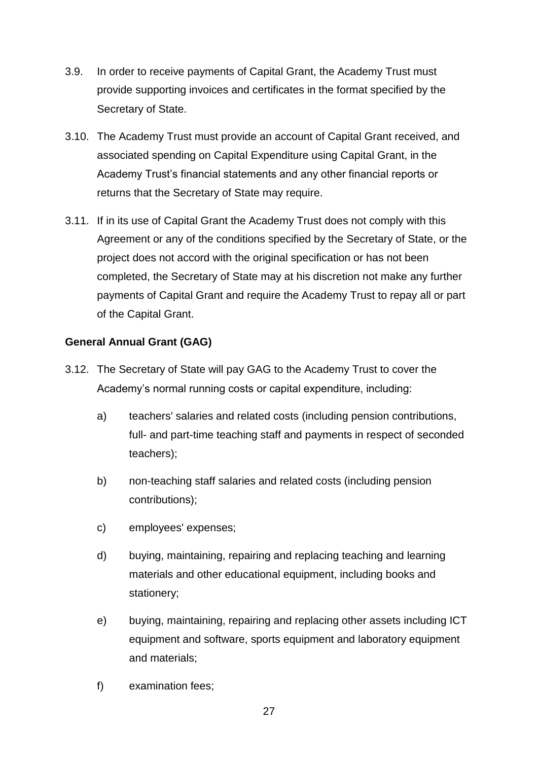3.9. In order to receive payments of Capital Grant, the Academy Trust must provide supporting invoices and certificates in the format specified by the Secretary of State.

3.10. The Academy Trust must provide an account of Capital Grant received, and associated spending on Capital Expenditure using Capital Grant, in the Academy Trust's financial statements and any other financial reports or returns that the Secretary of State may require.

3.11. If in its use of Capital Grant the Academy Trust does not comply with this Agreement or any of the conditions specified by the Secretary of State, or the project does not accord with the original specification or has not been completed, the Secretary of State may at his discretion not make any further payments of Capital Grant and require the Academy Trust to repay all or part of the Capital Grant.

**General Annual Grant (GAG)**

3.12. The Secretary of State will pay GAG to the Academy Trust to cover the Academy's normal running costs or capital expenditure, including:

  a) teachers' salaries and related costs (including pension contributions, full- and part-time teaching staff and payments in respect of seconded teachers);

  b) non-teaching staff salaries and related costs (including pension contributions);

  c) employees' expenses;

  d) buying, maintaining, repairing and replacing teaching and learning materials and other educational equipment, including books and stationery;

  e) buying, maintaining, repairing and replacing other assets including ICT equipment and software, sports equipment and laboratory equipment and materials;

  f) examination fees;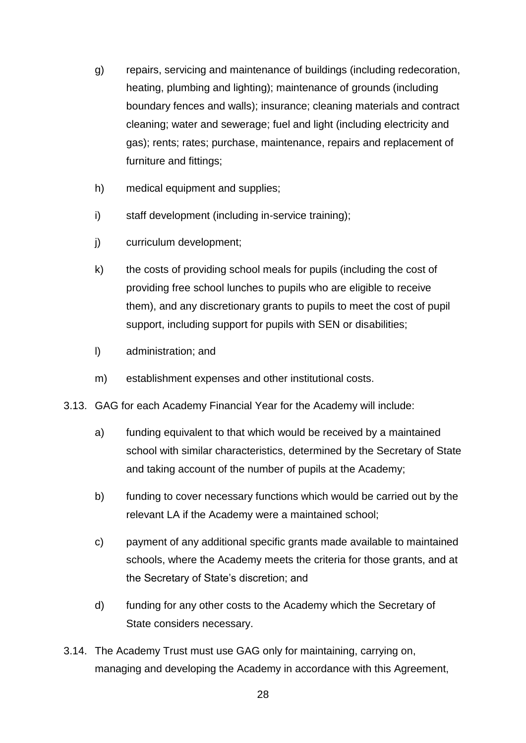g) repairs, servicing and maintenance of buildings (including redecoration, heating, plumbing and lighting); maintenance of grounds (including boundary fences and walls); insurance; cleaning materials and contract cleaning; water and sewerage; fuel and light (including electricity and gas); rents; rates; purchase, maintenance, repairs and replacement of furniture and fittings;

h) medical equipment and supplies;

i) staff development (including in-service training);

j) curriculum development;

k) the costs of providing school meals for pupils (including the cost of providing free school lunches to pupils who are eligible to receive them), and any discretionary grants to pupils to meet the cost of pupil support, including support for pupils with SEN or disabilities;

l) administration; and

m) establishment expenses and other institutional costs.

3.13. GAG for each Academy Financial Year for the Academy will include:

a) funding equivalent to that which would be received by a maintained school with similar characteristics, determined by the Secretary of State and taking account of the number of pupils at the Academy;

b) funding to cover necessary functions which would be carried out by the relevant LA if the Academy were a maintained school;

c) payment of any additional specific grants made available to maintained schools, where the Academy meets the criteria for those grants, and at the Secretary of State's discretion; and

d) funding for any other costs to the Academy which the Secretary of State considers necessary.

3.14. The Academy Trust must use GAG only for maintaining, carrying on, managing and developing the Academy in accordance with this Agreement,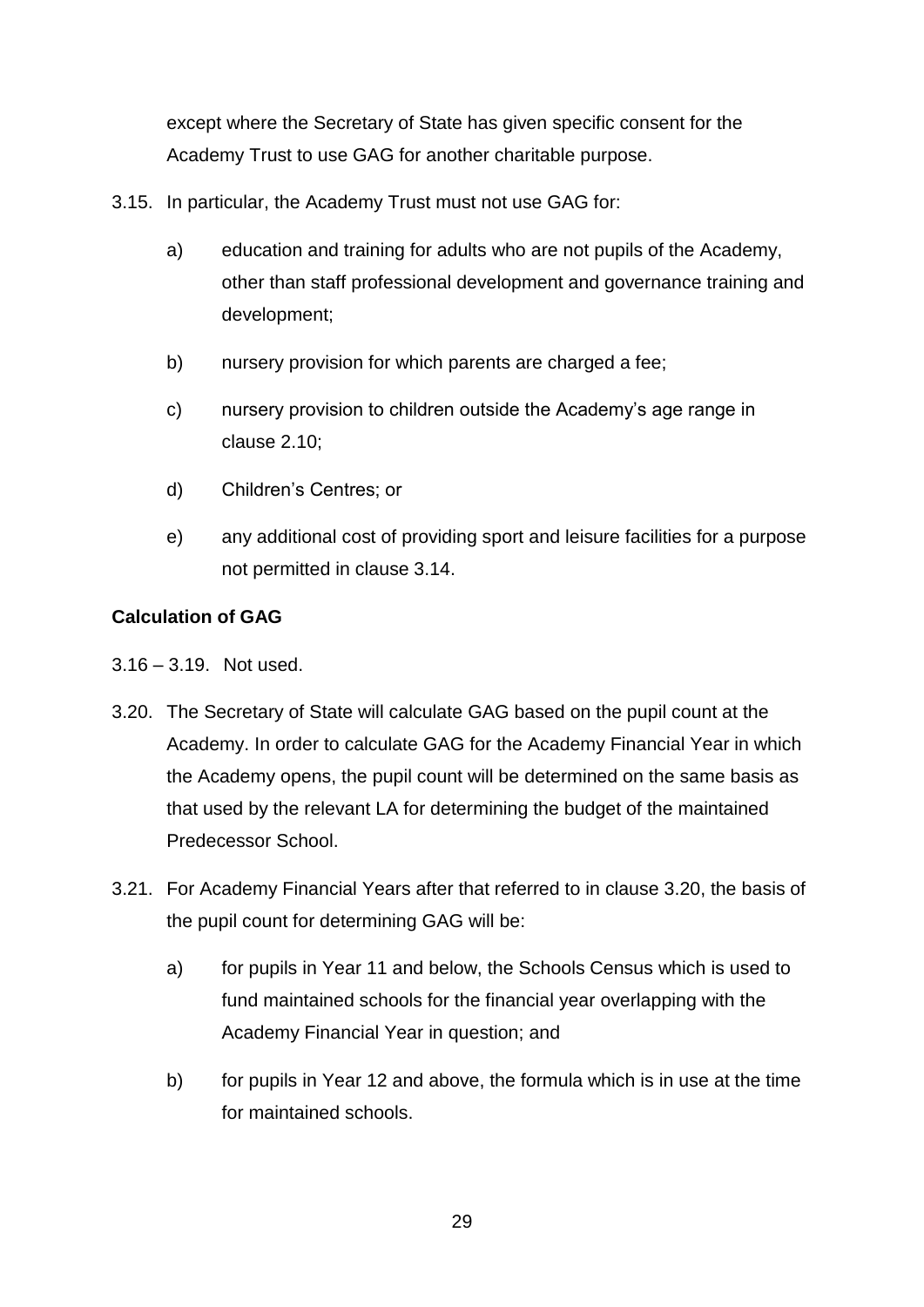except where the Secretary of State has given specific consent for the Academy Trust to use GAG for another charitable purpose.

3.15. In particular, the Academy Trust must not use GAG for:

a) education and training for adults who are not pupils of the Academy, other than staff professional development and governance training and development;

b) nursery provision for which parents are charged a fee;

c) nursery provision to children outside the Academy's age range in clause 2.10;

d) Children's Centres; or

e) any additional cost of providing sport and leisure facilities for a purpose not permitted in clause 3.14.

**Calculation of GAG**

3.16 – 3.19. Not used.

3.20. The Secretary of State will calculate GAG based on the pupil count at the Academy. In order to calculate GAG for the Academy Financial Year in which the Academy opens, the pupil count will be determined on the same basis as that used by the relevant LA for determining the budget of the maintained Predecessor School.

3.21. For Academy Financial Years after that referred to in clause 3.20, the basis of the pupil count for determining GAG will be:

a) for pupils in Year 11 and below, the Schools Census which is used to fund maintained schools for the financial year overlapping with the Academy Financial Year in question; and

b) for pupils in Year 12 and above, the formula which is in use at the time for maintained schools.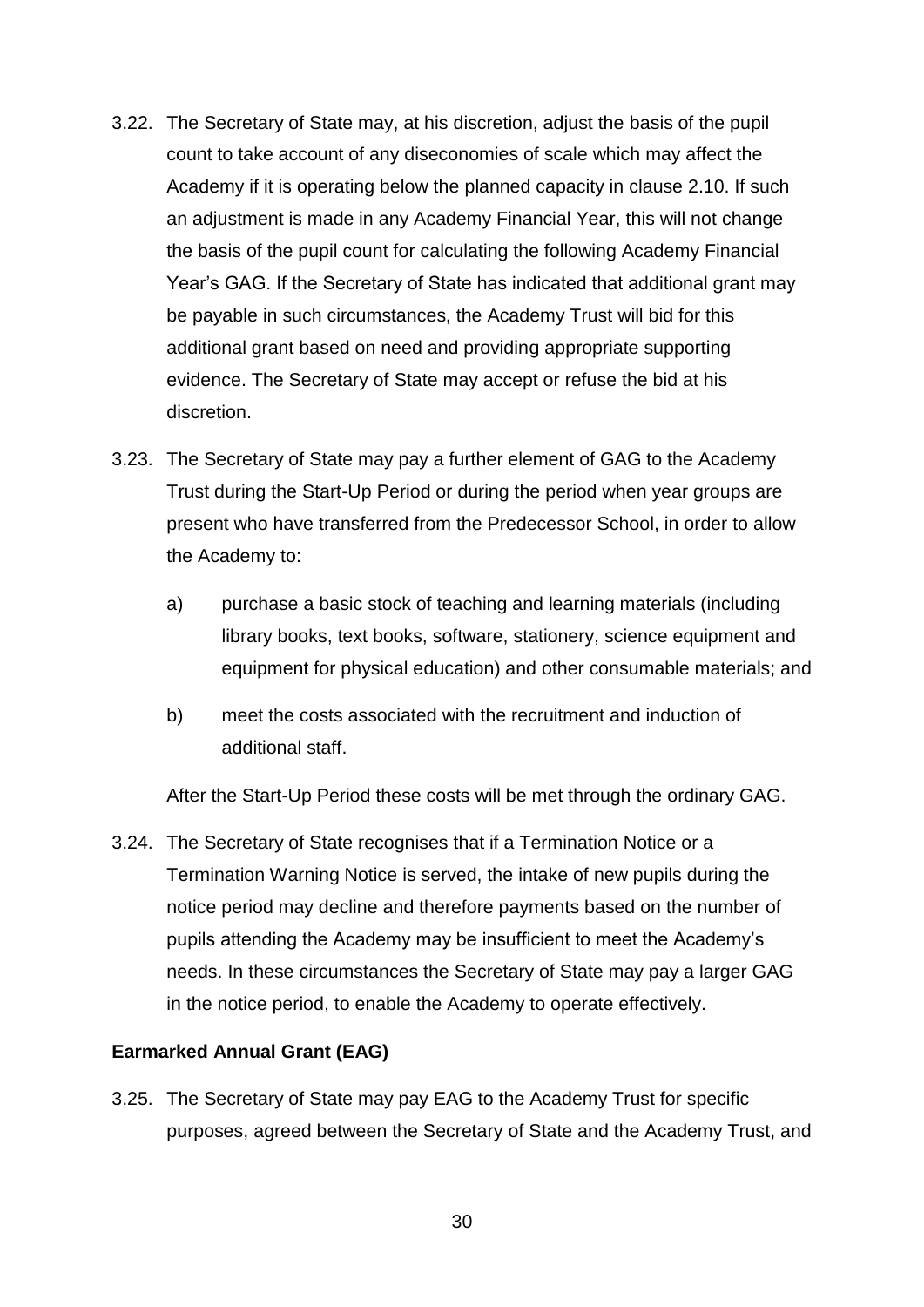3.22. The Secretary of State may, at his discretion, adjust the basis of the pupil count to take account of any diseconomies of scale which may affect the Academy if it is operating below the planned capacity in clause 2.10. If such an adjustment is made in any Academy Financial Year, this will not change the basis of the pupil count for calculating the following Academy Financial Year's GAG. If the Secretary of State has indicated that additional grant may be payable in such circumstances, the Academy Trust will bid for this additional grant based on need and providing appropriate supporting evidence. The Secretary of State may accept or refuse the bid at his discretion.

3.23. The Secretary of State may pay a further element of GAG to the Academy Trust during the Start-Up Period or during the period when year groups are present who have transferred from the Predecessor School, in order to allow the Academy to:

a) purchase a basic stock of teaching and learning materials (including library books, text books, software, stationery, science equipment and equipment for physical education) and other consumable materials; and

b) meet the costs associated with the recruitment and induction of additional staff.

After the Start-Up Period these costs will be met through the ordinary GAG.

3.24. The Secretary of State recognises that if a Termination Notice or a Termination Warning Notice is served, the intake of new pupils during the notice period may decline and therefore payments based on the number of pupils attending the Academy may be insufficient to meet the Academy's needs. In these circumstances the Secretary of State may pay a larger GAG in the notice period, to enable the Academy to operate effectively.

**Earmarked Annual Grant (EAG)**

3.25. The Secretary of State may pay EAG to the Academy Trust for specific purposes, agreed between the Secretary of State and the Academy Trust, and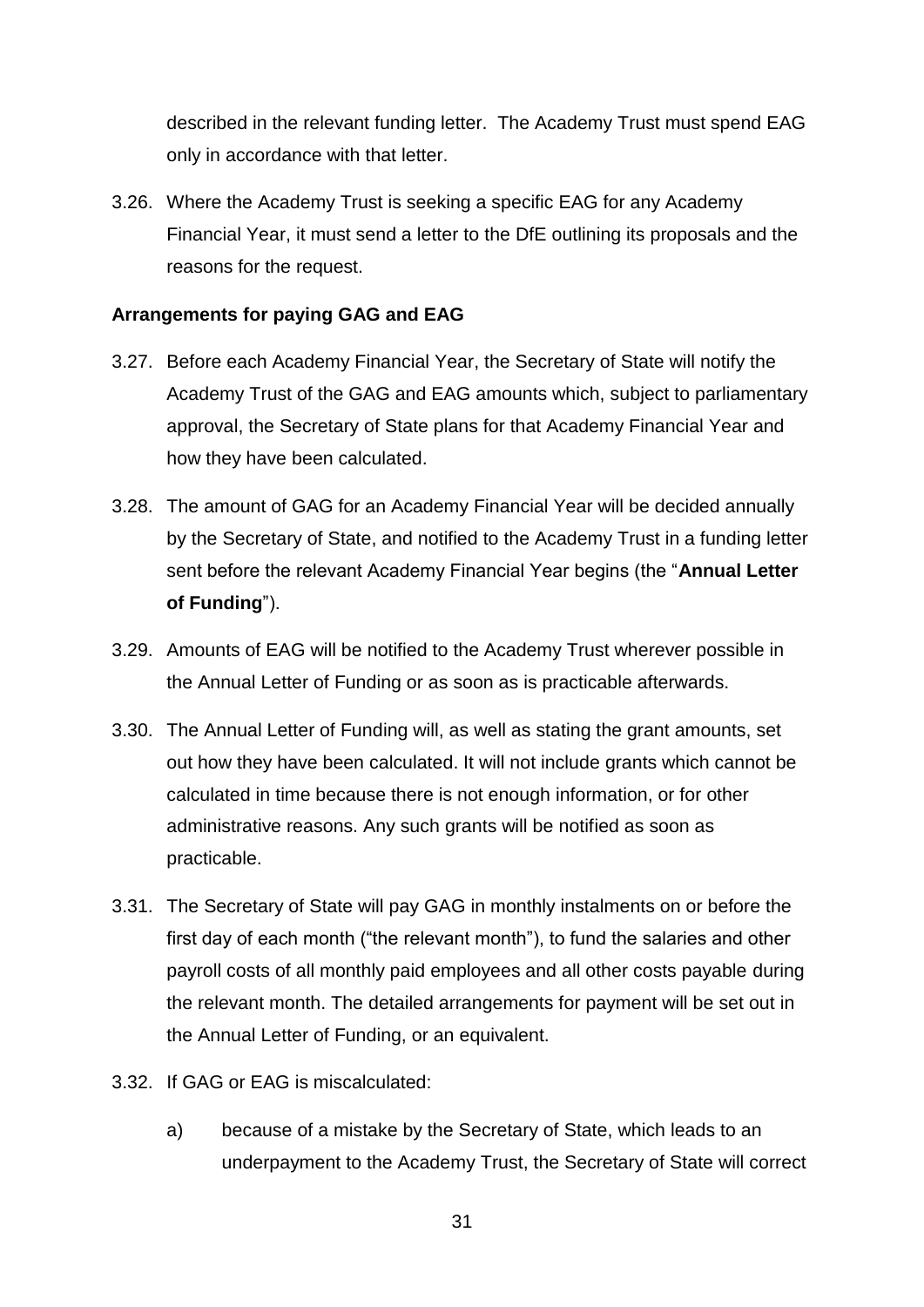described in the relevant funding letter. The Academy Trust must spend EAG only in accordance with that letter.

3.26. Where the Academy Trust is seeking a specific EAG for any Academy Financial Year, it must send a letter to the DfE outlining its proposals and the reasons for the request.

**Arrangements for paying GAG and EAG**

3.27. Before each Academy Financial Year, the Secretary of State will notify the Academy Trust of the GAG and EAG amounts which, subject to parliamentary approval, the Secretary of State plans for that Academy Financial Year and how they have been calculated.

3.28. The amount of GAG for an Academy Financial Year will be decided annually by the Secretary of State, and notified to the Academy Trust in a funding letter sent before the relevant Academy Financial Year begins (the "**Annual Letter of Funding**").

3.29. Amounts of EAG will be notified to the Academy Trust wherever possible in the Annual Letter of Funding or as soon as is practicable afterwards.

3.30. The Annual Letter of Funding will, as well as stating the grant amounts, set out how they have been calculated. It will not include grants which cannot be calculated in time because there is not enough information, or for other administrative reasons. Any such grants will be notified as soon as practicable.

3.31. The Secretary of State will pay GAG in monthly instalments on or before the first day of each month ("the relevant month"), to fund the salaries and other payroll costs of all monthly paid employees and all other costs payable during the relevant month. The detailed arrangements for payment will be set out in the Annual Letter of Funding, or an equivalent.

3.32. If GAG or EAG is miscalculated:

a) because of a mistake by the Secretary of State, which leads to an underpayment to the Academy Trust, the Secretary of State will correct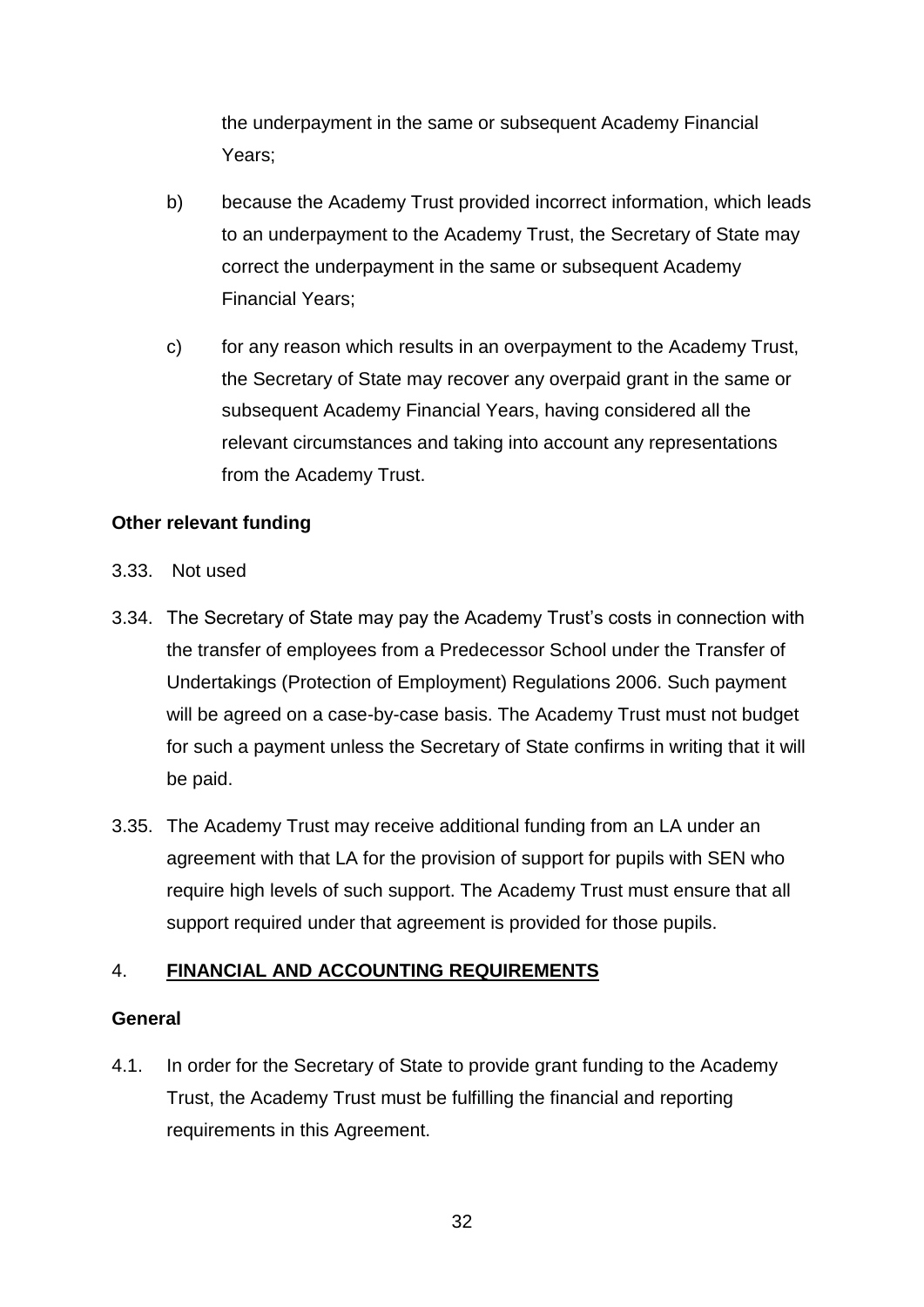the underpayment in the same or subsequent Academy Financial Years;

b) because the Academy Trust provided incorrect information, which leads to an underpayment to the Academy Trust, the Secretary of State may correct the underpayment in the same or subsequent Academy Financial Years;

c) for any reason which results in an overpayment to the Academy Trust, the Secretary of State may recover any overpaid grant in the same or subsequent Academy Financial Years, having considered all the relevant circumstances and taking into account any representations from the Academy Trust.

**Other relevant funding**

3.33. Not used

3.34. The Secretary of State may pay the Academy Trust's costs in connection with the transfer of employees from a Predecessor School under the Transfer of Undertakings (Protection of Employment) Regulations 2006. Such payment will be agreed on a case-by-case basis. The Academy Trust must not budget for such a payment unless the Secretary of State confirms in writing that it will be paid.

3.35. The Academy Trust may receive additional funding from an LA under an agreement with that LA for the provision of support for pupils with SEN who require high levels of such support. The Academy Trust must ensure that all support required under that agreement is provided for those pupils.

## 4. <u>FINANCIAL AND ACCOUNTING REQUIREMENTS</u>

**General**

4.1. In order for the Secretary of State to provide grant funding to the Academy Trust, the Academy Trust must be fulfilling the financial and reporting requirements in this Agreement.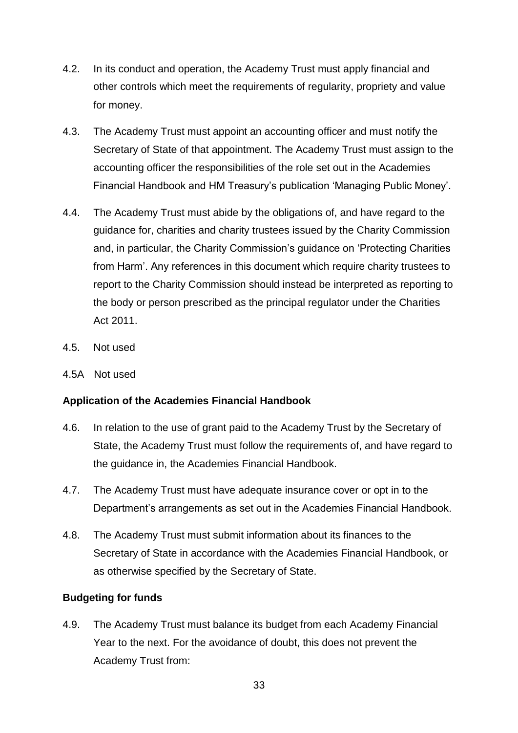4.2. In its conduct and operation, the Academy Trust must apply financial and other controls which meet the requirements of regularity, propriety and value for money.

4.3. The Academy Trust must appoint an accounting officer and must notify the Secretary of State of that appointment. The Academy Trust must assign to the accounting officer the responsibilities of the role set out in the Academies Financial Handbook and HM Treasury's publication 'Managing Public Money'.

4.4. The Academy Trust must abide by the obligations of, and have regard to the guidance for, charities and charity trustees issued by the Charity Commission and, in particular, the Charity Commission's guidance on 'Protecting Charities from Harm'. Any references in this document which require charity trustees to report to the Charity Commission should instead be interpreted as reporting to the body or person prescribed as the principal regulator under the Charities Act 2011.

4.5. Not used

4.5A Not used

**Application of the Academies Financial Handbook**

4.6. In relation to the use of grant paid to the Academy Trust by the Secretary of State, the Academy Trust must follow the requirements of, and have regard to the guidance in, the Academies Financial Handbook.

4.7. The Academy Trust must have adequate insurance cover or opt in to the Department's arrangements as set out in the Academies Financial Handbook.

4.8. The Academy Trust must submit information about its finances to the Secretary of State in accordance with the Academies Financial Handbook, or as otherwise specified by the Secretary of State.

**Budgeting for funds**

4.9. The Academy Trust must balance its budget from each Academy Financial Year to the next. For the avoidance of doubt, this does not prevent the Academy Trust from: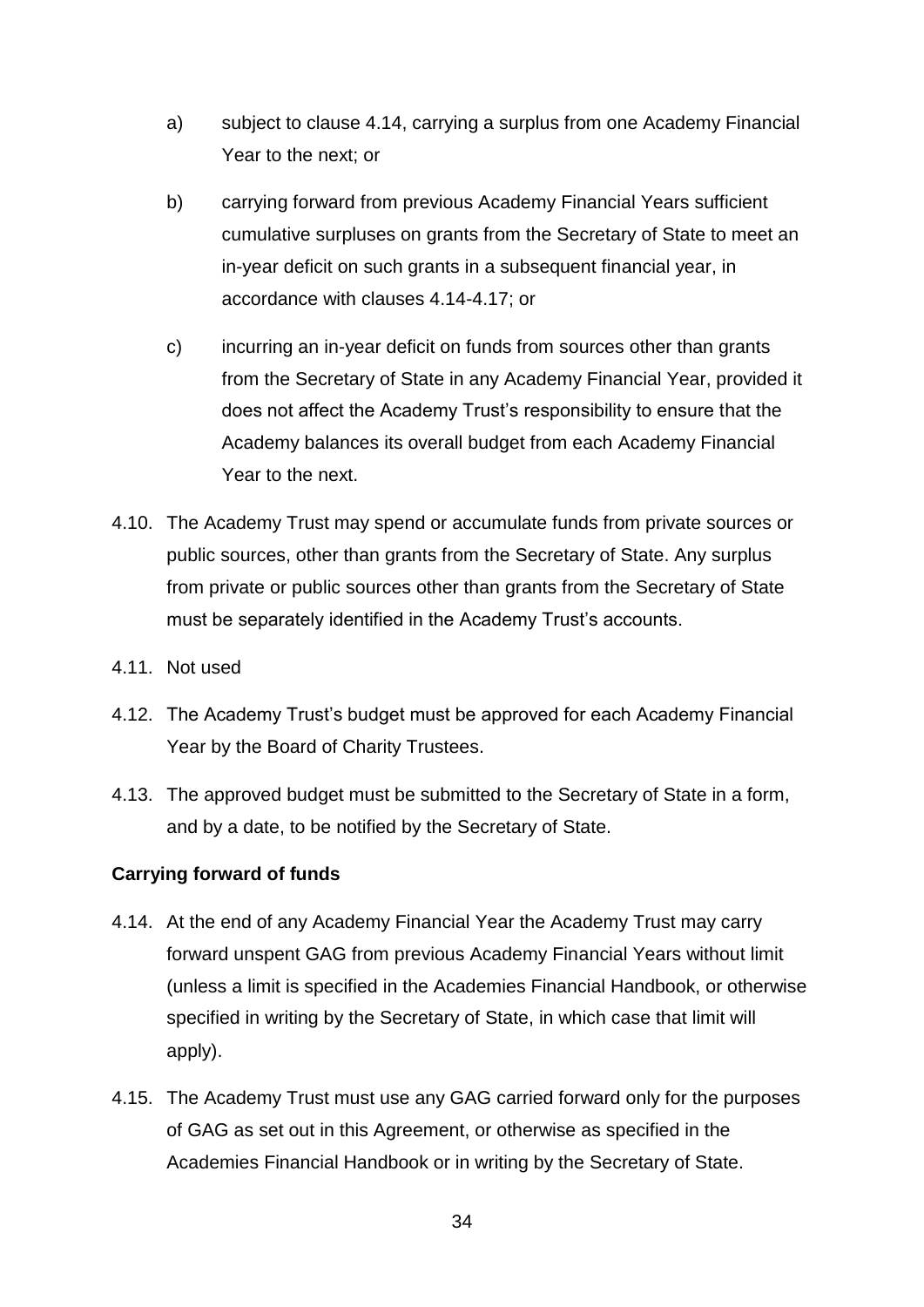a) subject to clause 4.14, carrying a surplus from one Academy Financial Year to the next; or

b) carrying forward from previous Academy Financial Years sufficient cumulative surpluses on grants from the Secretary of State to meet an in-year deficit on such grants in a subsequent financial year, in accordance with clauses 4.14-4.17; or

c) incurring an in-year deficit on funds from sources other than grants from the Secretary of State in any Academy Financial Year, provided it does not affect the Academy Trust's responsibility to ensure that the Academy balances its overall budget from each Academy Financial Year to the next.

4.10. The Academy Trust may spend or accumulate funds from private sources or public sources, other than grants from the Secretary of State. Any surplus from private or public sources other than grants from the Secretary of State must be separately identified in the Academy Trust's accounts.

4.11. Not used

4.12. The Academy Trust's budget must be approved for each Academy Financial Year by the Board of Charity Trustees.

4.13. The approved budget must be submitted to the Secretary of State in a form, and by a date, to be notified by the Secretary of State.

**Carrying forward of funds**

4.14. At the end of any Academy Financial Year the Academy Trust may carry forward unspent GAG from previous Academy Financial Years without limit (unless a limit is specified in the Academies Financial Handbook, or otherwise specified in writing by the Secretary of State, in which case that limit will apply).

4.15. The Academy Trust must use any GAG carried forward only for the purposes of GAG as set out in this Agreement, or otherwise as specified in the Academies Financial Handbook or in writing by the Secretary of State.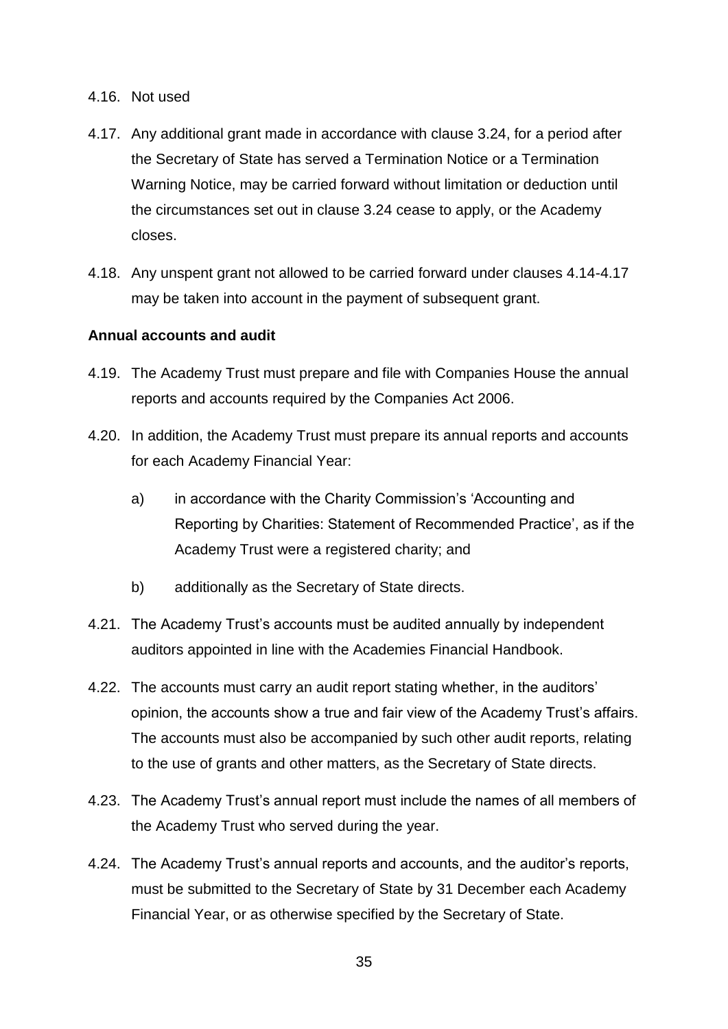4.16. Not used

4.17. Any additional grant made in accordance with clause 3.24, for a period after the Secretary of State has served a Termination Notice or a Termination Warning Notice, may be carried forward without limitation or deduction until the circumstances set out in clause 3.24 cease to apply, or the Academy closes.

4.18. Any unspent grant not allowed to be carried forward under clauses 4.14-4.17 may be taken into account in the payment of subsequent grant.

**Annual accounts and audit**

4.19. The Academy Trust must prepare and file with Companies House the annual reports and accounts required by the Companies Act 2006.

4.20. In addition, the Academy Trust must prepare its annual reports and accounts for each Academy Financial Year:

a) in accordance with the Charity Commission's 'Accounting and Reporting by Charities: Statement of Recommended Practice', as if the Academy Trust were a registered charity; and

b) additionally as the Secretary of State directs.

4.21. The Academy Trust's accounts must be audited annually by independent auditors appointed in line with the Academies Financial Handbook.

4.22. The accounts must carry an audit report stating whether, in the auditors' opinion, the accounts show a true and fair view of the Academy Trust's affairs. The accounts must also be accompanied by such other audit reports, relating to the use of grants and other matters, as the Secretary of State directs.

4.23. The Academy Trust's annual report must include the names of all members of the Academy Trust who served during the year.

4.24. The Academy Trust's annual reports and accounts, and the auditor's reports, must be submitted to the Secretary of State by 31 December each Academy Financial Year, or as otherwise specified by the Secretary of State.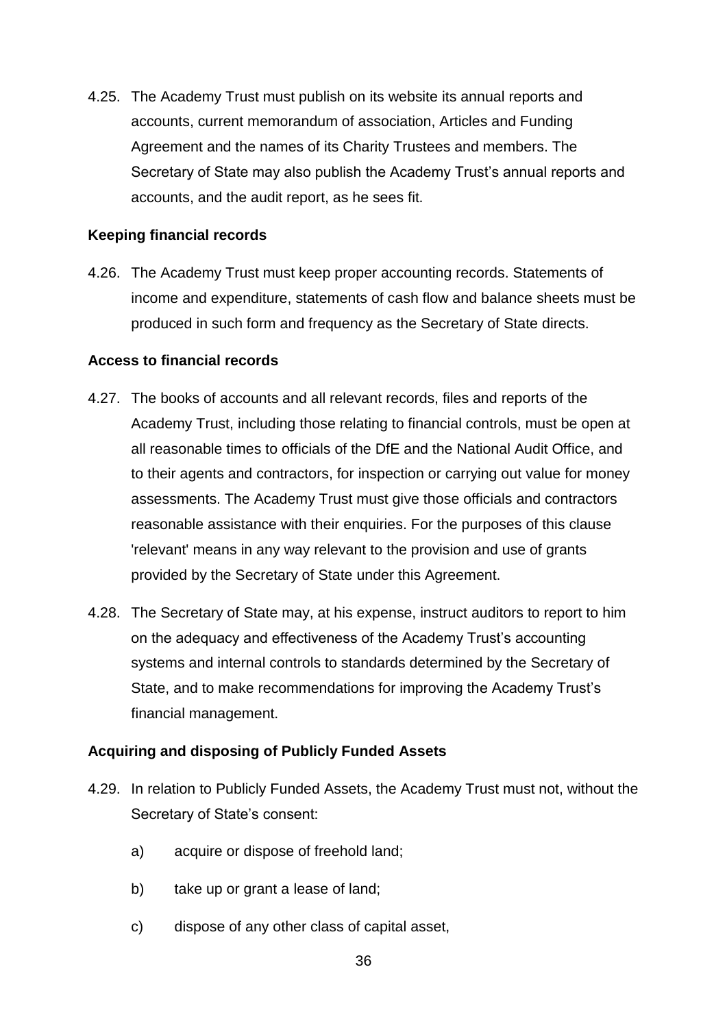4.25. The Academy Trust must publish on its website its annual reports and accounts, current memorandum of association, Articles and Funding Agreement and the names of its Charity Trustees and members. The Secretary of State may also publish the Academy Trust's annual reports and accounts, and the audit report, as he sees fit.

**Keeping financial records**

4.26. The Academy Trust must keep proper accounting records. Statements of income and expenditure, statements of cash flow and balance sheets must be produced in such form and frequency as the Secretary of State directs.

**Access to financial records**

4.27. The books of accounts and all relevant records, files and reports of the Academy Trust, including those relating to financial controls, must be open at all reasonable times to officials of the DfE and the National Audit Office, and to their agents and contractors, for inspection or carrying out value for money assessments. The Academy Trust must give those officials and contractors reasonable assistance with their enquiries. For the purposes of this clause 'relevant' means in any way relevant to the provision and use of grants provided by the Secretary of State under this Agreement.

4.28. The Secretary of State may, at his expense, instruct auditors to report to him on the adequacy and effectiveness of the Academy Trust's accounting systems and internal controls to standards determined by the Secretary of State, and to make recommendations for improving the Academy Trust's financial management.

**Acquiring and disposing of Publicly Funded Assets**

4.29. In relation to Publicly Funded Assets, the Academy Trust must not, without the Secretary of State's consent:

a) acquire or dispose of freehold land;

b) take up or grant a lease of land;

c) dispose of any other class of capital asset,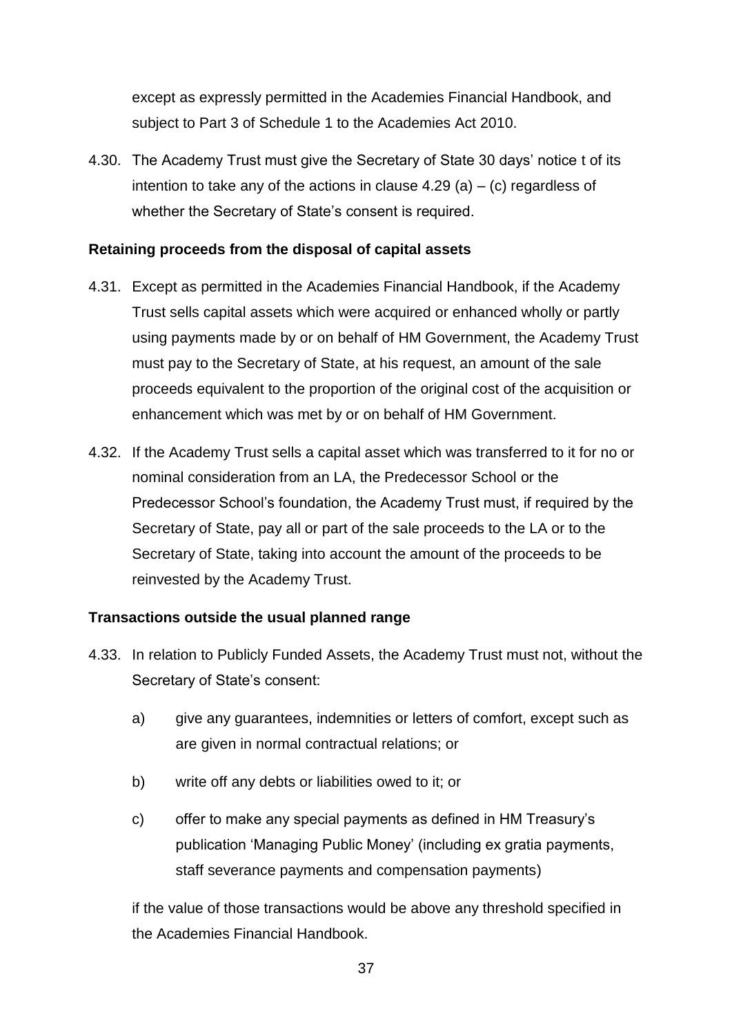except as expressly permitted in the Academies Financial Handbook, and subject to Part 3 of Schedule 1 to the Academies Act 2010.

4.30. The Academy Trust must give the Secretary of State 30 days' notice t of its intention to take any of the actions in clause 4.29 (a) – (c) regardless of whether the Secretary of State's consent is required.

**Retaining proceeds from the disposal of capital assets**

4.31. Except as permitted in the Academies Financial Handbook, if the Academy Trust sells capital assets which were acquired or enhanced wholly or partly using payments made by or on behalf of HM Government, the Academy Trust must pay to the Secretary of State, at his request, an amount of the sale proceeds equivalent to the proportion of the original cost of the acquisition or enhancement which was met by or on behalf of HM Government.

4.32. If the Academy Trust sells a capital asset which was transferred to it for no or nominal consideration from an LA, the Predecessor School or the Predecessor School's foundation, the Academy Trust must, if required by the Secretary of State, pay all or part of the sale proceeds to the LA or to the Secretary of State, taking into account the amount of the proceeds to be reinvested by the Academy Trust.

**Transactions outside the usual planned range**

4.33. In relation to Publicly Funded Assets, the Academy Trust must not, without the Secretary of State's consent:

a) give any guarantees, indemnities or letters of comfort, except such as are given in normal contractual relations; or

b) write off any debts or liabilities owed to it; or

c) offer to make any special payments as defined in HM Treasury's publication 'Managing Public Money' (including ex gratia payments, staff severance payments and compensation payments)

if the value of those transactions would be above any threshold specified in the Academies Financial Handbook.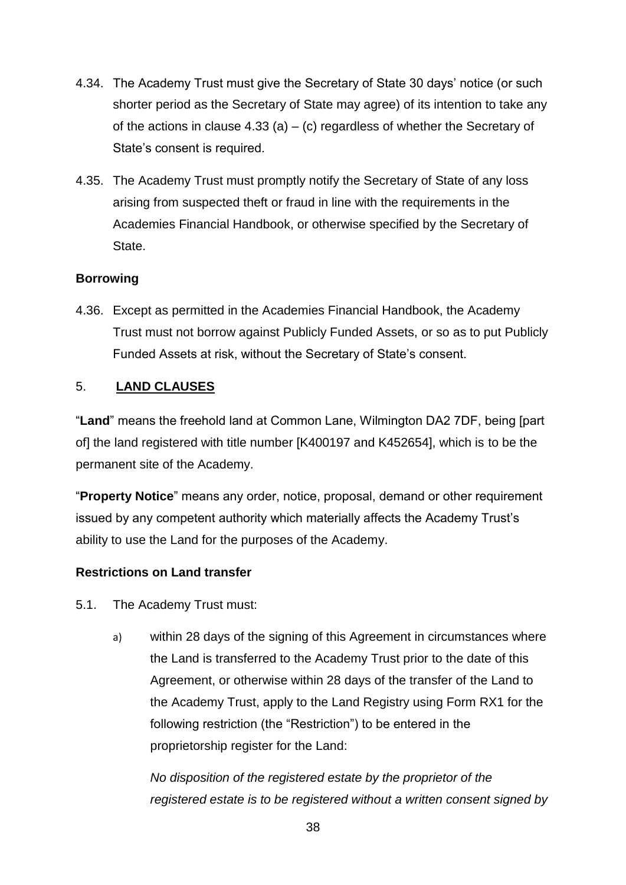4.34. The Academy Trust must give the Secretary of State 30 days' notice (or such shorter period as the Secretary of State may agree) of its intention to take any of the actions in clause 4.33 (a) – (c) regardless of whether the Secretary of State's consent is required.

4.35. The Academy Trust must promptly notify the Secretary of State of any loss arising from suspected theft or fraud in line with the requirements in the Academies Financial Handbook, or otherwise specified by the Secretary of State.

**Borrowing**

4.36. Except as permitted in the Academies Financial Handbook, the Academy Trust must not borrow against Publicly Funded Assets, or so as to put Publicly Funded Assets at risk, without the Secretary of State's consent.

## 5. **LAND CLAUSES**

"**Land**" means the freehold land at Common Lane, Wilmington DA2 7DF, being [part of] the land registered with title number [K400197 and K452654], which is to be the permanent site of the Academy.

"**Property Notice**" means any order, notice, proposal, demand or other requirement issued by any competent authority which materially affects the Academy Trust's ability to use the Land for the purposes of the Academy.

**Restrictions on Land transfer**

5.1. The Academy Trust must:

a) within 28 days of the signing of this Agreement in circumstances where the Land is transferred to the Academy Trust prior to the date of this Agreement, or otherwise within 28 days of the transfer of the Land to the Academy Trust, apply to the Land Registry using Form RX1 for the following restriction (the "Restriction") to be entered in the proprietorship register for the Land:

*No disposition of the registered estate by the proprietor of the registered estate is to be registered without a written consent signed by*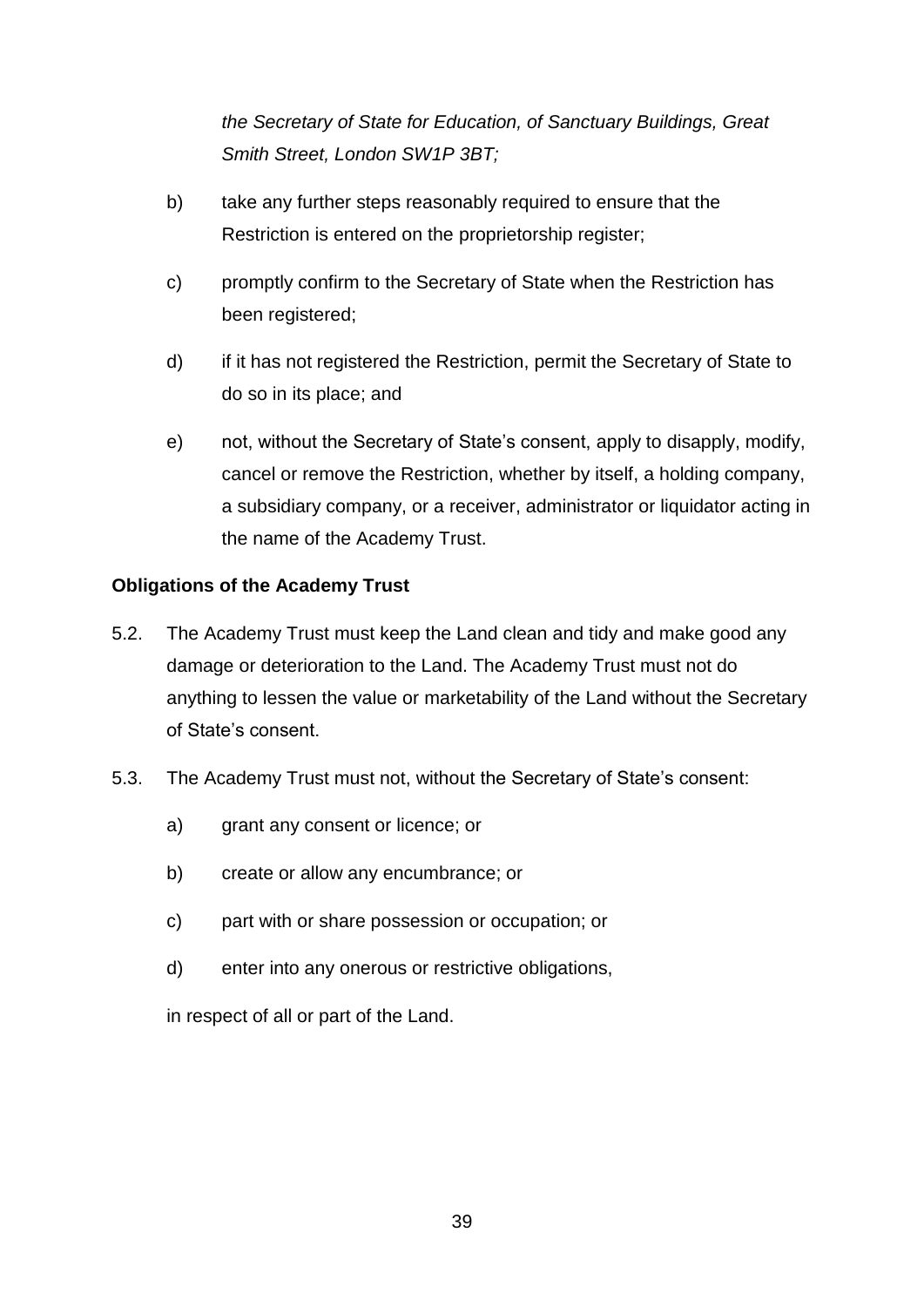*the Secretary of State for Education, of Sanctuary Buildings, Great Smith Street, London SW1P 3BT;*

b) take any further steps reasonably required to ensure that the Restriction is entered on the proprietorship register;

c) promptly confirm to the Secretary of State when the Restriction has been registered;

d) if it has not registered the Restriction, permit the Secretary of State to do so in its place; and

e) not, without the Secretary of State's consent, apply to disapply, modify, cancel or remove the Restriction, whether by itself, a holding company, a subsidiary company, or a receiver, administrator or liquidator acting in the name of the Academy Trust.

**Obligations of the Academy Trust**

5.2. The Academy Trust must keep the Land clean and tidy and make good any damage or deterioration to the Land. The Academy Trust must not do anything to lessen the value or marketability of the Land without the Secretary of State's consent.

5.3. The Academy Trust must not, without the Secretary of State's consent:

a) grant any consent or licence; or

b) create or allow any encumbrance; or

c) part with or share possession or occupation; or

d) enter into any onerous or restrictive obligations,

in respect of all or part of the Land.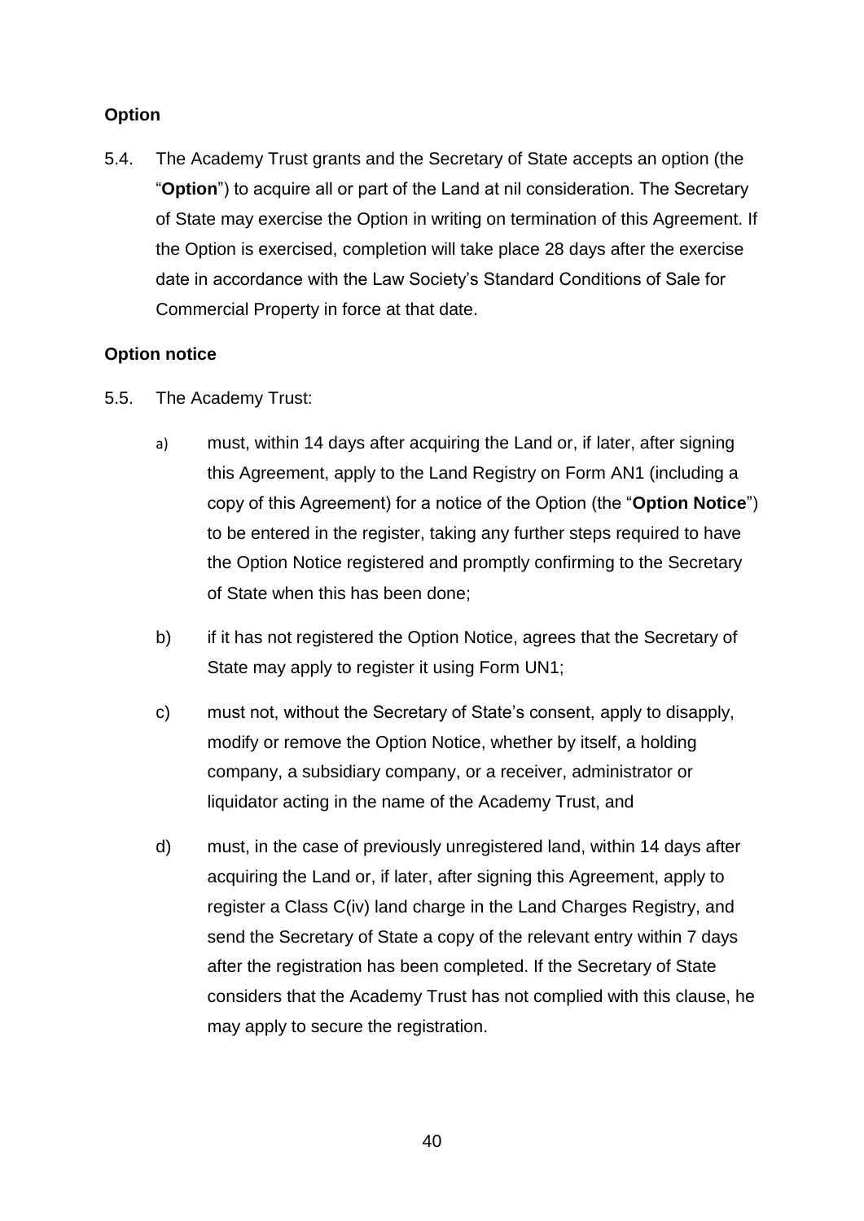**Option**

5.4. The Academy Trust grants and the Secretary of State accepts an option (the "**Option**") to acquire all or part of the Land at nil consideration. The Secretary of State may exercise the Option in writing on termination of this Agreement. If the Option is exercised, completion will take place 28 days after the exercise date in accordance with the Law Society's Standard Conditions of Sale for Commercial Property in force at that date.

**Option notice**

5.5. The Academy Trust:

a) must, within 14 days after acquiring the Land or, if later, after signing this Agreement, apply to the Land Registry on Form AN1 (including a copy of this Agreement) for a notice of the Option (the "**Option Notice**") to be entered in the register, taking any further steps required to have the Option Notice registered and promptly confirming to the Secretary of State when this has been done;

b) if it has not registered the Option Notice, agrees that the Secretary of State may apply to register it using Form UN1;

c) must not, without the Secretary of State's consent, apply to disapply, modify or remove the Option Notice, whether by itself, a holding company, a subsidiary company, or a receiver, administrator or liquidator acting in the name of the Academy Trust, and

d) must, in the case of previously unregistered land, within 14 days after acquiring the Land or, if later, after signing this Agreement, apply to register a Class C(iv) land charge in the Land Charges Registry, and send the Secretary of State a copy of the relevant entry within 7 days after the registration has been completed. If the Secretary of State considers that the Academy Trust has not complied with this clause, he may apply to secure the registration.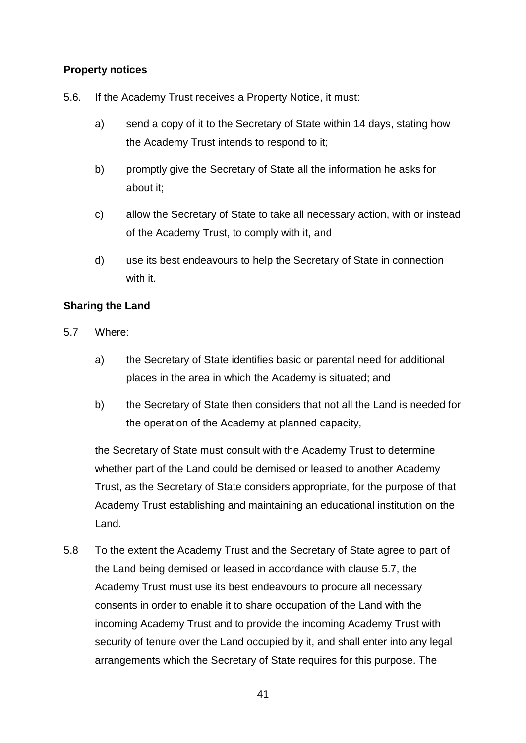### Property notices

5.6. If the Academy Trust receives a Property Notice, it must:

a) send a copy of it to the Secretary of State within 14 days, stating how the Academy Trust intends to respond to it;

b) promptly give the Secretary of State all the information he asks for about it;

c) allow the Secretary of State to take all necessary action, with or instead of the Academy Trust, to comply with it, and

d) use its best endeavours to help the Secretary of State in connection with it.

### Sharing the Land

5.7 Where:

a) the Secretary of State identifies basic or parental need for additional places in the area in which the Academy is situated; and

b) the Secretary of State then considers that not all the Land is needed for the operation of the Academy at planned capacity,

the Secretary of State must consult with the Academy Trust to determine whether part of the Land could be demised or leased to another Academy Trust, as the Secretary of State considers appropriate, for the purpose of that Academy Trust establishing and maintaining an educational institution on the Land.

5.8 To the extent the Academy Trust and the Secretary of State agree to part of the Land being demised or leased in accordance with clause 5.7, the Academy Trust must use its best endeavours to procure all necessary consents in order to enable it to share occupation of the Land with the incoming Academy Trust and to provide the incoming Academy Trust with security of tenure over the Land occupied by it, and shall enter into any legal arrangements which the Secretary of State requires for this purpose. The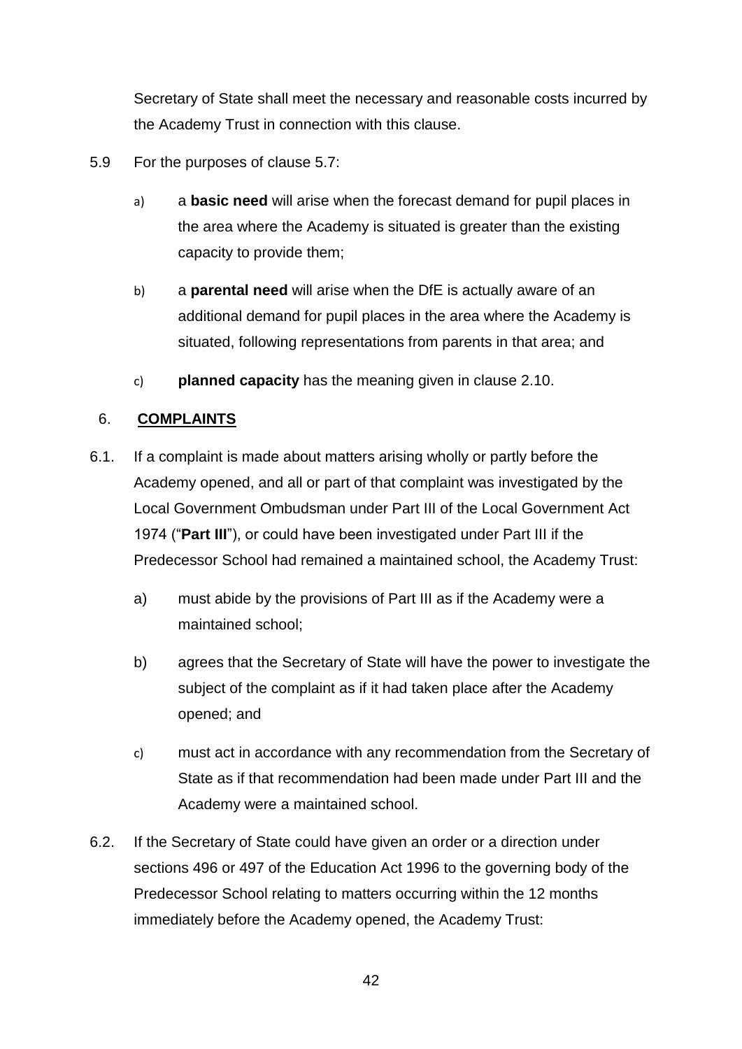Secretary of State shall meet the necessary and reasonable costs incurred by the Academy Trust in connection with this clause.

5.9 For the purposes of clause 5.7:

a) a **basic need** will arise when the forecast demand for pupil places in the area where the Academy is situated is greater than the existing capacity to provide them;

b) a **parental need** will arise when the DfE is actually aware of an additional demand for pupil places in the area where the Academy is situated, following representations from parents in that area; and

c) **planned capacity** has the meaning given in clause 2.10.

## 6. COMPLAINTS

6.1. If a complaint is made about matters arising wholly or partly before the Academy opened, and all or part of that complaint was investigated by the Local Government Ombudsman under Part III of the Local Government Act 1974 ("**Part III**"), or could have been investigated under Part III if the Predecessor School had remained a maintained school, the Academy Trust:

a) must abide by the provisions of Part III as if the Academy were a maintained school;

b) agrees that the Secretary of State will have the power to investigate the subject of the complaint as if it had taken place after the Academy opened; and

c) must act in accordance with any recommendation from the Secretary of State as if that recommendation had been made under Part III and the Academy were a maintained school.

6.2. If the Secretary of State could have given an order or a direction under sections 496 or 497 of the Education Act 1996 to the governing body of the Predecessor School relating to matters occurring within the 12 months immediately before the Academy opened, the Academy Trust: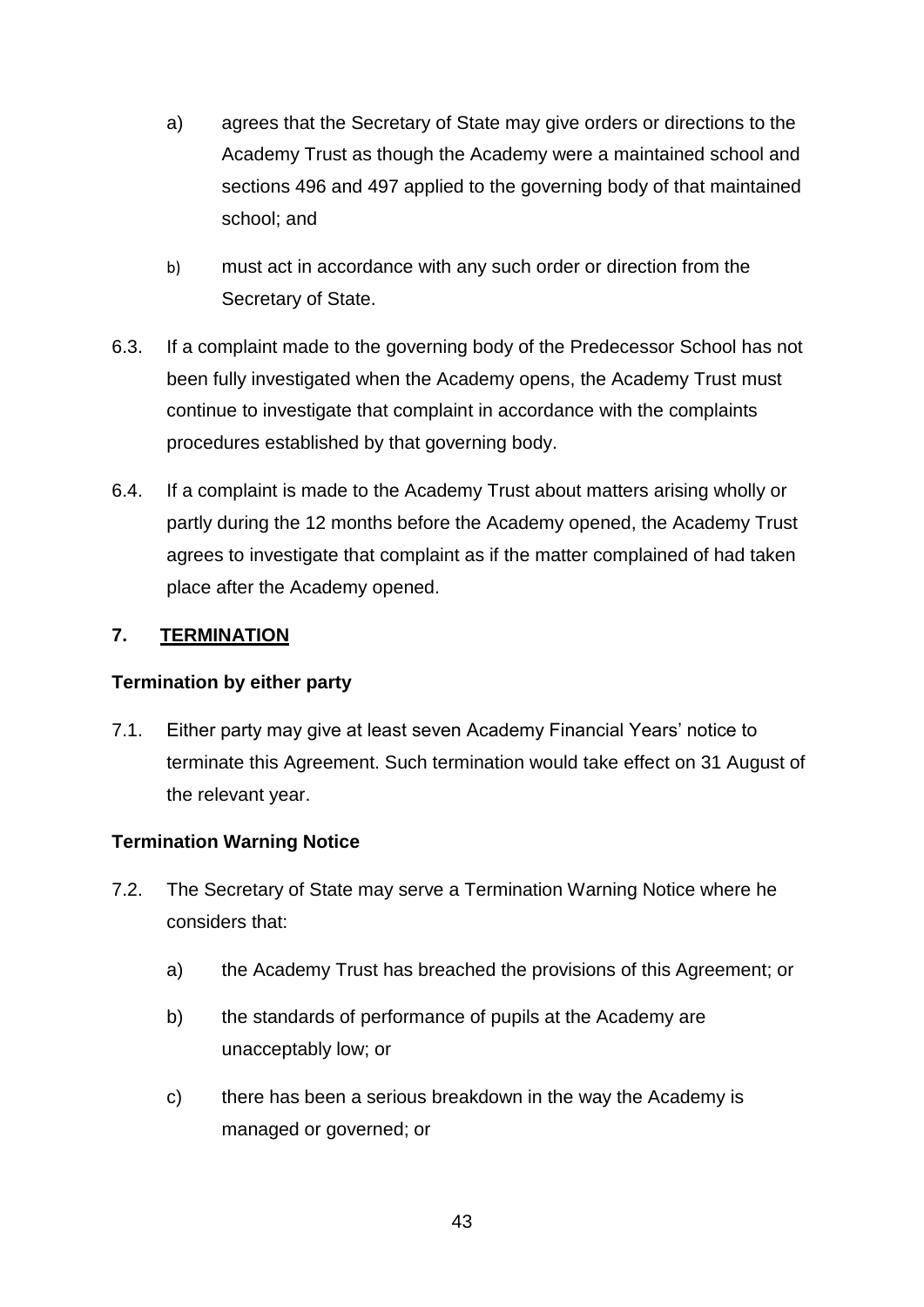a) agrees that the Secretary of State may give orders or directions to the Academy Trust as though the Academy were a maintained school and sections 496 and 497 applied to the governing body of that maintained school; and

b) must act in accordance with any such order or direction from the Secretary of State.

6.3. If a complaint made to the governing body of the Predecessor School has not been fully investigated when the Academy opens, the Academy Trust must continue to investigate that complaint in accordance with the complaints procedures established by that governing body.

6.4. If a complaint is made to the Academy Trust about matters arising wholly or partly during the 12 months before the Academy opened, the Academy Trust agrees to investigate that complaint as if the matter complained of had taken place after the Academy opened.

## 7. <u>TERMINATION</u>

### Termination by either party

7.1. Either party may give at least seven Academy Financial Years' notice to terminate this Agreement. Such termination would take effect on 31 August of the relevant year.

### Termination Warning Notice

7.2. The Secretary of State may serve a Termination Warning Notice where he considers that:

a) the Academy Trust has breached the provisions of this Agreement; or

b) the standards of performance of pupils at the Academy are unacceptably low; or

c) there has been a serious breakdown in the way the Academy is managed or governed; or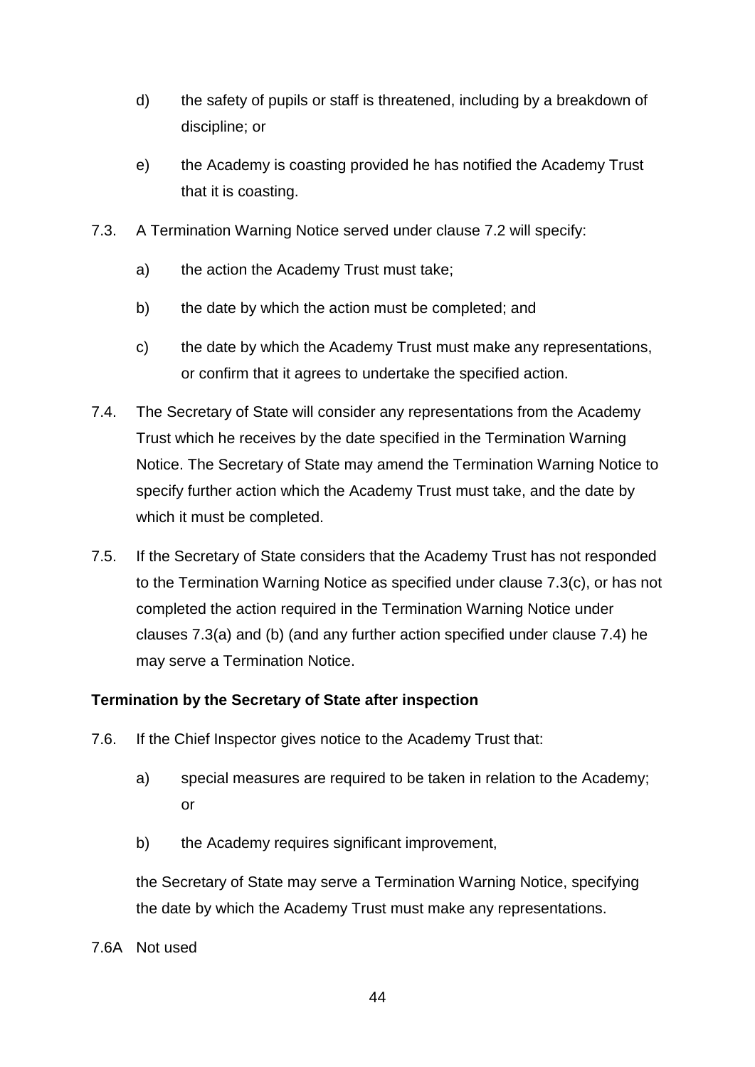d) the safety of pupils or staff is threatened, including by a breakdown of discipline; or

e) the Academy is coasting provided he has notified the Academy Trust that it is coasting.

7.3. A Termination Warning Notice served under clause 7.2 will specify:

a) the action the Academy Trust must take;

b) the date by which the action must be completed; and

c) the date by which the Academy Trust must make any representations, or confirm that it agrees to undertake the specified action.

7.4. The Secretary of State will consider any representations from the Academy Trust which he receives by the date specified in the Termination Warning Notice. The Secretary of State may amend the Termination Warning Notice to specify further action which the Academy Trust must take, and the date by which it must be completed.

7.5. If the Secretary of State considers that the Academy Trust has not responded to the Termination Warning Notice as specified under clause 7.3(c), or has not completed the action required in the Termination Warning Notice under clauses 7.3(a) and (b) (and any further action specified under clause 7.4) he may serve a Termination Notice.

**Termination by the Secretary of State after inspection**

7.6. If the Chief Inspector gives notice to the Academy Trust that:

a) special measures are required to be taken in relation to the Academy; or

b) the Academy requires significant improvement,

the Secretary of State may serve a Termination Warning Notice, specifying the date by which the Academy Trust must make any representations.

7.6A Not used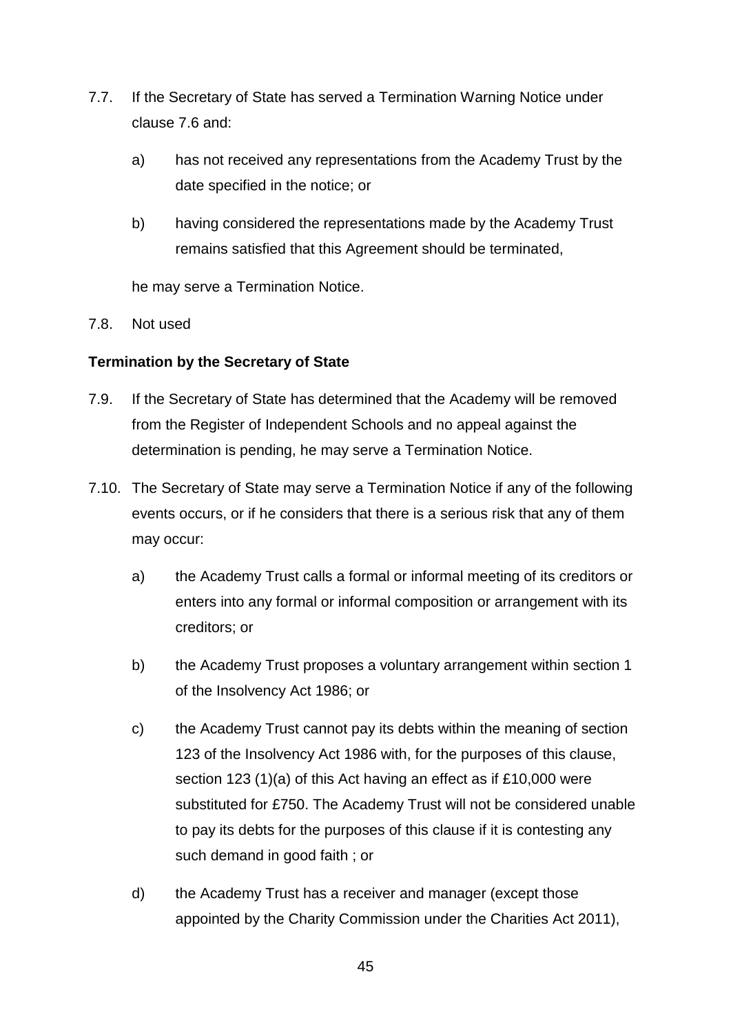7.7. If the Secretary of State has served a Termination Warning Notice under clause 7.6 and:

   a) has not received any representations from the Academy Trust by the date specified in the notice; or

   b) having considered the representations made by the Academy Trust remains satisfied that this Agreement should be terminated,

   he may serve a Termination Notice.

7.8. Not used

**Termination by the Secretary of State**

7.9. If the Secretary of State has determined that the Academy will be removed from the Register of Independent Schools and no appeal against the determination is pending, he may serve a Termination Notice.

7.10. The Secretary of State may serve a Termination Notice if any of the following events occurs, or if he considers that there is a serious risk that any of them may occur:

   a) the Academy Trust calls a formal or informal meeting of its creditors or enters into any formal or informal composition or arrangement with its creditors; or

   b) the Academy Trust proposes a voluntary arrangement within section 1 of the Insolvency Act 1986; or

   c) the Academy Trust cannot pay its debts within the meaning of section 123 of the Insolvency Act 1986 with, for the purposes of this clause, section 123 (1)(a) of this Act having an effect as if £10,000 were substituted for £750. The Academy Trust will not be considered unable to pay its debts for the purposes of this clause if it is contesting any such demand in good faith ; or

   d) the Academy Trust has a receiver and manager (except those appointed by the Charity Commission under the Charities Act 2011),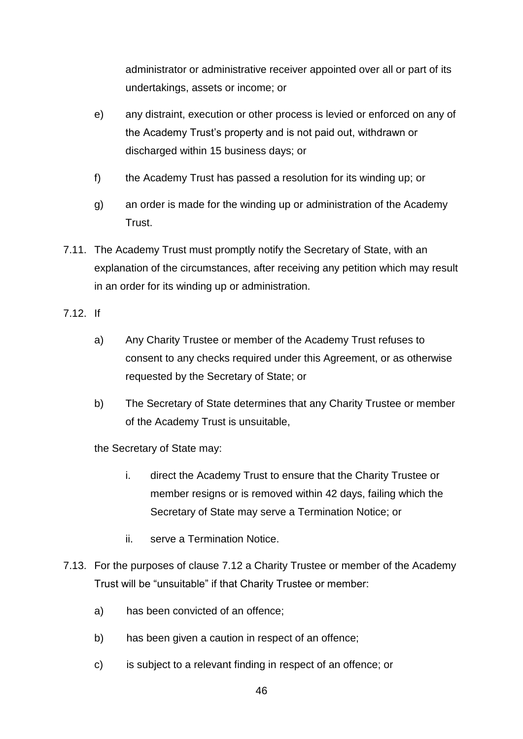administrator or administrative receiver appointed over all or part of its undertakings, assets or income; or

e) any distraint, execution or other process is levied or enforced on any of the Academy Trust's property and is not paid out, withdrawn or discharged within 15 business days; or

f) the Academy Trust has passed a resolution for its winding up; or

g) an order is made for the winding up or administration of the Academy Trust.

7.11. The Academy Trust must promptly notify the Secretary of State, with an explanation of the circumstances, after receiving any petition which may result in an order for its winding up or administration.

7.12. If

a) Any Charity Trustee or member of the Academy Trust refuses to consent to any checks required under this Agreement, or as otherwise requested by the Secretary of State; or

b) The Secretary of State determines that any Charity Trustee or member of the Academy Trust is unsuitable,

the Secretary of State may:

i. direct the Academy Trust to ensure that the Charity Trustee or member resigns or is removed within 42 days, failing which the Secretary of State may serve a Termination Notice; or

ii. serve a Termination Notice.

7.13. For the purposes of clause 7.12 a Charity Trustee or member of the Academy Trust will be "unsuitable" if that Charity Trustee or member:

a) has been convicted of an offence;

b) has been given a caution in respect of an offence;

c) is subject to a relevant finding in respect of an offence; or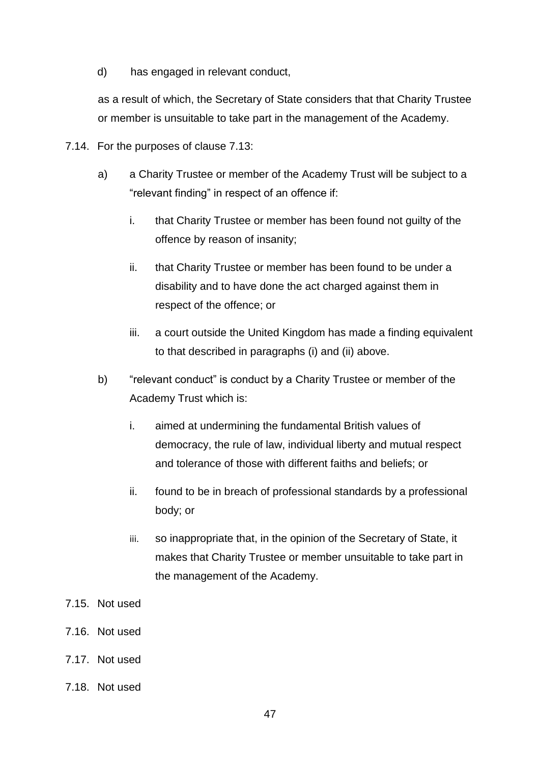d) has engaged in relevant conduct,

as a result of which, the Secretary of State considers that that Charity Trustee or member is unsuitable to take part in the management of the Academy.

7.14. For the purposes of clause 7.13:

a) a Charity Trustee or member of the Academy Trust will be subject to a "relevant finding" in respect of an offence if:

   i. that Charity Trustee or member has been found not guilty of the offence by reason of insanity;

   ii. that Charity Trustee or member has been found to be under a disability and to have done the act charged against them in respect of the offence; or

   iii. a court outside the United Kingdom has made a finding equivalent to that described in paragraphs (i) and (ii) above.

b) "relevant conduct" is conduct by a Charity Trustee or member of the Academy Trust which is:

   i. aimed at undermining the fundamental British values of democracy, the rule of law, individual liberty and mutual respect and tolerance of those with different faiths and beliefs; or

   ii. found to be in breach of professional standards by a professional body; or

   iii. so inappropriate that, in the opinion of the Secretary of State, it makes that Charity Trustee or member unsuitable to take part in the management of the Academy.

7.15. Not used

7.16. Not used

7.17. Not used

7.18. Not used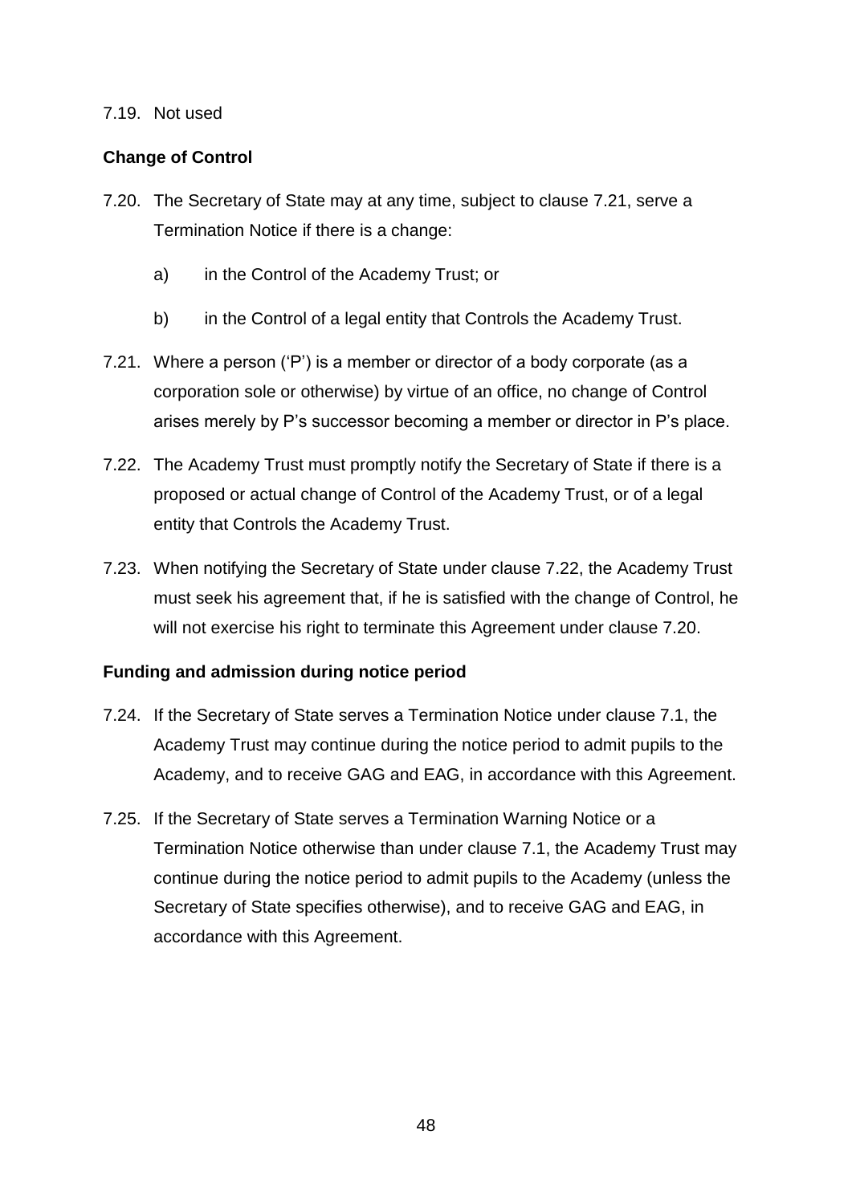7.19. Not used

**Change of Control**

7.20. The Secretary of State may at any time, subject to clause 7.21, serve a Termination Notice if there is a change:

a) in the Control of the Academy Trust; or

b) in the Control of a legal entity that Controls the Academy Trust.

7.21. Where a person ('P') is a member or director of a body corporate (as a corporation sole or otherwise) by virtue of an office, no change of Control arises merely by P's successor becoming a member or director in P's place.

7.22. The Academy Trust must promptly notify the Secretary of State if there is a proposed or actual change of Control of the Academy Trust, or of a legal entity that Controls the Academy Trust.

7.23. When notifying the Secretary of State under clause 7.22, the Academy Trust must seek his agreement that, if he is satisfied with the change of Control, he will not exercise his right to terminate this Agreement under clause 7.20.

**Funding and admission during notice period**

7.24. If the Secretary of State serves a Termination Notice under clause 7.1, the Academy Trust may continue during the notice period to admit pupils to the Academy, and to receive GAG and EAG, in accordance with this Agreement.

7.25. If the Secretary of State serves a Termination Warning Notice or a Termination Notice otherwise than under clause 7.1, the Academy Trust may continue during the notice period to admit pupils to the Academy (unless the Secretary of State specifies otherwise), and to receive GAG and EAG, in accordance with this Agreement.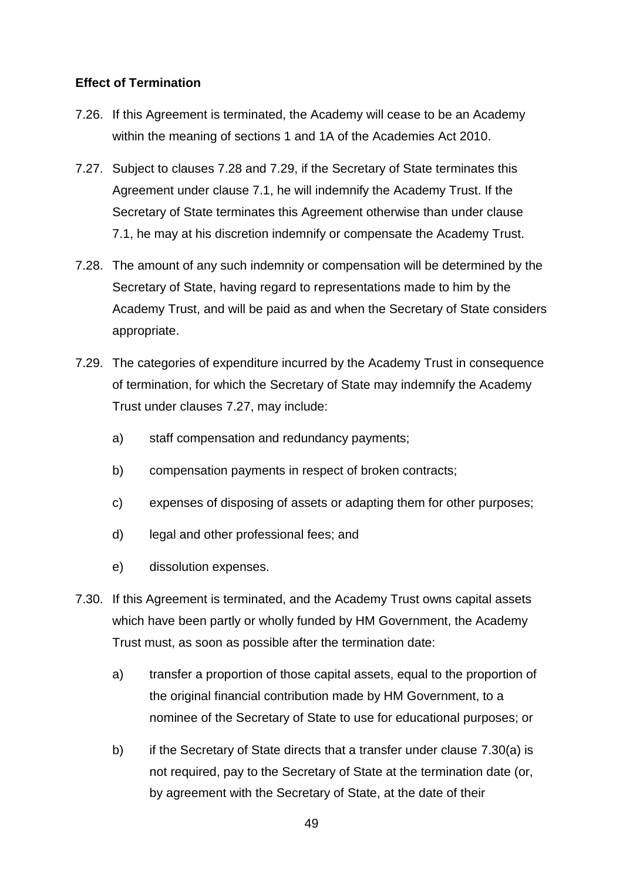**Effect of Termination**

7.26. If this Agreement is terminated, the Academy will cease to be an Academy within the meaning of sections 1 and 1A of the Academies Act 2010.

7.27. Subject to clauses 7.28 and 7.29, if the Secretary of State terminates this Agreement under clause 7.1, he will indemnify the Academy Trust. If the Secretary of State terminates this Agreement otherwise than under clause 7.1, he may at his discretion indemnify or compensate the Academy Trust.

7.28. The amount of any such indemnity or compensation will be determined by the Secretary of State, having regard to representations made to him by the Academy Trust, and will be paid as and when the Secretary of State considers appropriate.

7.29. The categories of expenditure incurred by the Academy Trust in consequence of termination, for which the Secretary of State may indemnify the Academy Trust under clauses 7.27, may include:

a) staff compensation and redundancy payments;

b) compensation payments in respect of broken contracts;

c) expenses of disposing of assets or adapting them for other purposes;

d) legal and other professional fees; and

e) dissolution expenses.

7.30. If this Agreement is terminated, and the Academy Trust owns capital assets which have been partly or wholly funded by HM Government, the Academy Trust must, as soon as possible after the termination date:

a) transfer a proportion of those capital assets, equal to the proportion of the original financial contribution made by HM Government, to a nominee of the Secretary of State to use for educational purposes; or

b) if the Secretary of State directs that a transfer under clause 7.30(a) is not required, pay to the Secretary of State at the termination date (or, by agreement with the Secretary of State, at the date of their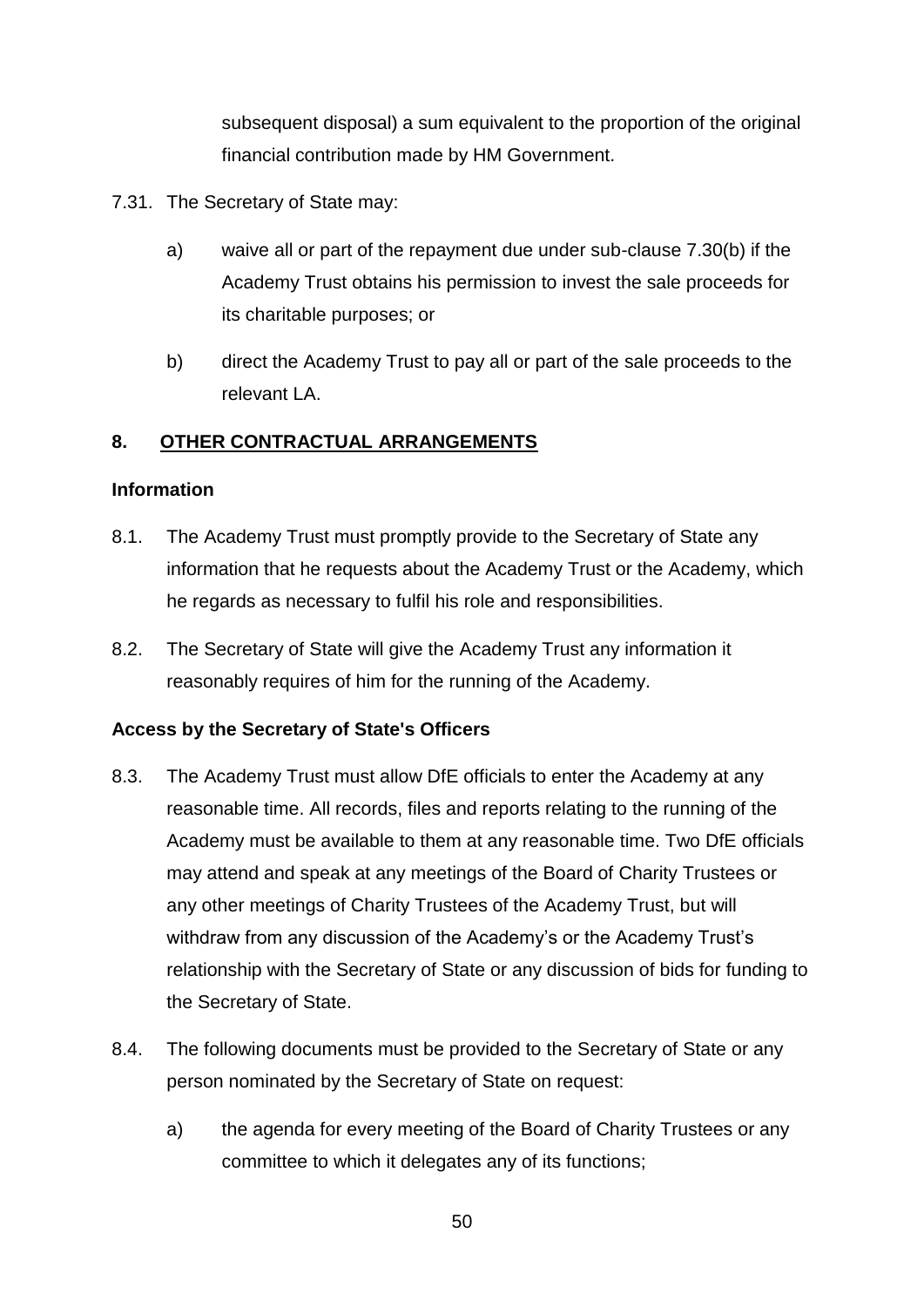subsequent disposal) a sum equivalent to the proportion of the original financial contribution made by HM Government.

7.31. The Secretary of State may:

a) waive all or part of the repayment due under sub-clause 7.30(b) if the Academy Trust obtains his permission to invest the sale proceeds for its charitable purposes; or

b) direct the Academy Trust to pay all or part of the sale proceeds to the relevant LA.

## 8. OTHER CONTRACTUAL ARRANGEMENTS

### Information

8.1. The Academy Trust must promptly provide to the Secretary of State any information that he requests about the Academy Trust or the Academy, which he regards as necessary to fulfil his role and responsibilities.

8.2. The Secretary of State will give the Academy Trust any information it reasonably requires of him for the running of the Academy.

### Access by the Secretary of State's Officers

8.3. The Academy Trust must allow DfE officials to enter the Academy at any reasonable time. All records, files and reports relating to the running of the Academy must be available to them at any reasonable time. Two DfE officials may attend and speak at any meetings of the Board of Charity Trustees or any other meetings of Charity Trustees of the Academy Trust, but will withdraw from any discussion of the Academy's or the Academy Trust's relationship with the Secretary of State or any discussion of bids for funding to the Secretary of State.

8.4. The following documents must be provided to the Secretary of State or any person nominated by the Secretary of State on request:

a) the agenda for every meeting of the Board of Charity Trustees or any committee to which it delegates any of its functions;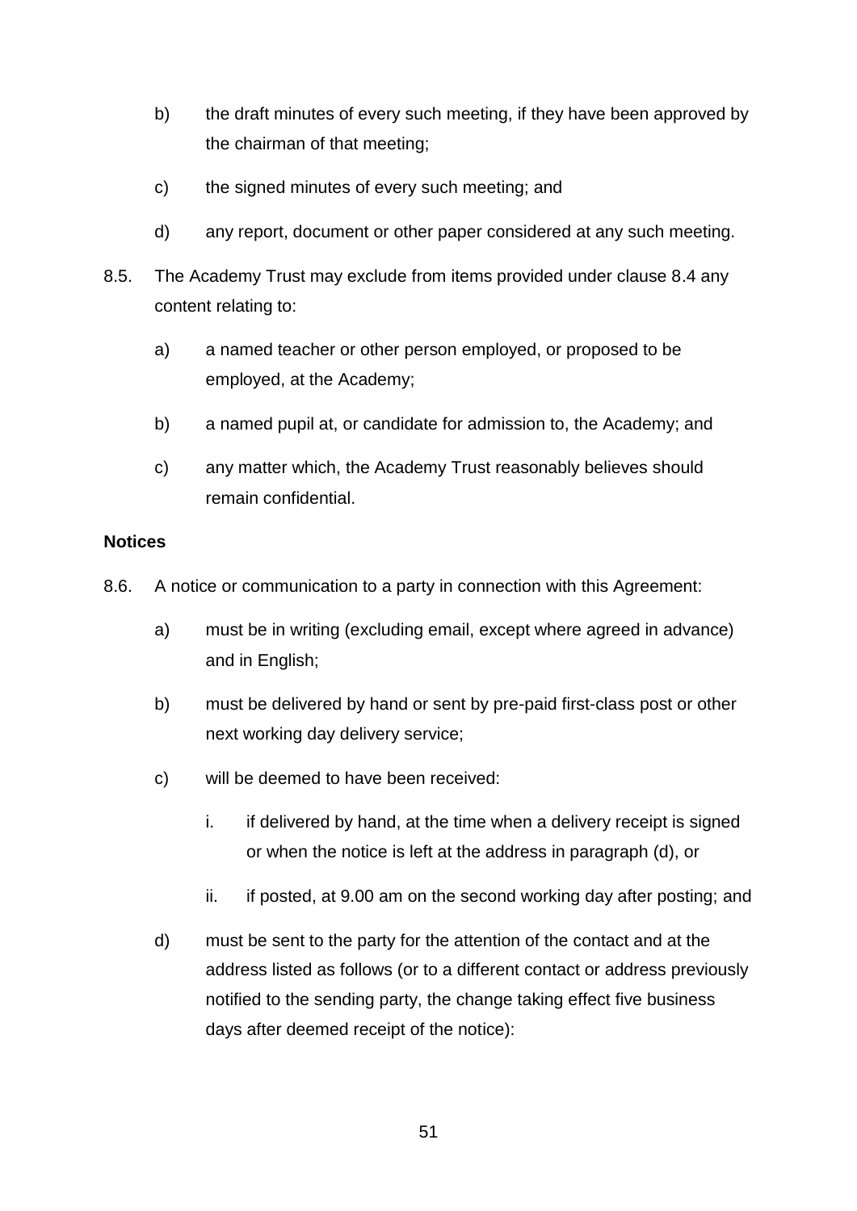b) the draft minutes of every such meeting, if they have been approved by the chairman of that meeting;

c) the signed minutes of every such meeting; and

d) any report, document or other paper considered at any such meeting.

8.5. The Academy Trust may exclude from items provided under clause 8.4 any content relating to:

a) a named teacher or other person employed, or proposed to be employed, at the Academy;

b) a named pupil at, or candidate for admission to, the Academy; and

c) any matter which, the Academy Trust reasonably believes should remain confidential.

**Notices**

8.6. A notice or communication to a party in connection with this Agreement:

a) must be in writing (excluding email, except where agreed in advance) and in English;

b) must be delivered by hand or sent by pre-paid first-class post or other next working day delivery service;

c) will be deemed to have been received:

   i. if delivered by hand, at the time when a delivery receipt is signed or when the notice is left at the address in paragraph (d), or

   ii. if posted, at 9.00 am on the second working day after posting; and

d) must be sent to the party for the attention of the contact and at the address listed as follows (or to a different contact or address previously notified to the sending party, the change taking effect five business days after deemed receipt of the notice):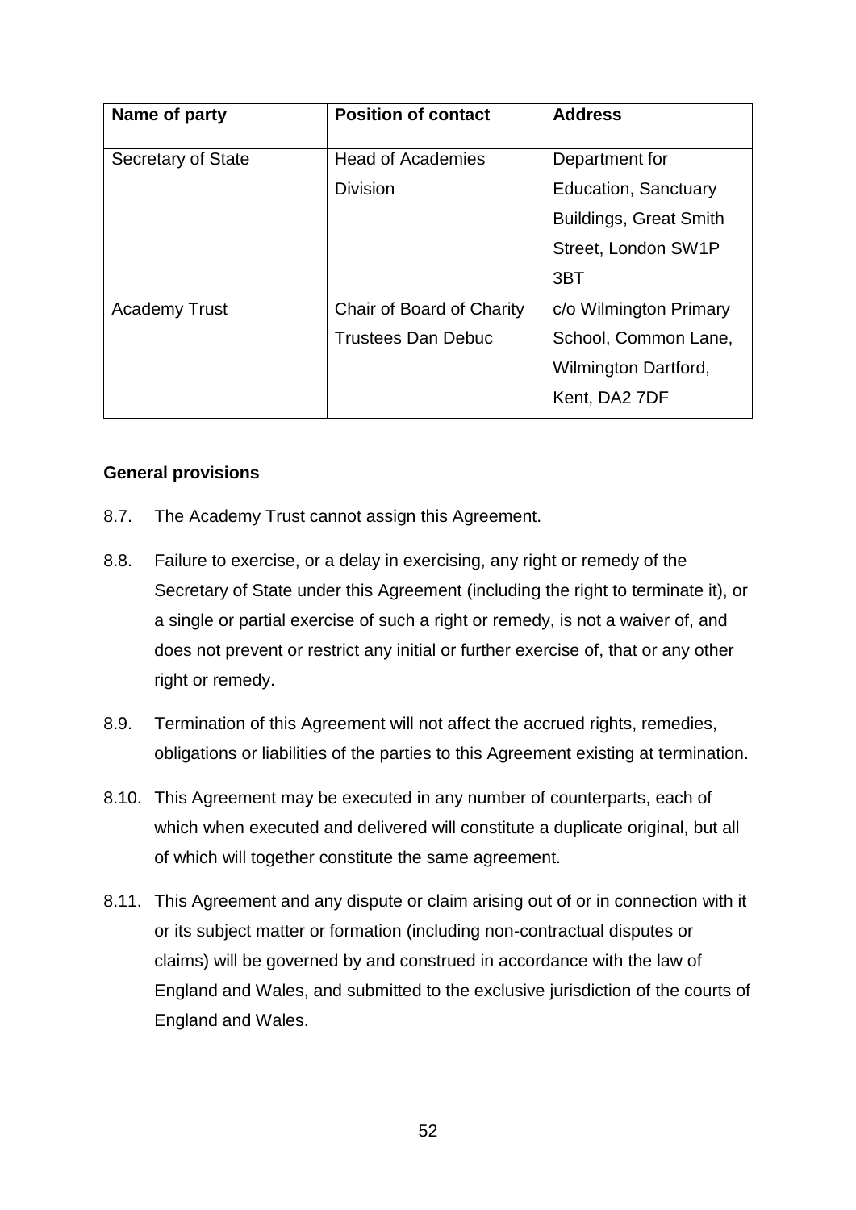| Name of party | Position of contact | Address |
|---|---|---|
| Secretary of State | Head of Academies Division | Department for Education, Sanctuary Buildings, Great Smith Street, London SW1P 3BT |
| Academy Trust | Chair of Board of Charity Trustees Dan Debuc | c/o Wilmington Primary School, Common Lane, Wilmington Dartford, Kent, DA2 7DF |

**General provisions**

8.7. The Academy Trust cannot assign this Agreement.

8.8. Failure to exercise, or a delay in exercising, any right or remedy of the Secretary of State under this Agreement (including the right to terminate it), or a single or partial exercise of such a right or remedy, is not a waiver of, and does not prevent or restrict any initial or further exercise of, that or any other right or remedy.

8.9. Termination of this Agreement will not affect the accrued rights, remedies, obligations or liabilities of the parties to this Agreement existing at termination.

8.10. This Agreement may be executed in any number of counterparts, each of which when executed and delivered will constitute a duplicate original, but all of which will together constitute the same agreement.

8.11. This Agreement and any dispute or claim arising out of or in connection with it or its subject matter or formation (including non-contractual disputes or claims) will be governed by and construed in accordance with the law of England and Wales, and submitted to the exclusive jurisdiction of the courts of England and Wales.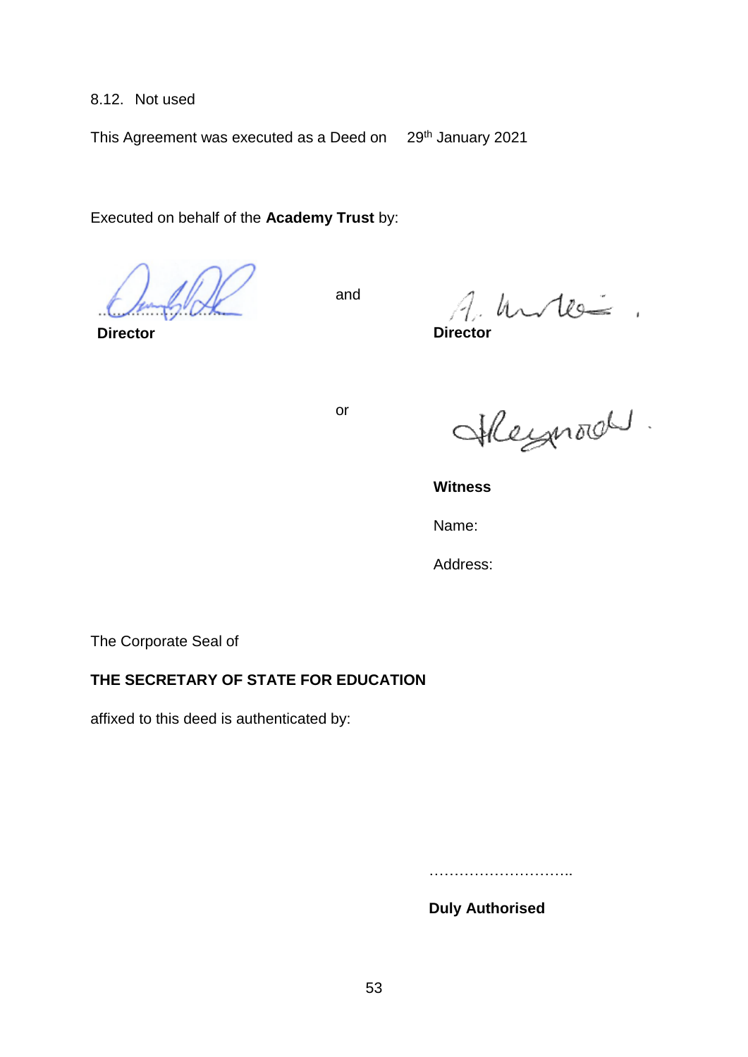8.12. Not used

This Agreement was executed as a Deed on 29th January 2021

Executed on behalf of the **Academy Trust** by:

……………………… and

**Director** **Director**

or

**Witness**

Name:

Address:

The Corporate Seal of

**THE SECRETARY OF STATE FOR EDUCATION**

affixed to this deed is authenticated by:

………………………..

**Duly Authorised**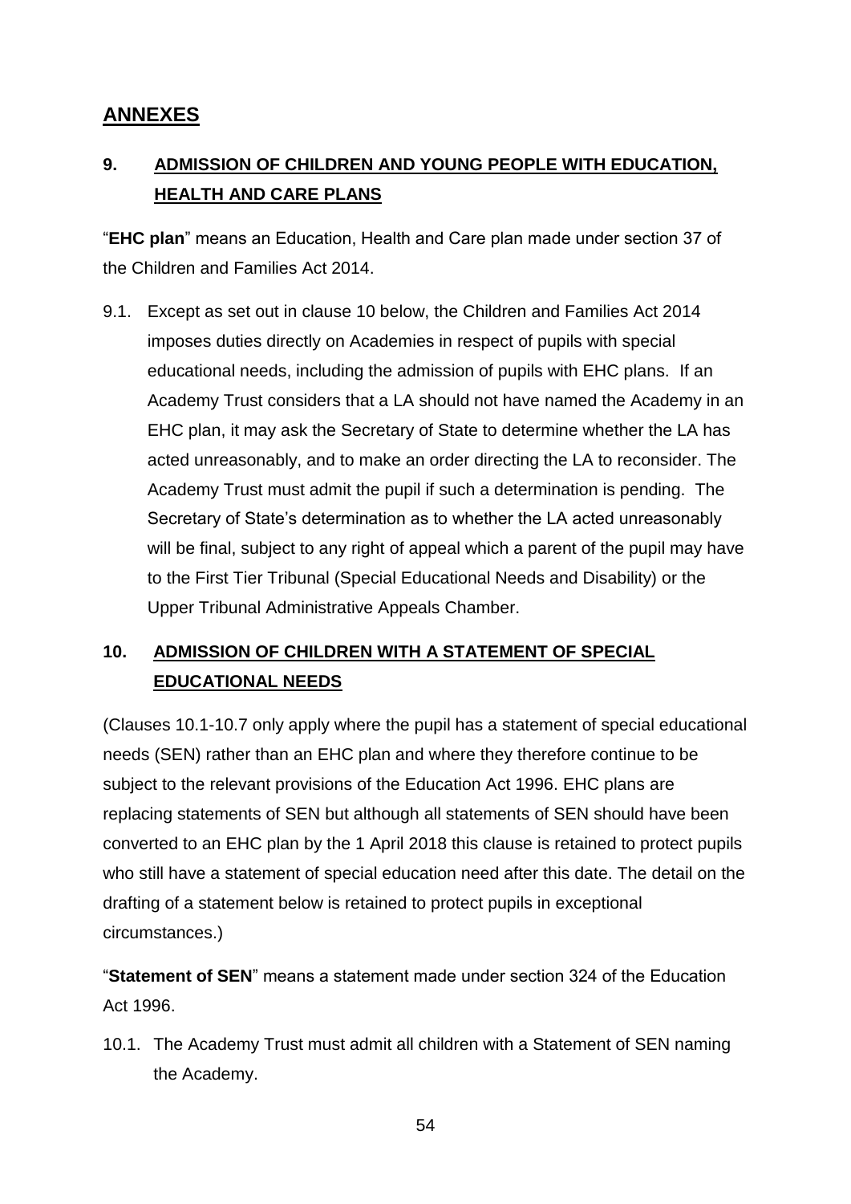## ANNEXES

### 9. ADMISSION OF CHILDREN AND YOUNG PEOPLE WITH EDUCATION, HEALTH AND CARE PLANS

"**EHC plan**" means an Education, Health and Care plan made under section 37 of the Children and Families Act 2014.

9.1. Except as set out in clause 10 below, the Children and Families Act 2014 imposes duties directly on Academies in respect of pupils with special educational needs, including the admission of pupils with EHC plans. If an Academy Trust considers that a LA should not have named the Academy in an EHC plan, it may ask the Secretary of State to determine whether the LA has acted unreasonably, and to make an order directing the LA to reconsider. The Academy Trust must admit the pupil if such a determination is pending. The Secretary of State's determination as to whether the LA acted unreasonably will be final, subject to any right of appeal which a parent of the pupil may have to the First Tier Tribunal (Special Educational Needs and Disability) or the Upper Tribunal Administrative Appeals Chamber.

### 10. ADMISSION OF CHILDREN WITH A STATEMENT OF SPECIAL EDUCATIONAL NEEDS

(Clauses 10.1-10.7 only apply where the pupil has a statement of special educational needs (SEN) rather than an EHC plan and where they therefore continue to be subject to the relevant provisions of the Education Act 1996. EHC plans are replacing statements of SEN but although all statements of SEN should have been converted to an EHC plan by the 1 April 2018 this clause is retained to protect pupils who still have a statement of special education need after this date. The detail on the drafting of a statement below is retained to protect pupils in exceptional circumstances.)

"**Statement of SEN**" means a statement made under section 324 of the Education Act 1996.

10.1. The Academy Trust must admit all children with a Statement of SEN naming the Academy.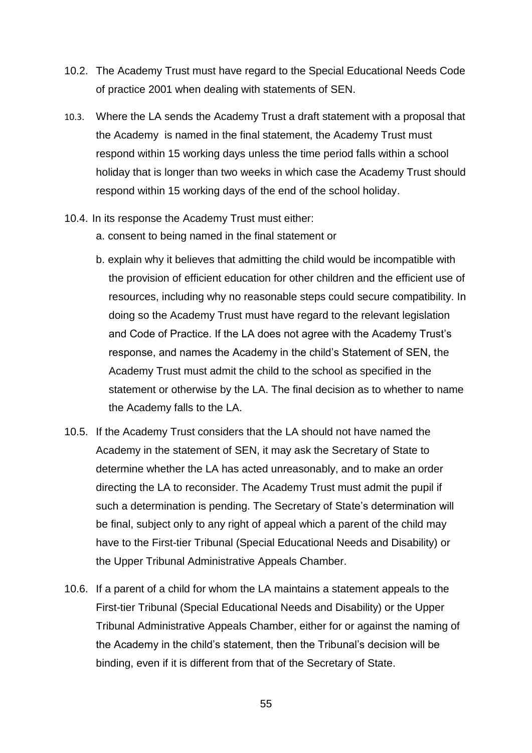10.2. The Academy Trust must have regard to the Special Educational Needs Code of practice 2001 when dealing with statements of SEN.

10.3. Where the LA sends the Academy Trust a draft statement with a proposal that the Academy is named in the final statement, the Academy Trust must respond within 15 working days unless the time period falls within a school holiday that is longer than two weeks in which case the Academy Trust should respond within 15 working days of the end of the school holiday.

10.4. In its response the Academy Trust must either:

a. consent to being named in the final statement or

b. explain why it believes that admitting the child would be incompatible with the provision of efficient education for other children and the efficient use of resources, including why no reasonable steps could secure compatibility. In doing so the Academy Trust must have regard to the relevant legislation and Code of Practice. If the LA does not agree with the Academy Trust's response, and names the Academy in the child's Statement of SEN, the Academy Trust must admit the child to the school as specified in the statement or otherwise by the LA. The final decision as to whether to name the Academy falls to the LA.

10.5. If the Academy Trust considers that the LA should not have named the Academy in the statement of SEN, it may ask the Secretary of State to determine whether the LA has acted unreasonably, and to make an order directing the LA to reconsider. The Academy Trust must admit the pupil if such a determination is pending. The Secretary of State's determination will be final, subject only to any right of appeal which a parent of the child may have to the First-tier Tribunal (Special Educational Needs and Disability) or the Upper Tribunal Administrative Appeals Chamber.

10.6. If a parent of a child for whom the LA maintains a statement appeals to the First-tier Tribunal (Special Educational Needs and Disability) or the Upper Tribunal Administrative Appeals Chamber, either for or against the naming of the Academy in the child's statement, then the Tribunal's decision will be binding, even if it is different from that of the Secretary of State.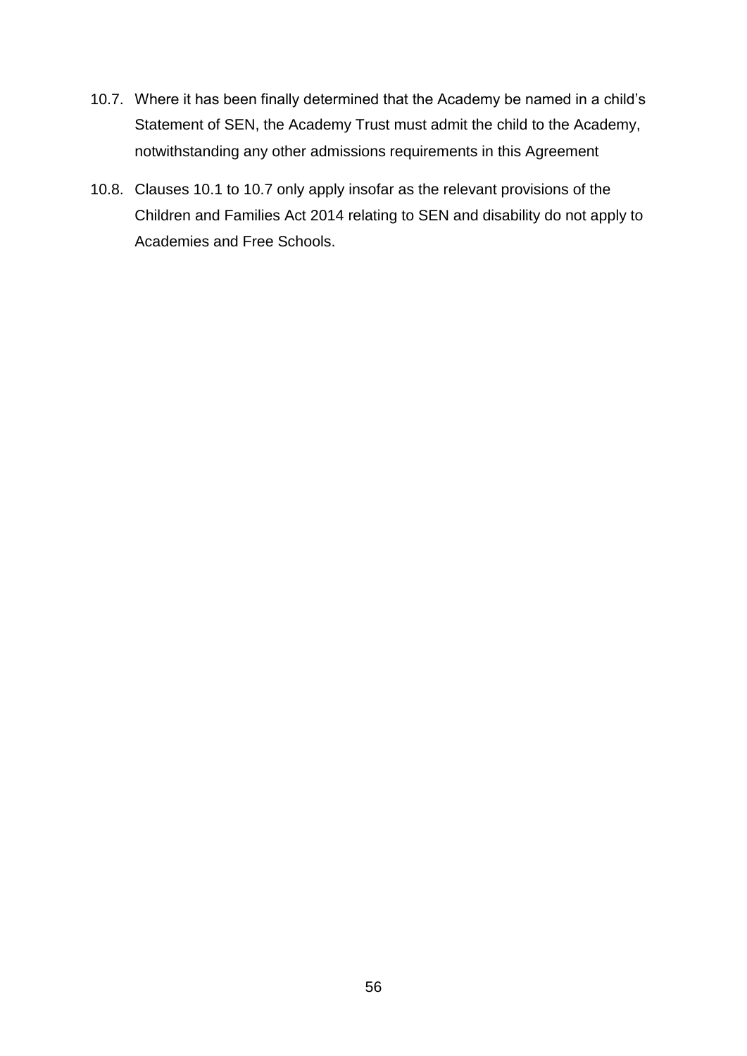10.7. Where it has been finally determined that the Academy be named in a child's Statement of SEN, the Academy Trust must admit the child to the Academy, notwithstanding any other admissions requirements in this Agreement

10.8. Clauses 10.1 to 10.7 only apply insofar as the relevant provisions of the Children and Families Act 2014 relating to SEN and disability do not apply to Academies and Free Schools.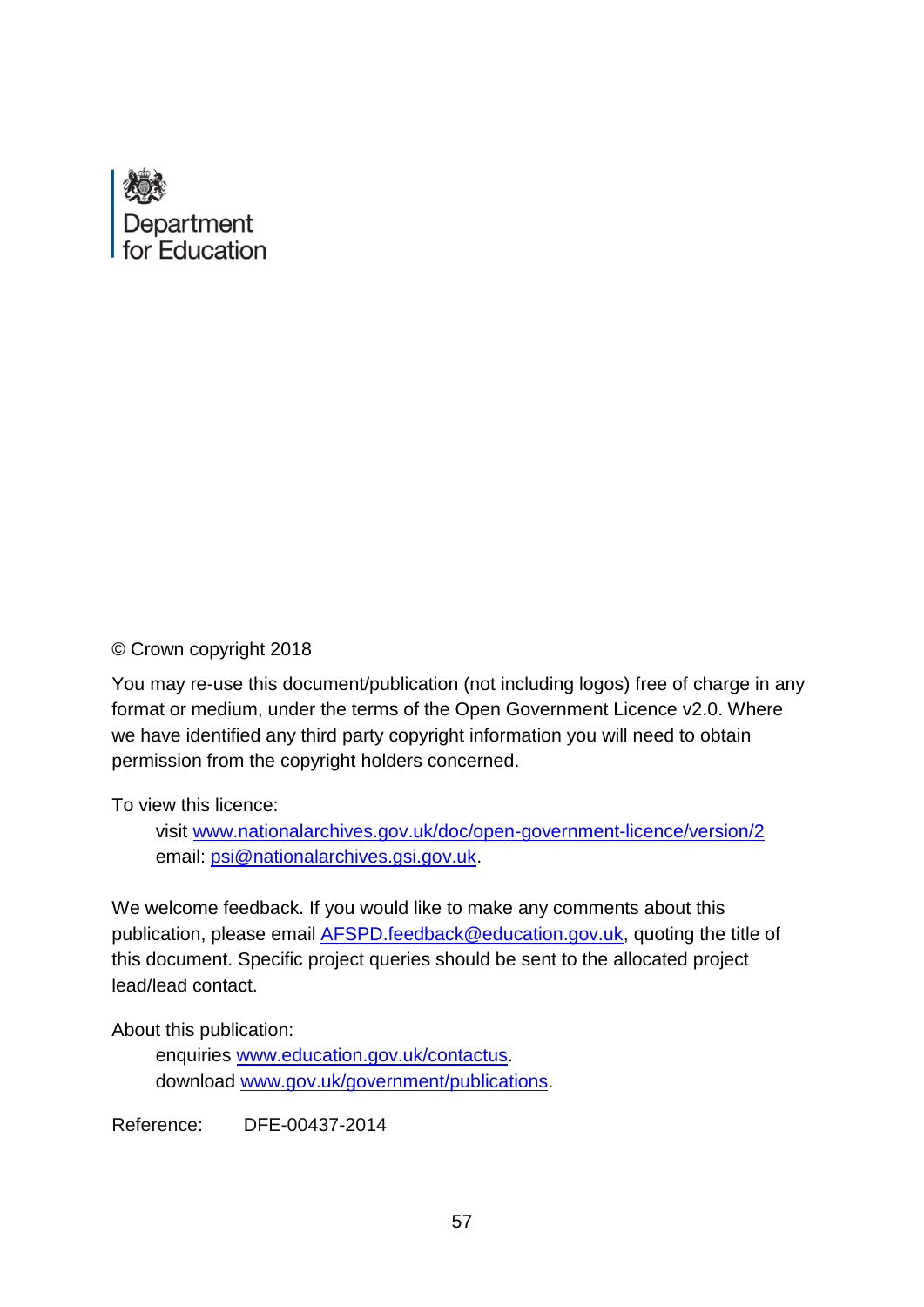Department
for Education

© Crown copyright 2018

You may re-use this document/publication (not including logos) free of charge in any format or medium, under the terms of the Open Government Licence v2.0. Where we have identified any third party copyright information you will need to obtain permission from the copyright holders concerned.

To view this licence:

visit www.nationalarchives.gov.uk/doc/open-government-licence/version/2
email: psi@nationalarchives.gsi.gov.uk.

We welcome feedback. If you would like to make any comments about this publication, please email AFSPD.feedback@education.gov.uk, quoting the title of this document. Specific project queries should be sent to the allocated project lead/lead contact.

About this publication:

enquiries www.education.gov.uk/contactus.
download www.gov.uk/government/publications.

Reference: DFE-00437-2014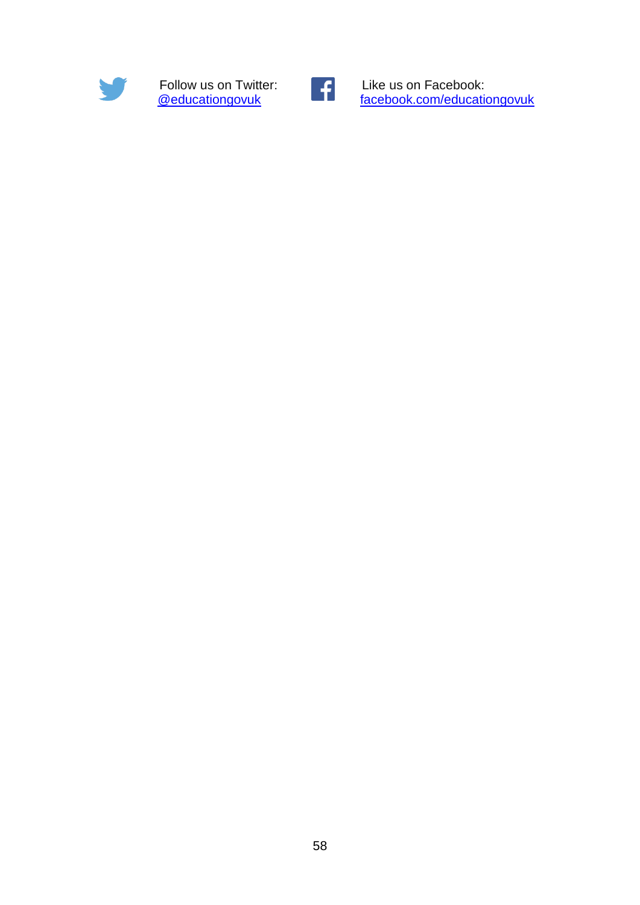Follow us on Twitter:
[@educationgovuk](https://twitter.com/educationgovuk)

Like us on Facebook:
[facebook.com/educationgovuk](https://www.facebook.com/educationgovuk)